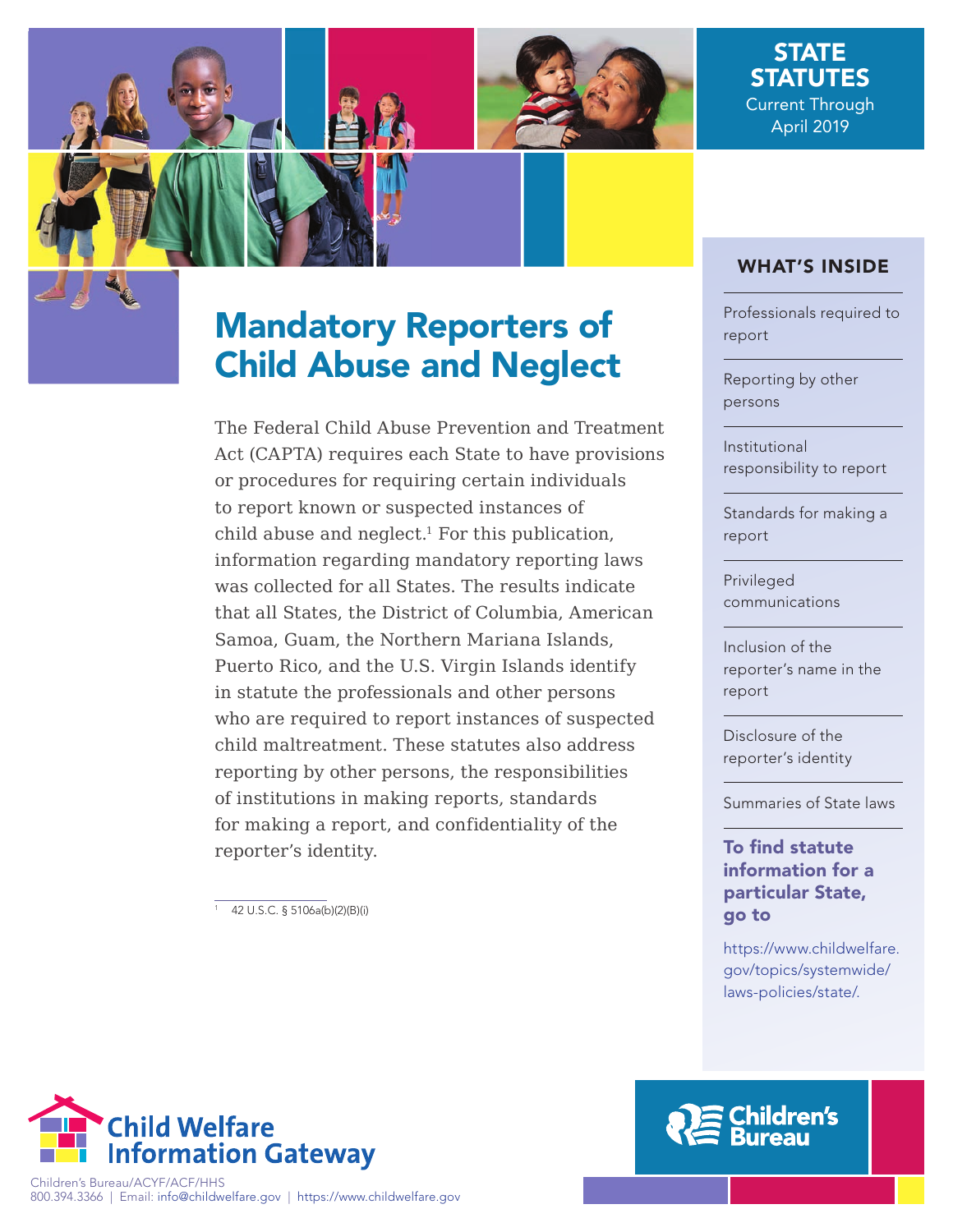STATE STATUTES
Current Through April 2019

# Mandatory Reporters of Child Abuse and Neglect

The Federal Child Abuse Prevention and Treatment Act (CAPTA) requires each State to have provisions or procedures for requiring certain individuals to report known or suspected instances of child abuse and neglect.[1] For this publication, information regarding mandatory reporting laws was collected for all States. The results indicate that all States, the District of Columbia, American Samoa, Guam, the Northern Mariana Islands, Puerto Rico, and the U.S. Virgin Islands identify in statute the professionals and other persons who are required to report instances of suspected child maltreatment. These statutes also address reporting by other persons, the responsibilities of institutions in making reports, standards for making a report, and confidentiality of the reporter's identity.

[1] 42 U.S.C. § 5106a(b)(2)(B)(i)

## WHAT'S INSIDE

- Professionals required to report
- Reporting by other persons
- Institutional responsibility to report
- Standards for making a report
- Privileged communications
- Inclusion of the reporter's name in the report
- Disclosure of the reporter's identity
- Summaries of State laws

**To find statute information for a particular State, go to**

https://www.childwelfare.gov/topics/systemwide/laws-policies/state/.

Child Welfare Information Gateway

Children's Bureau/ACYF/ACF/HHS
800.394.3366 | Email: info@childwelfare.gov | https://www.childwelfare.gov

Children's Bureau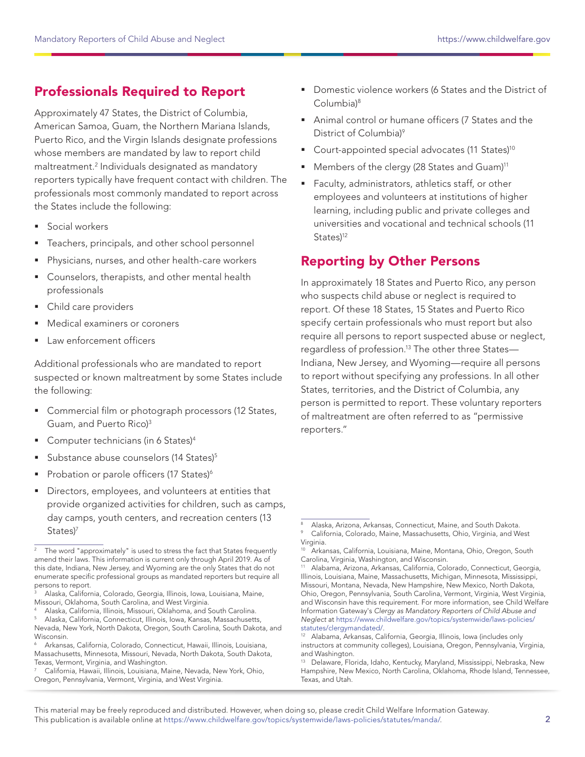## Professionals Required to Report

Approximately 47 States, the District of Columbia, American Samoa, Guam, the Northern Mariana Islands, Puerto Rico, and the Virgin Islands designate professions whose members are mandated by law to report child maltreatment.[2] Individuals designated as mandatory reporters typically have frequent contact with children. The professionals most commonly mandated to report across the States include the following:

- Social workers
- Teachers, principals, and other school personnel
- Physicians, nurses, and other health-care workers
- Counselors, therapists, and other mental health professionals
- Child care providers
- Medical examiners or coroners
- Law enforcement officers

Additional professionals who are mandated to report suspected or known maltreatment by some States include the following:

- Commercial film or photograph processors (12 States, Guam, and Puerto Rico)[3]
- Computer technicians (in 6 States)[4]
- Substance abuse counselors (14 States)[5]
- Probation or parole officers (17 States)[6]
- Directors, employees, and volunteers at entities that provide organized activities for children, such as camps, day camps, youth centers, and recreation centers (13 States)[7]
- Domestic violence workers (6 States and the District of Columbia)[8]
- Animal control or humane officers (7 States and the District of Columbia)[9]
- Court-appointed special advocates (11 States)[10]
- Members of the clergy (28 States and Guam)[11]
- Faculty, administrators, athletics staff, or other employees and volunteers at institutions of higher learning, including public and private colleges and universities and vocational and technical schools (11 States)[12]

## Reporting by Other Persons

In approximately 18 States and Puerto Rico, any person who suspects child abuse or neglect is required to report. Of these 18 States, 15 States and Puerto Rico specify certain professionals who must report but also require all persons to report suspected abuse or neglect, regardless of profession.[13] The other three States—Indiana, New Jersey, and Wyoming—require all persons to report without specifying any professions. In all other States, territories, and the District of Columbia, any person is permitted to report. These voluntary reporters of maltreatment are often referred to as "permissive reporters."

---

[2] The word "approximately" is used to stress the fact that States frequently amend their laws. This information is current only through April 2019. As of this date, Indiana, New Jersey, and Wyoming are the only States that do not enumerate specific professional groups as mandated reporters but require all persons to report.

[3] Alaska, California, Colorado, Georgia, Illinois, Iowa, Louisiana, Maine, Missouri, Oklahoma, South Carolina, and West Virginia.

[4] Alaska, California, Illinois, Missouri, Oklahoma, and South Carolina.

[5] Alaska, California, Connecticut, Illinois, Iowa, Kansas, Massachusetts, Nevada, New York, North Dakota, Oregon, South Carolina, South Dakota, and Wisconsin.

[6] Arkansas, California, Colorado, Connecticut, Hawaii, Illinois, Louisiana, Massachusetts, Minnesota, Missouri, Nevada, North Dakota, South Dakota, Texas, Vermont, Virginia, and Washington.

[7] California, Hawaii, Illinois, Louisiana, Maine, Nevada, New York, Ohio, Oregon, Pennsylvania, Vermont, Virginia, and West Virginia.

[8] Alaska, Arizona, Arkansas, Connecticut, Maine, and South Dakota.

[9] California, Colorado, Maine, Massachusetts, Ohio, Virginia, and West Virginia.

[10] Arkansas, California, Louisiana, Maine, Montana, Ohio, Oregon, South Carolina, Virginia, Washington, and Wisconsin.

[11] Alabama, Arizona, Arkansas, California, Colorado, Connecticut, Georgia, Illinois, Louisiana, Maine, Massachusetts, Michigan, Minnesota, Mississippi, Missouri, Montana, Nevada, New Hampshire, New Mexico, North Dakota, Ohio, Oregon, Pennsylvania, South Carolina, Vermont, Virginia, West Virginia, and Wisconsin have this requirement. For more information, see Child Welfare Information Gateway's *Clergy as Mandatory Reporters of Child Abuse and Neglect* at https://www.childwelfare.gov/topics/systemwide/laws-policies/statutes/clergymandated/.

[12] Alabama, Arkansas, California, Georgia, Illinois, Iowa (includes only instructors at community colleges), Louisiana, Oregon, Pennsylvania, Virginia, and Washington.

[13] Delaware, Florida, Idaho, Kentucky, Maryland, Mississippi, Nebraska, New Hampshire, New Mexico, North Carolina, Oklahoma, Rhode Island, Tennessee, Texas, and Utah.

This material may be freely reproduced and distributed. However, when doing so, please credit Child Welfare Information Gateway. This publication is available online at https://www.childwelfare.gov/topics/systemwide/laws-policies/statutes/manda/.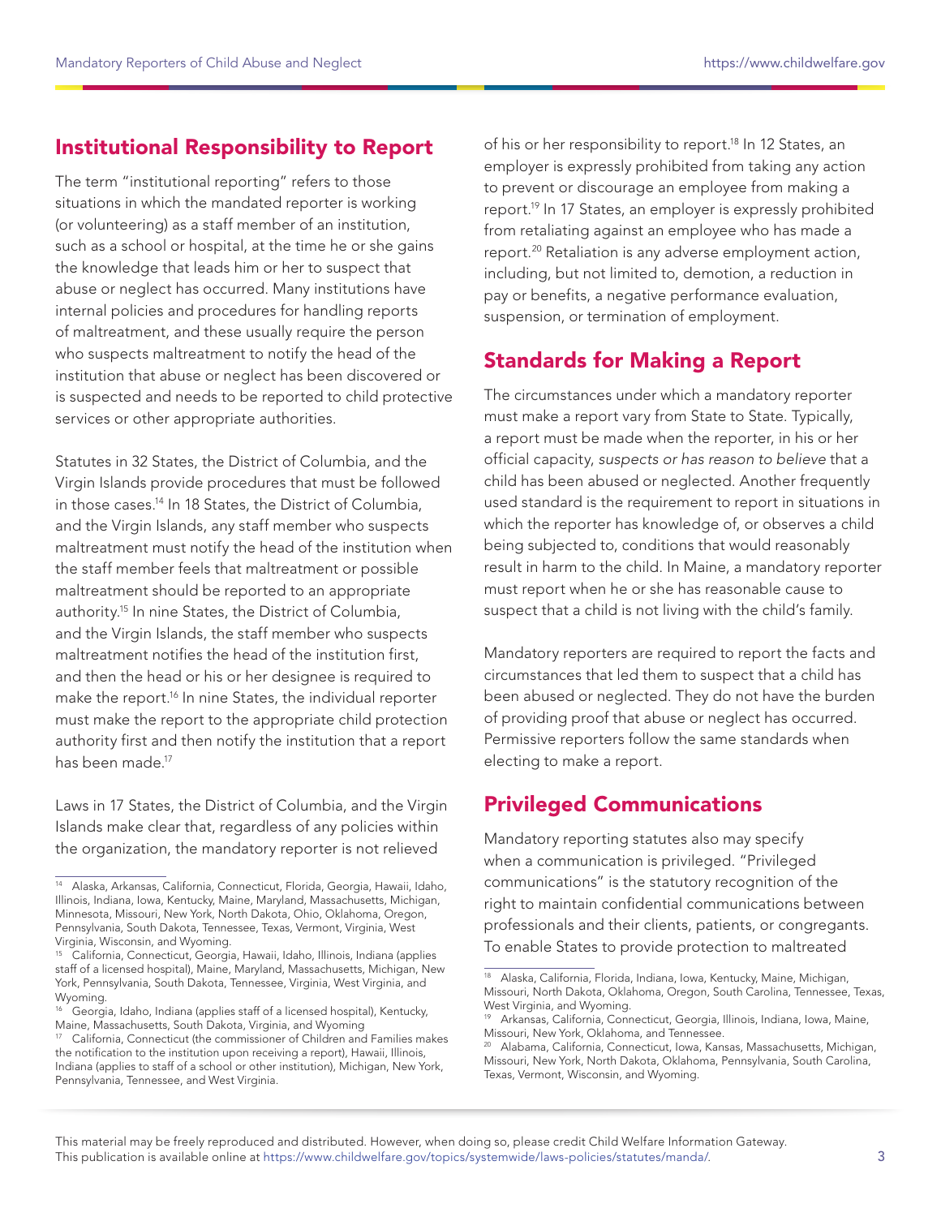## Institutional Responsibility to Report

The term "institutional reporting" refers to those situations in which the mandated reporter is working (or volunteering) as a staff member of an institution, such as a school or hospital, at the time he or she gains the knowledge that leads him or her to suspect that abuse or neglect has occurred. Many institutions have internal policies and procedures for handling reports of maltreatment, and these usually require the person who suspects maltreatment to notify the head of the institution that abuse or neglect has been discovered or is suspected and needs to be reported to child protective services or other appropriate authorities.

Statutes in 32 States, the District of Columbia, and the Virgin Islands provide procedures that must be followed in those cases.[14] In 18 States, the District of Columbia, and the Virgin Islands, any staff member who suspects maltreatment must notify the head of the institution when the staff member feels that maltreatment or possible maltreatment should be reported to an appropriate authority.[15] In nine States, the District of Columbia, and the Virgin Islands, the staff member who suspects maltreatment notifies the head of the institution first, and then the head or his or her designee is required to make the report.[16] In nine States, the individual reporter must make the report to the appropriate child protection authority first and then notify the institution that a report has been made.[17]

Laws in 17 States, the District of Columbia, and the Virgin Islands make clear that, regardless of any policies within the organization, the mandatory reporter is not relieved of his or her responsibility to report.[18] In 12 States, an employer is expressly prohibited from taking any action to prevent or discourage an employee from making a report.[19] In 17 States, an employer is expressly prohibited from retaliating against an employee who has made a report.[20] Retaliation is any adverse employment action, including, but not limited to, demotion, a reduction in pay or benefits, a negative performance evaluation, suspension, or termination of employment.

## Standards for Making a Report

The circumstances under which a mandatory reporter must make a report vary from State to State. Typically, a report must be made when the reporter, in his or her official capacity, *suspects or has reason to believe* that a child has been abused or neglected. Another frequently used standard is the requirement to report in situations in which the reporter has knowledge of, or observes a child being subjected to, conditions that would reasonably result in harm to the child. In Maine, a mandatory reporter must report when he or she has reasonable cause to suspect that a child is not living with the child's family.

Mandatory reporters are required to report the facts and circumstances that led them to suspect that a child has been abused or neglected. They do not have the burden of providing proof that abuse or neglect has occurred. Permissive reporters follow the same standards when electing to make a report.

## Privileged Communications

Mandatory reporting statutes also may specify when a communication is privileged. "Privileged communications" is the statutory recognition of the right to maintain confidential communications between professionals and their clients, patients, or congregants. To enable States to provide protection to maltreated

---

[14] Alaska, Arkansas, California, Connecticut, Florida, Georgia, Hawaii, Idaho, Illinois, Indiana, Iowa, Kentucky, Maine, Maryland, Massachusetts, Michigan, Minnesota, Missouri, New York, North Dakota, Ohio, Oklahoma, Oregon, Pennsylvania, South Dakota, Tennessee, Texas, Vermont, Virginia, West Virginia, Wisconsin, and Wyoming.

[15] California, Connecticut, Georgia, Hawaii, Idaho, Illinois, Indiana (applies staff of a licensed hospital), Maine, Maryland, Massachusetts, Michigan, New York, Pennsylvania, South Dakota, Tennessee, Virginia, West Virginia, and Wyoming.

[16] Georgia, Idaho, Indiana (applies staff of a licensed hospital), Kentucky, Maine, Massachusetts, South Dakota, Virginia, and Wyoming

[17] California, Connecticut (the commissioner of Children and Families makes the notification to the institution upon receiving a report), Hawaii, Illinois, Indiana (applies to staff of a school or other institution), Michigan, New York, Pennsylvania, Tennessee, and West Virginia.

[18] Alaska, California, Florida, Indiana, Iowa, Kentucky, Maine, Michigan, Missouri, North Dakota, Oklahoma, Oregon, South Carolina, Tennessee, Texas, West Virginia, and Wyoming.

[19] Arkansas, California, Connecticut, Georgia, Illinois, Indiana, Iowa, Maine, Missouri, New York, Oklahoma, and Tennessee.

[20] Alabama, California, Connecticut, Iowa, Kansas, Massachusetts, Michigan, Missouri, New York, North Dakota, Oklahoma, Pennsylvania, South Carolina, Texas, Vermont, Wisconsin, and Wyoming.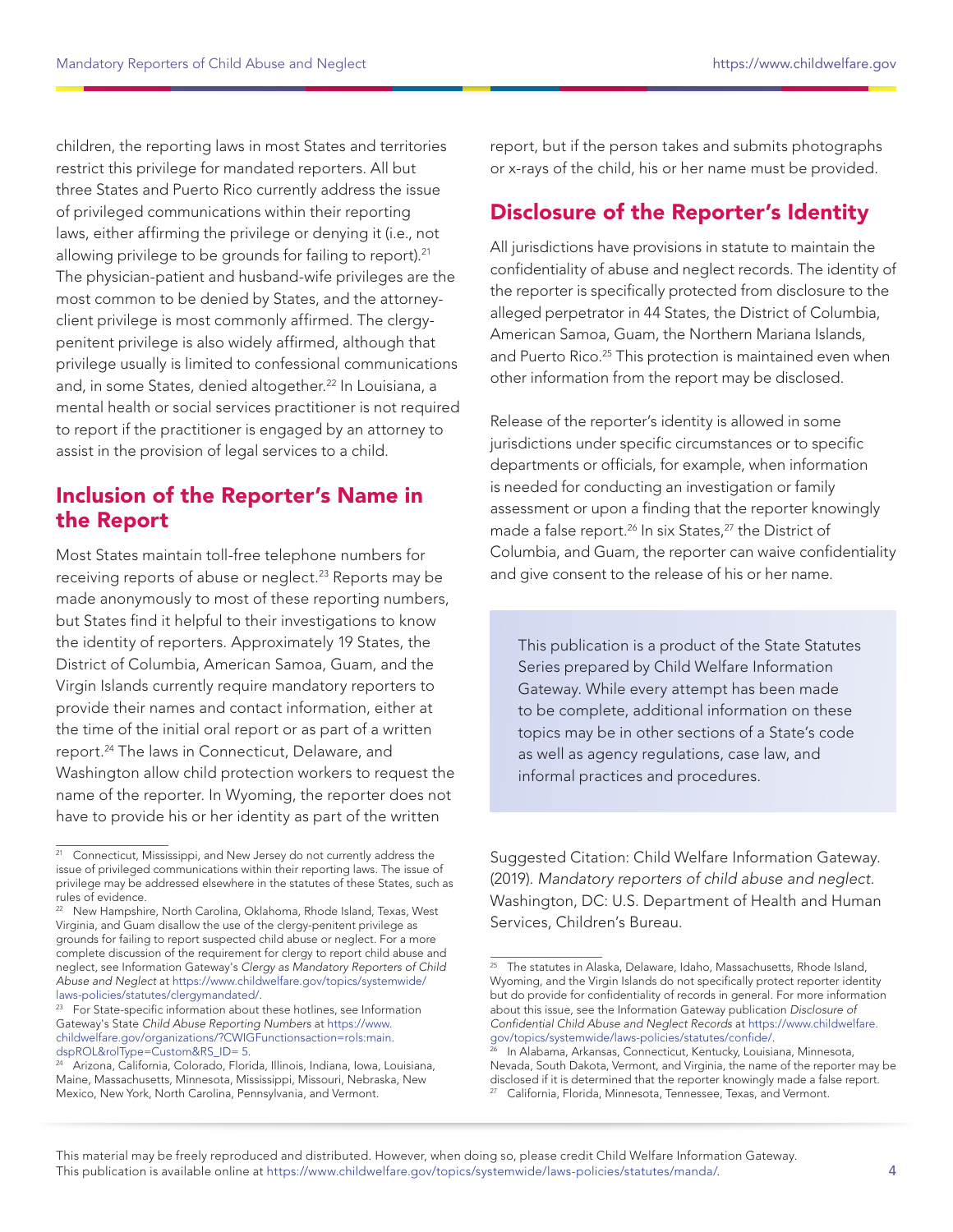children, the reporting laws in most States and territories restrict this privilege for mandated reporters. All but three States and Puerto Rico currently address the issue of privileged communications within their reporting laws, either affirming the privilege or denying it (i.e., not allowing privilege to be grounds for failing to report).[21] The physician-patient and husband-wife privileges are the most common to be denied by States, and the attorney-client privilege is most commonly affirmed. The clergy-penitent privilege is also widely affirmed, although that privilege usually is limited to confessional communications and, in some States, denied altogether.[22] In Louisiana, a mental health or social services practitioner is not required to report if the practitioner is engaged by an attorney to assist in the provision of legal services to a child.

## Inclusion of the Reporter's Name in the Report

Most States maintain toll-free telephone numbers for receiving reports of abuse or neglect.[23] Reports may be made anonymously to most of these reporting numbers, but States find it helpful to their investigations to know the identity of reporters. Approximately 19 States, the District of Columbia, American Samoa, Guam, and the Virgin Islands currently require mandatory reporters to provide their names and contact information, either at the time of the initial oral report or as part of a written report.[24] The laws in Connecticut, Delaware, and Washington allow child protection workers to request the name of the reporter. In Wyoming, the reporter does not have to provide his or her identity as part of the written report, but if the person takes and submits photographs or x-rays of the child, his or her name must be provided.

## Disclosure of the Reporter's Identity

All jurisdictions have provisions in statute to maintain the confidentiality of abuse and neglect records. The identity of the reporter is specifically protected from disclosure to the alleged perpetrator in 44 States, the District of Columbia, American Samoa, Guam, the Northern Mariana Islands, and Puerto Rico.[25] This protection is maintained even when other information from the report may be disclosed.

Release of the reporter's identity is allowed in some jurisdictions under specific circumstances or to specific departments or officials, for example, when information is needed for conducting an investigation or family assessment or upon a finding that the reporter knowingly made a false report.[26] In six States,[27] the District of Columbia, and Guam, the reporter can waive confidentiality and give consent to the release of his or her name.

> This publication is a product of the State Statutes Series prepared by Child Welfare Information Gateway. While every attempt has been made to be complete, additional information on these topics may be in other sections of a State's code as well as agency regulations, case law, and informal practices and procedures.

Suggested Citation: Child Welfare Information Gateway. (2019). *Mandatory reporters of child abuse and neglect.* Washington, DC: U.S. Department of Health and Human Services, Children's Bureau.

---

[21] Connecticut, Mississippi, and New Jersey do not currently address the issue of privileged communications within their reporting laws. The issue of privilege may be addressed elsewhere in the statutes of these States, such as rules of evidence.

[22] New Hampshire, North Carolina, Oklahoma, Rhode Island, Texas, West Virginia, and Guam disallow the use of the clergy-penitent privilege as grounds for failing to report suspected child abuse or neglect. For a more complete discussion of the requirement for clergy to report child abuse and neglect, see Information Gateway's *Clergy as Mandatory Reporters of Child Abuse and Neglect* at https://www.childwelfare.gov/topics/systemwide/laws-policies/statutes/clergymandated/.

[23] For State-specific information about these hotlines, see Information Gateway's State *Child Abuse Reporting Numbers* at https://www.childwelfare.gov/organizations/?CWIGFunctionsaction=rols:main.dspROL&rolType=Custom&RS_ID= 5.

[24] Arizona, California, Colorado, Florida, Illinois, Indiana, Iowa, Louisiana, Maine, Massachusetts, Minnesota, Mississippi, Missouri, Nebraska, New Mexico, New York, North Carolina, Pennsylvania, and Vermont.

[25] The statutes in Alaska, Delaware, Idaho, Massachusetts, Rhode Island, Wyoming, and the Virgin Islands do not specifically protect reporter identity but do provide for confidentiality of records in general. For more information about this issue, see the Information Gateway publication *Disclosure of Confidential Child Abuse and Neglect Records* at https://www.childwelfare.gov/topics/systemwide/laws-policies/statutes/confide/.

[26] In Alabama, Arkansas, Connecticut, Kentucky, Louisiana, Minnesota, Nevada, South Dakota, Vermont, and Virginia, the name of the reporter may be disclosed if it is determined that the reporter knowingly made a false report.

[27] California, Florida, Minnesota, Tennessee, Texas, and Vermont.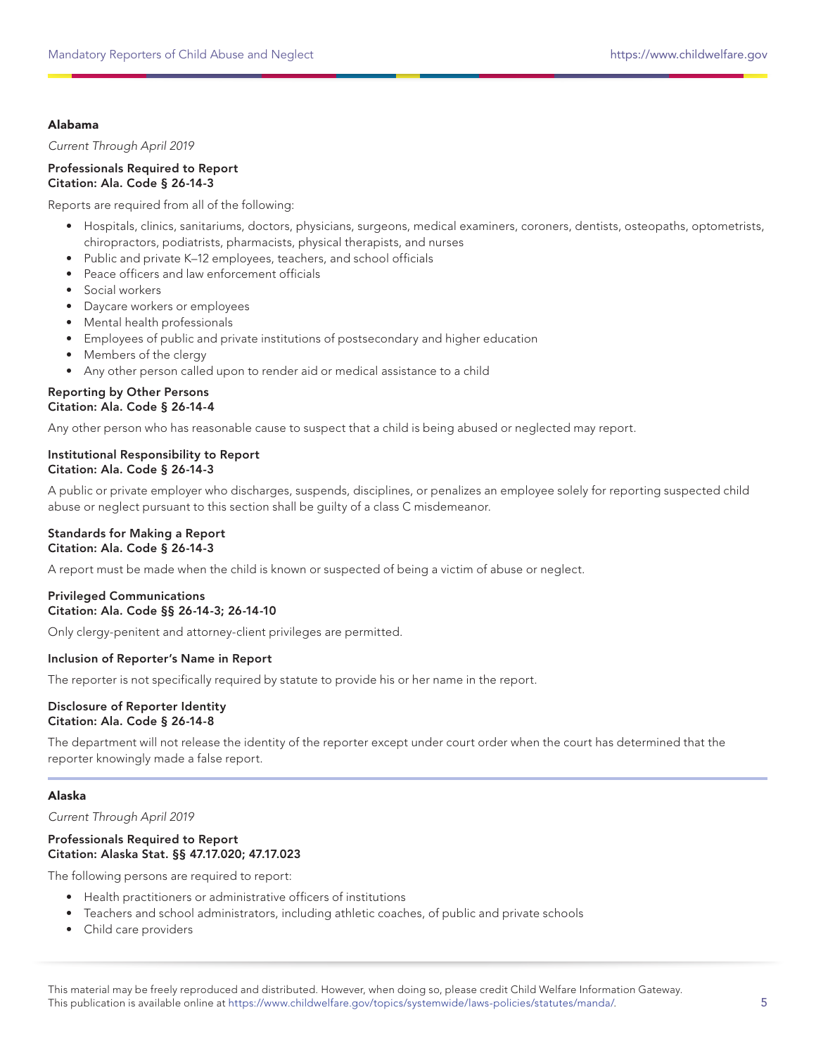## Alabama

*Current Through April 2019*

**Professionals Required to Report**
**Citation: Ala. Code § 26-14-3**

Reports are required from all of the following:

- Hospitals, clinics, sanitariums, doctors, physicians, surgeons, medical examiners, coroners, dentists, osteopaths, optometrists, chiropractors, podiatrists, pharmacists, physical therapists, and nurses
- Public and private K–12 employees, teachers, and school officials
- Peace officers and law enforcement officials
- Social workers
- Daycare workers or employees
- Mental health professionals
- Employees of public and private institutions of postsecondary and higher education
- Members of the clergy
- Any other person called upon to render aid or medical assistance to a child

**Reporting by Other Persons**
**Citation: Ala. Code § 26-14-4**

Any other person who has reasonable cause to suspect that a child is being abused or neglected may report.

**Institutional Responsibility to Report**
**Citation: Ala. Code § 26-14-3**

A public or private employer who discharges, suspends, disciplines, or penalizes an employee solely for reporting suspected child abuse or neglect pursuant to this section shall be guilty of a class C misdemeanor.

**Standards for Making a Report**
**Citation: Ala. Code § 26-14-3**

A report must be made when the child is known or suspected of being a victim of abuse or neglect.

**Privileged Communications**
**Citation: Ala. Code §§ 26-14-3; 26-14-10**

Only clergy-penitent and attorney-client privileges are permitted.

**Inclusion of Reporter's Name in Report**

The reporter is not specifically required by statute to provide his or her name in the report.

**Disclosure of Reporter Identity**
**Citation: Ala. Code § 26-14-8**

The department will not release the identity of the reporter except under court order when the court has determined that the reporter knowingly made a false report.

## Alaska

*Current Through April 2019*

**Professionals Required to Report**
**Citation: Alaska Stat. §§ 47.17.020; 47.17.023**

The following persons are required to report:

- Health practitioners or administrative officers of institutions
- Teachers and school administrators, including athletic coaches, of public and private schools
- Child care providers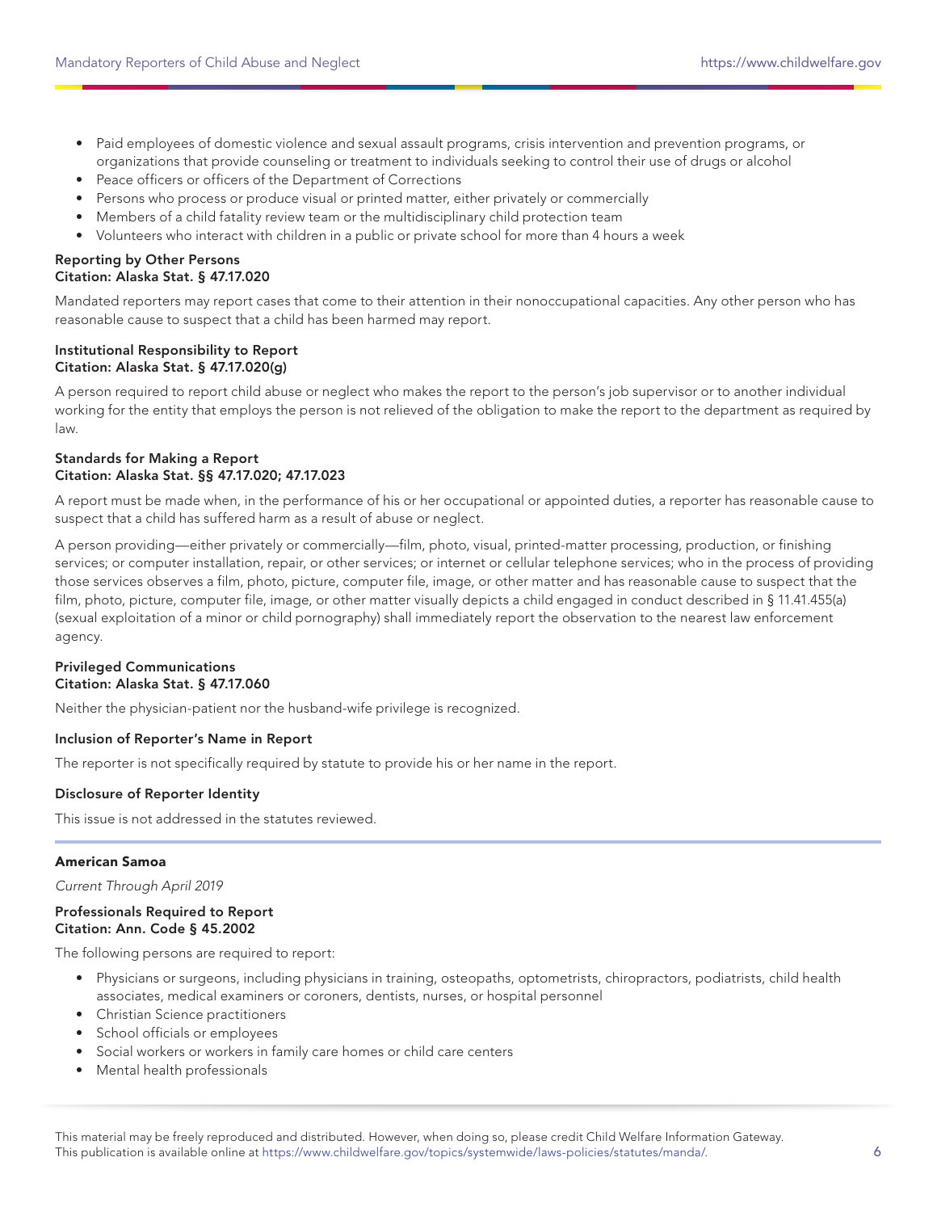- Paid employees of domestic violence and sexual assault programs, crisis intervention and prevention programs, or organizations that provide counseling or treatment to individuals seeking to control their use of drugs or alcohol
- Peace officers or officers of the Department of Corrections
- Persons who process or produce visual or printed matter, either privately or commercially
- Members of a child fatality review team or the multidisciplinary child protection team
- Volunteers who interact with children in a public or private school for more than 4 hours a week

**Reporting by Other Persons**
**Citation: Alaska Stat. § 47.17.020**

Mandated reporters may report cases that come to their attention in their nonoccupational capacities. Any other person who has reasonable cause to suspect that a child has been harmed may report.

**Institutional Responsibility to Report**
**Citation: Alaska Stat. § 47.17.020(g)**

A person required to report child abuse or neglect who makes the report to the person's job supervisor or to another individual working for the entity that employs the person is not relieved of the obligation to make the report to the department as required by law.

**Standards for Making a Report**
**Citation: Alaska Stat. §§ 47.17.020; 47.17.023**

A report must be made when, in the performance of his or her occupational or appointed duties, a reporter has reasonable cause to suspect that a child has suffered harm as a result of abuse or neglect.

A person providing—either privately or commercially—film, photo, visual, printed-matter processing, production, or finishing services; or computer installation, repair, or other services; or internet or cellular telephone services; who in the process of providing those services observes a film, photo, picture, computer file, image, or other matter and has reasonable cause to suspect that the film, photo, picture, computer file, image, or other matter visually depicts a child engaged in conduct described in § 11.41.455(a) (sexual exploitation of a minor or child pornography) shall immediately report the observation to the nearest law enforcement agency.

**Privileged Communications**
**Citation: Alaska Stat. § 47.17.060**

Neither the physician-patient nor the husband-wife privilege is recognized.

**Inclusion of Reporter's Name in Report**

The reporter is not specifically required by statute to provide his or her name in the report.

**Disclosure of Reporter Identity**

This issue is not addressed in the statutes reviewed.

---

## American Samoa

*Current Through April 2019*

**Professionals Required to Report**
**Citation: Ann. Code § 45.2002**

The following persons are required to report:

- Physicians or surgeons, including physicians in training, osteopaths, optometrists, chiropractors, podiatrists, child health associates, medical examiners or coroners, dentists, nurses, or hospital personnel
- Christian Science practitioners
- School officials or employees
- Social workers or workers in family care homes or child care centers
- Mental health professionals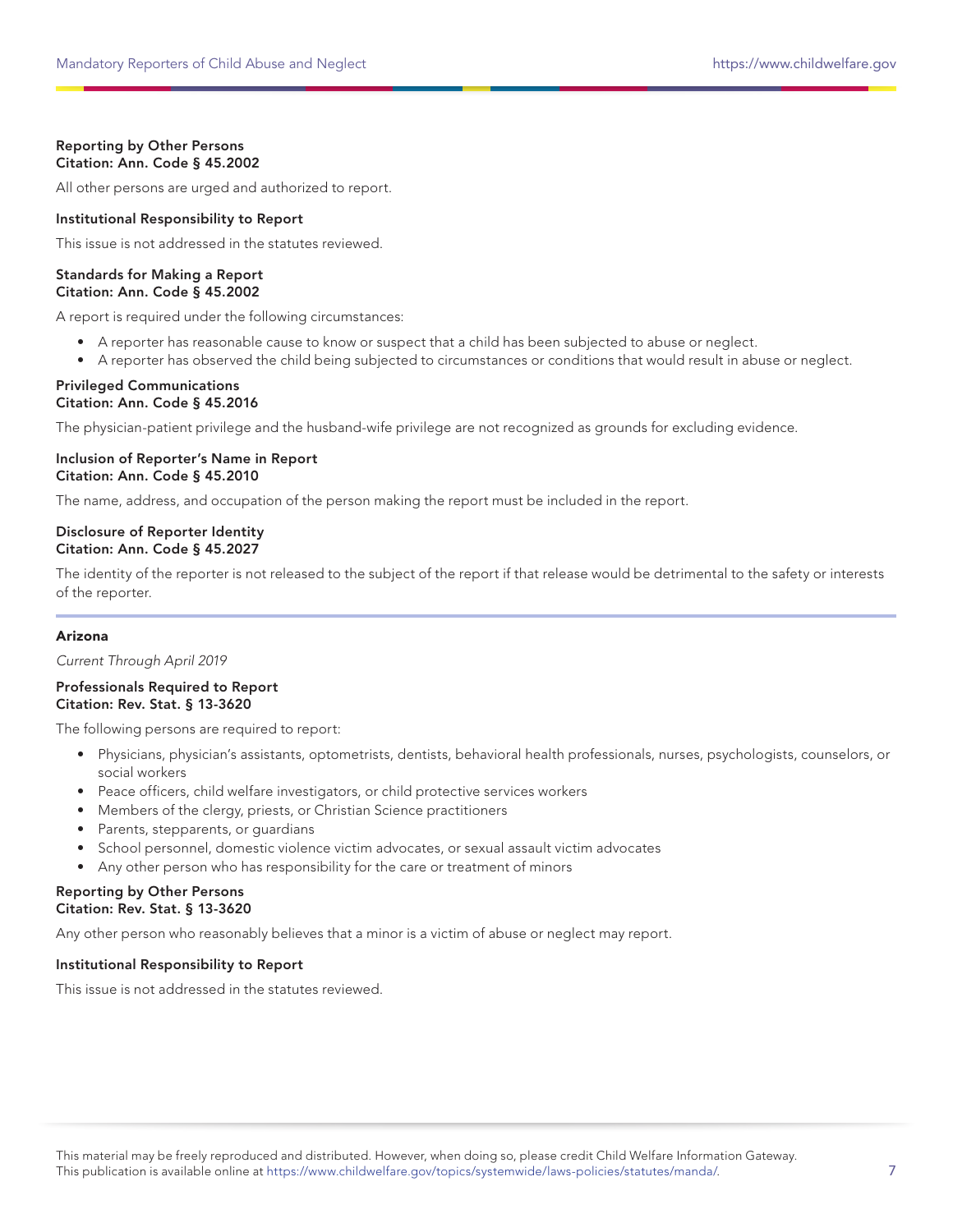**Reporting by Other Persons**
**Citation: Ann. Code § 45.2002**

All other persons are urged and authorized to report.

**Institutional Responsibility to Report**

This issue is not addressed in the statutes reviewed.

**Standards for Making a Report**
**Citation: Ann. Code § 45.2002**

A report is required under the following circumstances:

- A reporter has reasonable cause to know or suspect that a child has been subjected to abuse or neglect.
- A reporter has observed the child being subjected to circumstances or conditions that would result in abuse or neglect.

**Privileged Communications**
**Citation: Ann. Code § 45.2016**

The physician-patient privilege and the husband-wife privilege are not recognized as grounds for excluding evidence.

**Inclusion of Reporter's Name in Report**
**Citation: Ann. Code § 45.2010**

The name, address, and occupation of the person making the report must be included in the report.

**Disclosure of Reporter Identity**
**Citation: Ann. Code § 45.2027**

The identity of the reporter is not released to the subject of the report if that release would be detrimental to the safety or interests of the reporter.

---

## Arizona

*Current Through April 2019*

**Professionals Required to Report**
**Citation: Rev. Stat. § 13-3620**

The following persons are required to report:

- Physicians, physician's assistants, optometrists, dentists, behavioral health professionals, nurses, psychologists, counselors, or social workers
- Peace officers, child welfare investigators, or child protective services workers
- Members of the clergy, priests, or Christian Science practitioners
- Parents, stepparents, or guardians
- School personnel, domestic violence victim advocates, or sexual assault victim advocates
- Any other person who has responsibility for the care or treatment of minors

**Reporting by Other Persons**
**Citation: Rev. Stat. § 13-3620**

Any other person who reasonably believes that a minor is a victim of abuse or neglect may report.

**Institutional Responsibility to Report**

This issue is not addressed in the statutes reviewed.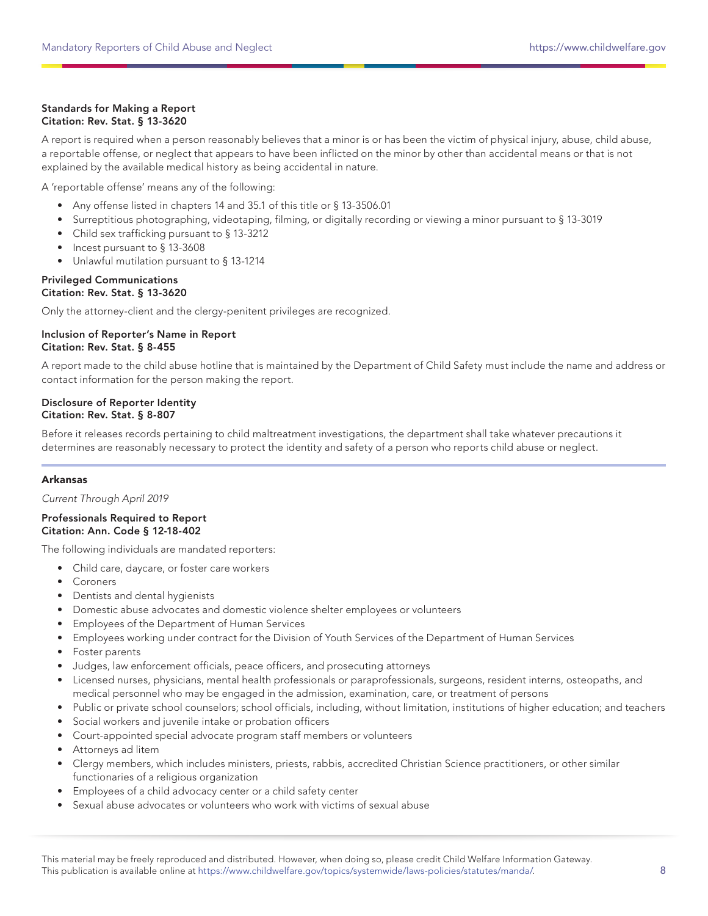**Standards for Making a Report**
**Citation: Rev. Stat. § 13-3620**

A report is required when a person reasonably believes that a minor is or has been the victim of physical injury, abuse, child abuse, a reportable offense, or neglect that appears to have been inflicted on the minor by other than accidental means or that is not explained by the available medical history as being accidental in nature.

A 'reportable offense' means any of the following:

- Any offense listed in chapters 14 and 35.1 of this title or § 13-3506.01
- Surreptitious photographing, videotaping, filming, or digitally recording or viewing a minor pursuant to § 13-3019
- Child sex trafficking pursuant to § 13-3212
- Incest pursuant to § 13-3608
- Unlawful mutilation pursuant to § 13-1214

**Privileged Communications**
**Citation: Rev. Stat. § 13-3620**

Only the attorney-client and the clergy-penitent privileges are recognized.

**Inclusion of Reporter's Name in Report**
**Citation: Rev. Stat. § 8-455**

A report made to the child abuse hotline that is maintained by the Department of Child Safety must include the name and address or contact information for the person making the report.

**Disclosure of Reporter Identity**
**Citation: Rev. Stat. § 8-807**

Before it releases records pertaining to child maltreatment investigations, the department shall take whatever precautions it determines are reasonably necessary to protect the identity and safety of a person who reports child abuse or neglect.

## Arkansas

*Current Through April 2019*

**Professionals Required to Report**
**Citation: Ann. Code § 12-18-402**

The following individuals are mandated reporters:

- Child care, daycare, or foster care workers
- Coroners
- Dentists and dental hygienists
- Domestic abuse advocates and domestic violence shelter employees or volunteers
- Employees of the Department of Human Services
- Employees working under contract for the Division of Youth Services of the Department of Human Services
- Foster parents
- Judges, law enforcement officials, peace officers, and prosecuting attorneys
- Licensed nurses, physicians, mental health professionals or paraprofessionals, surgeons, resident interns, osteopaths, and medical personnel who may be engaged in the admission, examination, care, or treatment of persons
- Public or private school counselors; school officials, including, without limitation, institutions of higher education; and teachers
- Social workers and juvenile intake or probation officers
- Court-appointed special advocate program staff members or volunteers
- Attorneys ad litem
- Clergy members, which includes ministers, priests, rabbis, accredited Christian Science practitioners, or other similar functionaries of a religious organization
- Employees of a child advocacy center or a child safety center
- Sexual abuse advocates or volunteers who work with victims of sexual abuse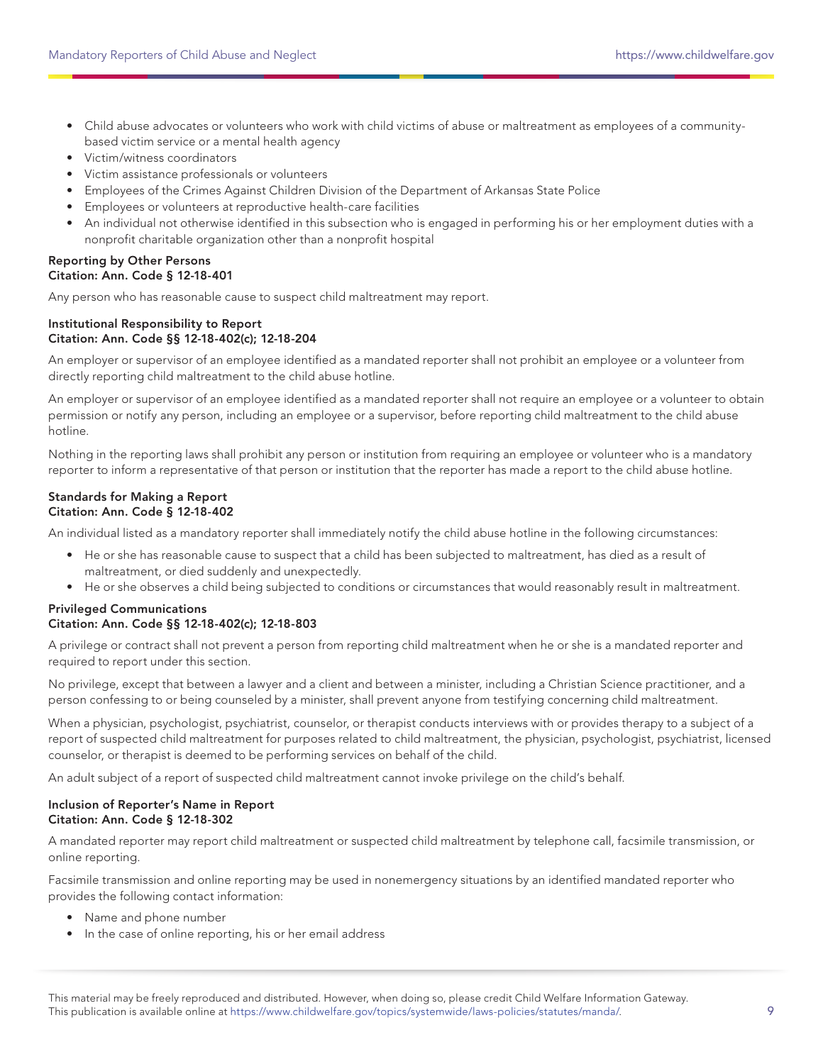- Child abuse advocates or volunteers who work with child victims of abuse or maltreatment as employees of a community-based victim service or a mental health agency
- Victim/witness coordinators
- Victim assistance professionals or volunteers
- Employees of the Crimes Against Children Division of the Department of Arkansas State Police
- Employees or volunteers at reproductive health-care facilities
- An individual not otherwise identified in this subsection who is engaged in performing his or her employment duties with a nonprofit charitable organization other than a nonprofit hospital

**Reporting by Other Persons**
**Citation: Ann. Code § 12-18-401**

Any person who has reasonable cause to suspect child maltreatment may report.

**Institutional Responsibility to Report**
**Citation: Ann. Code §§ 12-18-402(c); 12-18-204**

An employer or supervisor of an employee identified as a mandated reporter shall not prohibit an employee or a volunteer from directly reporting child maltreatment to the child abuse hotline.

An employer or supervisor of an employee identified as a mandated reporter shall not require an employee or a volunteer to obtain permission or notify any person, including an employee or a supervisor, before reporting child maltreatment to the child abuse hotline.

Nothing in the reporting laws shall prohibit any person or institution from requiring an employee or volunteer who is a mandatory reporter to inform a representative of that person or institution that the reporter has made a report to the child abuse hotline.

**Standards for Making a Report**
**Citation: Ann. Code § 12-18-402**

An individual listed as a mandatory reporter shall immediately notify the child abuse hotline in the following circumstances:

- He or she has reasonable cause to suspect that a child has been subjected to maltreatment, has died as a result of maltreatment, or died suddenly and unexpectedly.
- He or she observes a child being subjected to conditions or circumstances that would reasonably result in maltreatment.

**Privileged Communications**
**Citation: Ann. Code §§ 12-18-402(c); 12-18-803**

A privilege or contract shall not prevent a person from reporting child maltreatment when he or she is a mandated reporter and required to report under this section.

No privilege, except that between a lawyer and a client and between a minister, including a Christian Science practitioner, and a person confessing to or being counseled by a minister, shall prevent anyone from testifying concerning child maltreatment.

When a physician, psychologist, psychiatrist, counselor, or therapist conducts interviews with or provides therapy to a subject of a report of suspected child maltreatment for purposes related to child maltreatment, the physician, psychologist, psychiatrist, licensed counselor, or therapist is deemed to be performing services on behalf of the child.

An adult subject of a report of suspected child maltreatment cannot invoke privilege on the child's behalf.

**Inclusion of Reporter's Name in Report**
**Citation: Ann. Code § 12-18-302**

A mandated reporter may report child maltreatment or suspected child maltreatment by telephone call, facsimile transmission, or online reporting.

Facsimile transmission and online reporting may be used in nonemergency situations by an identified mandated reporter who provides the following contact information:

- Name and phone number
- In the case of online reporting, his or her email address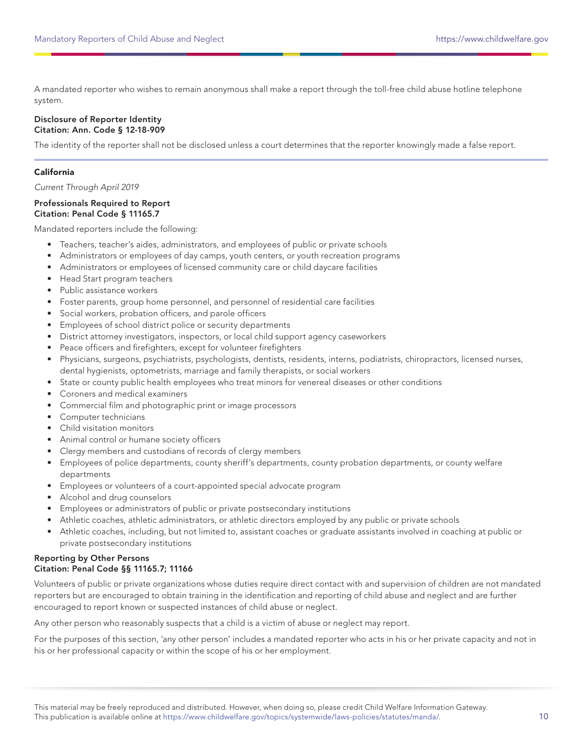A mandated reporter who wishes to remain anonymous shall make a report through the toll-free child abuse hotline telephone system.

**Disclosure of Reporter Identity**
**Citation: Ann. Code § 12-18-909**

The identity of the reporter shall not be disclosed unless a court determines that the reporter knowingly made a false report.

## California

*Current Through April 2019*

**Professionals Required to Report**
**Citation: Penal Code § 11165.7**

Mandated reporters include the following:

- Teachers, teacher's aides, administrators, and employees of public or private schools
- Administrators or employees of day camps, youth centers, or youth recreation programs
- Administrators or employees of licensed community care or child daycare facilities
- Head Start program teachers
- Public assistance workers
- Foster parents, group home personnel, and personnel of residential care facilities
- Social workers, probation officers, and parole officers
- Employees of school district police or security departments
- District attorney investigators, inspectors, or local child support agency caseworkers
- Peace officers and firefighters, except for volunteer firefighters
- Physicians, surgeons, psychiatrists, psychologists, dentists, residents, interns, podiatrists, chiropractors, licensed nurses, dental hygienists, optometrists, marriage and family therapists, or social workers
- State or county public health employees who treat minors for venereal diseases or other conditions
- Coroners and medical examiners
- Commercial film and photographic print or image processors
- Computer technicians
- Child visitation monitors
- Animal control or humane society officers
- Clergy members and custodians of records of clergy members
- Employees of police departments, county sheriff's departments, county probation departments, or county welfare departments
- Employees or volunteers of a court-appointed special advocate program
- Alcohol and drug counselors
- Employees or administrators of public or private postsecondary institutions
- Athletic coaches, athletic administrators, or athletic directors employed by any public or private schools
- Athletic coaches, including, but not limited to, assistant coaches or graduate assistants involved in coaching at public or private postsecondary institutions

**Reporting by Other Persons**
**Citation: Penal Code §§ 11165.7; 11166**

Volunteers of public or private organizations whose duties require direct contact with and supervision of children are not mandated reporters but are encouraged to obtain training in the identification and reporting of child abuse and neglect and are further encouraged to report known or suspected instances of child abuse or neglect.

Any other person who reasonably suspects that a child is a victim of abuse or neglect may report.

For the purposes of this section, 'any other person' includes a mandated reporter who acts in his or her private capacity and not in his or her professional capacity or within the scope of his or her employment.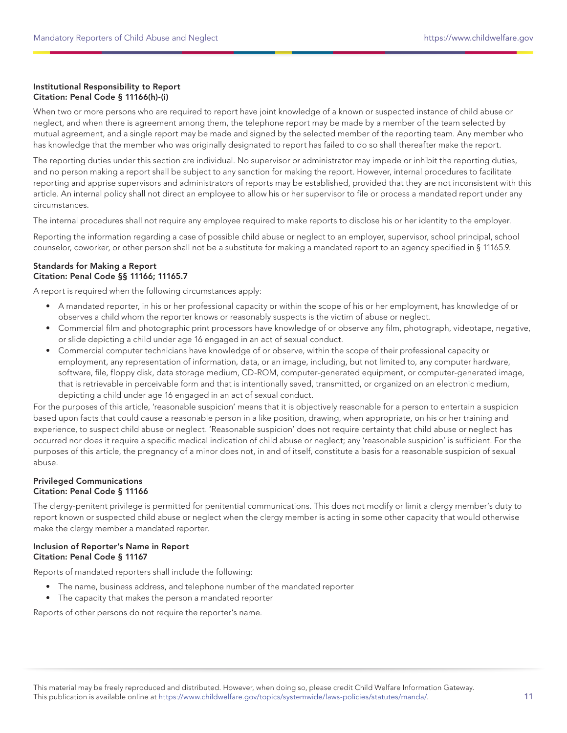**Institutional Responsibility to Report**
**Citation: Penal Code § 11166(h)-(i)**

When two or more persons who are required to report have joint knowledge of a known or suspected instance of child abuse or neglect, and when there is agreement among them, the telephone report may be made by a member of the team selected by mutual agreement, and a single report may be made and signed by the selected member of the reporting team. Any member who has knowledge that the member who was originally designated to report has failed to do so shall thereafter make the report.

The reporting duties under this section are individual. No supervisor or administrator may impede or inhibit the reporting duties, and no person making a report shall be subject to any sanction for making the report. However, internal procedures to facilitate reporting and apprise supervisors and administrators of reports may be established, provided that they are not inconsistent with this article. An internal policy shall not direct an employee to allow his or her supervisor to file or process a mandated report under any circumstances.

The internal procedures shall not require any employee required to make reports to disclose his or her identity to the employer.

Reporting the information regarding a case of possible child abuse or neglect to an employer, supervisor, school principal, school counselor, coworker, or other person shall not be a substitute for making a mandated report to an agency specified in § 11165.9.

**Standards for Making a Report**
**Citation: Penal Code §§ 11166; 11165.7**

A report is required when the following circumstances apply:

- A mandated reporter, in his or her professional capacity or within the scope of his or her employment, has knowledge of or observes a child whom the reporter knows or reasonably suspects is the victim of abuse or neglect.
- Commercial film and photographic print processors have knowledge of or observe any film, photograph, videotape, negative, or slide depicting a child under age 16 engaged in an act of sexual conduct.
- Commercial computer technicians have knowledge of or observe, within the scope of their professional capacity or employment, any representation of information, data, or an image, including, but not limited to, any computer hardware, software, file, floppy disk, data storage medium, CD-ROM, computer-generated equipment, or computer-generated image, that is retrievable in perceivable form and that is intentionally saved, transmitted, or organized on an electronic medium, depicting a child under age 16 engaged in an act of sexual conduct.

For the purposes of this article, 'reasonable suspicion' means that it is objectively reasonable for a person to entertain a suspicion based upon facts that could cause a reasonable person in a like position, drawing, when appropriate, on his or her training and experience, to suspect child abuse or neglect. 'Reasonable suspicion' does not require certainty that child abuse or neglect has occurred nor does it require a specific medical indication of child abuse or neglect; any 'reasonable suspicion' is sufficient. For the purposes of this article, the pregnancy of a minor does not, in and of itself, constitute a basis for a reasonable suspicion of sexual abuse.

**Privileged Communications**
**Citation: Penal Code § 11166**

The clergy-penitent privilege is permitted for penitential communications. This does not modify or limit a clergy member's duty to report known or suspected child abuse or neglect when the clergy member is acting in some other capacity that would otherwise make the clergy member a mandated reporter.

**Inclusion of Reporter's Name in Report**
**Citation: Penal Code § 11167**

Reports of mandated reporters shall include the following:

- The name, business address, and telephone number of the mandated reporter
- The capacity that makes the person a mandated reporter

Reports of other persons do not require the reporter's name.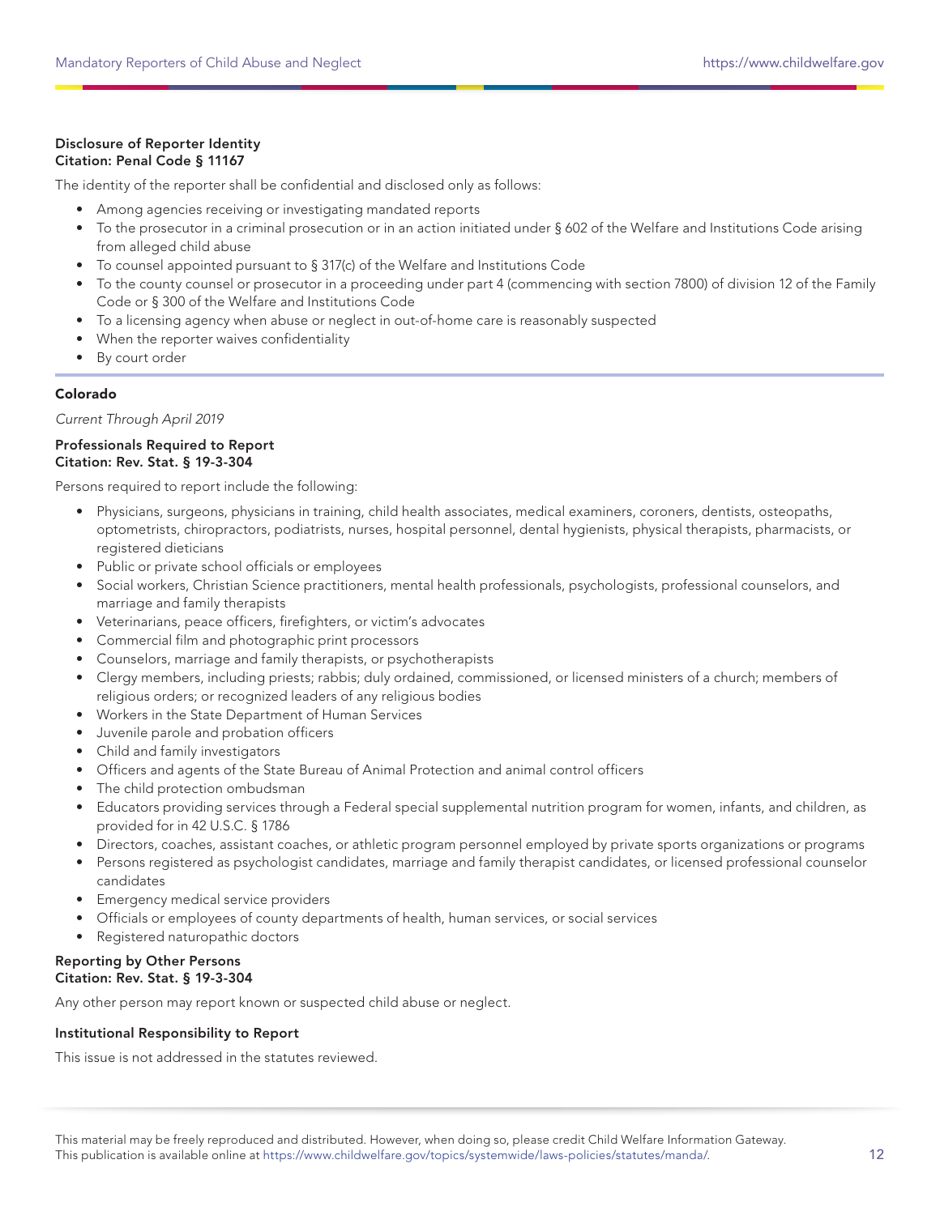**Disclosure of Reporter Identity**
**Citation: Penal Code § 11167**

The identity of the reporter shall be confidential and disclosed only as follows:

- Among agencies receiving or investigating mandated reports
- To the prosecutor in a criminal prosecution or in an action initiated under § 602 of the Welfare and Institutions Code arising from alleged child abuse
- To counsel appointed pursuant to § 317(c) of the Welfare and Institutions Code
- To the county counsel or prosecutor in a proceeding under part 4 (commencing with section 7800) of division 12 of the Family Code or § 300 of the Welfare and Institutions Code
- To a licensing agency when abuse or neglect in out-of-home care is reasonably suspected
- When the reporter waives confidentiality
- By court order

## Colorado

*Current Through April 2019*

**Professionals Required to Report**
**Citation: Rev. Stat. § 19-3-304**

Persons required to report include the following:

- Physicians, surgeons, physicians in training, child health associates, medical examiners, coroners, dentists, osteopaths, optometrists, chiropractors, podiatrists, nurses, hospital personnel, dental hygienists, physical therapists, pharmacists, or registered dieticians
- Public or private school officials or employees
- Social workers, Christian Science practitioners, mental health professionals, psychologists, professional counselors, and marriage and family therapists
- Veterinarians, peace officers, firefighters, or victim's advocates
- Commercial film and photographic print processors
- Counselors, marriage and family therapists, or psychotherapists
- Clergy members, including priests; rabbis; duly ordained, commissioned, or licensed ministers of a church; members of religious orders; or recognized leaders of any religious bodies
- Workers in the State Department of Human Services
- Juvenile parole and probation officers
- Child and family investigators
- Officers and agents of the State Bureau of Animal Protection and animal control officers
- The child protection ombudsman
- Educators providing services through a Federal special supplemental nutrition program for women, infants, and children, as provided for in 42 U.S.C. § 1786
- Directors, coaches, assistant coaches, or athletic program personnel employed by private sports organizations or programs
- Persons registered as psychologist candidates, marriage and family therapist candidates, or licensed professional counselor candidates
- Emergency medical service providers
- Officials or employees of county departments of health, human services, or social services
- Registered naturopathic doctors

**Reporting by Other Persons**
**Citation: Rev. Stat. § 19-3-304**

Any other person may report known or suspected child abuse or neglect.

**Institutional Responsibility to Report**

This issue is not addressed in the statutes reviewed.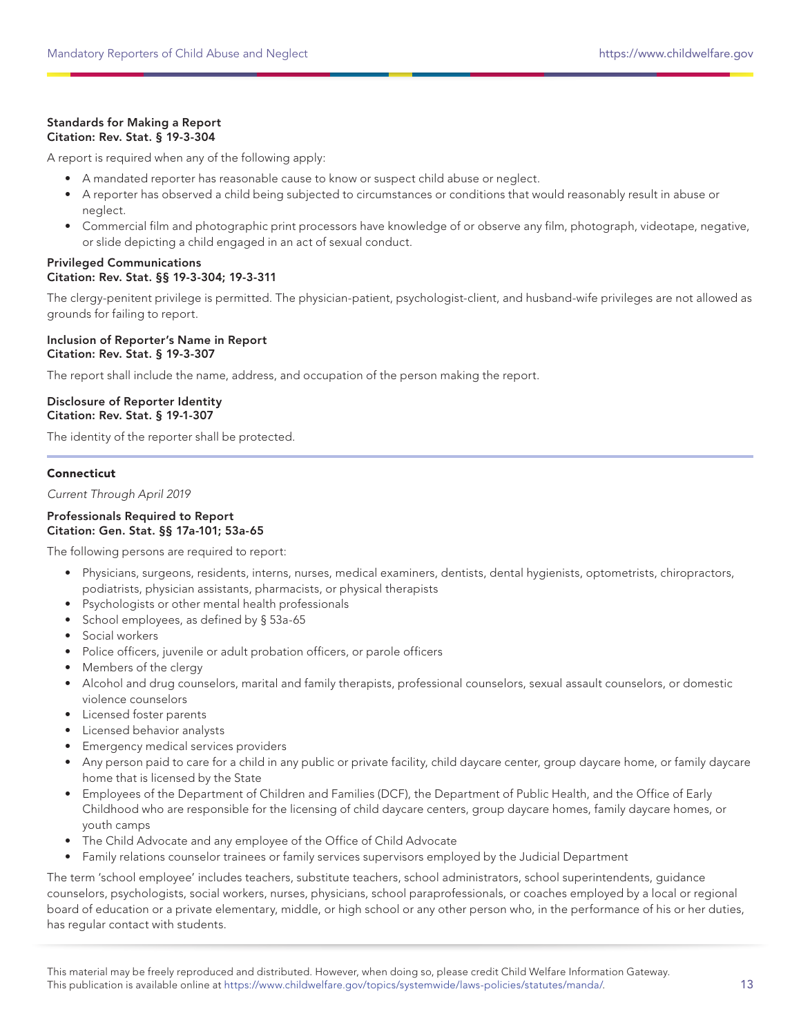**Standards for Making a Report**
**Citation: Rev. Stat. § 19-3-304**

A report is required when any of the following apply:

- A mandated reporter has reasonable cause to know or suspect child abuse or neglect.
- A reporter has observed a child being subjected to circumstances or conditions that would reasonably result in abuse or neglect.
- Commercial film and photographic print processors have knowledge of or observe any film, photograph, videotape, negative, or slide depicting a child engaged in an act of sexual conduct.

**Privileged Communications**
**Citation: Rev. Stat. §§ 19-3-304; 19-3-311**

The clergy-penitent privilege is permitted. The physician-patient, psychologist-client, and husband-wife privileges are not allowed as grounds for failing to report.

**Inclusion of Reporter's Name in Report**
**Citation: Rev. Stat. § 19-3-307**

The report shall include the name, address, and occupation of the person making the report.

**Disclosure of Reporter Identity**
**Citation: Rev. Stat. § 19-1-307**

The identity of the reporter shall be protected.

---

## Connecticut

*Current Through April 2019*

**Professionals Required to Report**
**Citation: Gen. Stat. §§ 17a-101; 53a-65**

The following persons are required to report:

- Physicians, surgeons, residents, interns, nurses, medical examiners, dentists, dental hygienists, optometrists, chiropractors, podiatrists, physician assistants, pharmacists, or physical therapists
- Psychologists or other mental health professionals
- School employees, as defined by § 53a-65
- Social workers
- Police officers, juvenile or adult probation officers, or parole officers
- Members of the clergy
- Alcohol and drug counselors, marital and family therapists, professional counselors, sexual assault counselors, or domestic violence counselors
- Licensed foster parents
- Licensed behavior analysts
- Emergency medical services providers
- Any person paid to care for a child in any public or private facility, child daycare center, group daycare home, or family daycare home that is licensed by the State
- Employees of the Department of Children and Families (DCF), the Department of Public Health, and the Office of Early Childhood who are responsible for the licensing of child daycare centers, group daycare homes, family daycare homes, or youth camps
- The Child Advocate and any employee of the Office of Child Advocate
- Family relations counselor trainees or family services supervisors employed by the Judicial Department

The term 'school employee' includes teachers, substitute teachers, school administrators, school superintendents, guidance counselors, psychologists, social workers, nurses, physicians, school paraprofessionals, or coaches employed by a local or regional board of education or a private elementary, middle, or high school or any other person who, in the performance of his or her duties, has regular contact with students.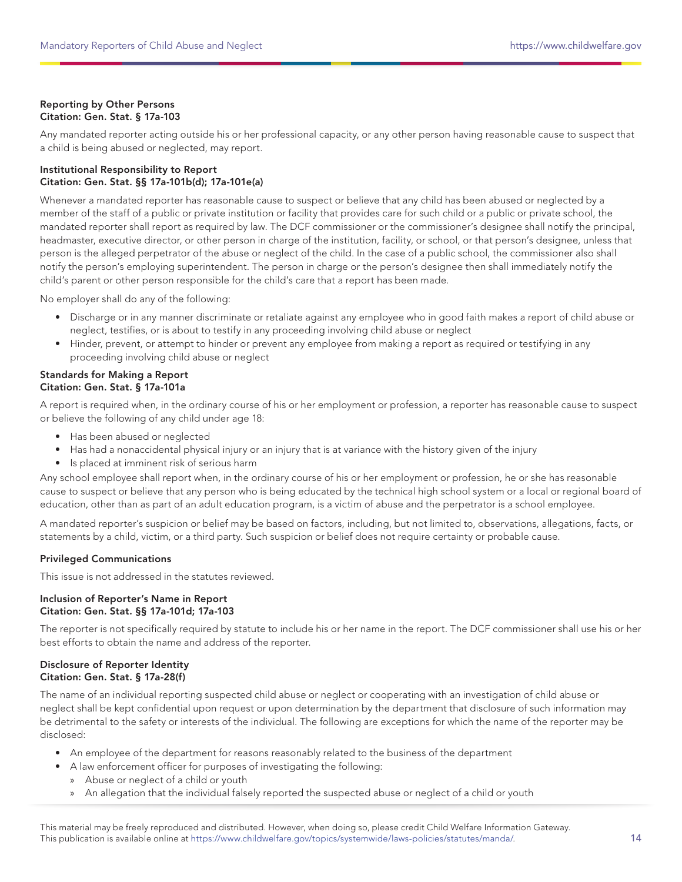**Reporting by Other Persons**
**Citation: Gen. Stat. § 17a-103**

Any mandated reporter acting outside his or her professional capacity, or any other person having reasonable cause to suspect that a child is being abused or neglected, may report.

**Institutional Responsibility to Report**
**Citation: Gen. Stat. §§ 17a-101b(d); 17a-101e(a)**

Whenever a mandated reporter has reasonable cause to suspect or believe that any child has been abused or neglected by a member of the staff of a public or private institution or facility that provides care for such child or a public or private school, the mandated reporter shall report as required by law. The DCF commissioner or the commissioner's designee shall notify the principal, headmaster, executive director, or other person in charge of the institution, facility, or school, or that person's designee, unless that person is the alleged perpetrator of the abuse or neglect of the child. In the case of a public school, the commissioner also shall notify the person's employing superintendent. The person in charge or the person's designee then shall immediately notify the child's parent or other person responsible for the child's care that a report has been made.

No employer shall do any of the following:

- Discharge or in any manner discriminate or retaliate against any employee who in good faith makes a report of child abuse or neglect, testifies, or is about to testify in any proceeding involving child abuse or neglect
- Hinder, prevent, or attempt to hinder or prevent any employee from making a report as required or testifying in any proceeding involving child abuse or neglect

**Standards for Making a Report**
**Citation: Gen. Stat. § 17a-101a**

A report is required when, in the ordinary course of his or her employment or profession, a reporter has reasonable cause to suspect or believe the following of any child under age 18:

- Has been abused or neglected
- Has had a nonaccidental physical injury or an injury that is at variance with the history given of the injury
- Is placed at imminent risk of serious harm

Any school employee shall report when, in the ordinary course of his or her employment or profession, he or she has reasonable cause to suspect or believe that any person who is being educated by the technical high school system or a local or regional board of education, other than as part of an adult education program, is a victim of abuse and the perpetrator is a school employee.

A mandated reporter's suspicion or belief may be based on factors, including, but not limited to, observations, allegations, facts, or statements by a child, victim, or a third party. Such suspicion or belief does not require certainty or probable cause.

**Privileged Communications**

This issue is not addressed in the statutes reviewed.

**Inclusion of Reporter's Name in Report**
**Citation: Gen. Stat. §§ 17a-101d; 17a-103**

The reporter is not specifically required by statute to include his or her name in the report. The DCF commissioner shall use his or her best efforts to obtain the name and address of the reporter.

**Disclosure of Reporter Identity**
**Citation: Gen. Stat. § 17a-28(f)**

The name of an individual reporting suspected child abuse or neglect or cooperating with an investigation of child abuse or neglect shall be kept confidential upon request or upon determination by the department that disclosure of such information may be detrimental to the safety or interests of the individual. The following are exceptions for which the name of the reporter may be disclosed:

- An employee of the department for reasons reasonably related to the business of the department
- A law enforcement officer for purposes of investigating the following:
    - Abuse or neglect of a child or youth
    - An allegation that the individual falsely reported the suspected abuse or neglect of a child or youth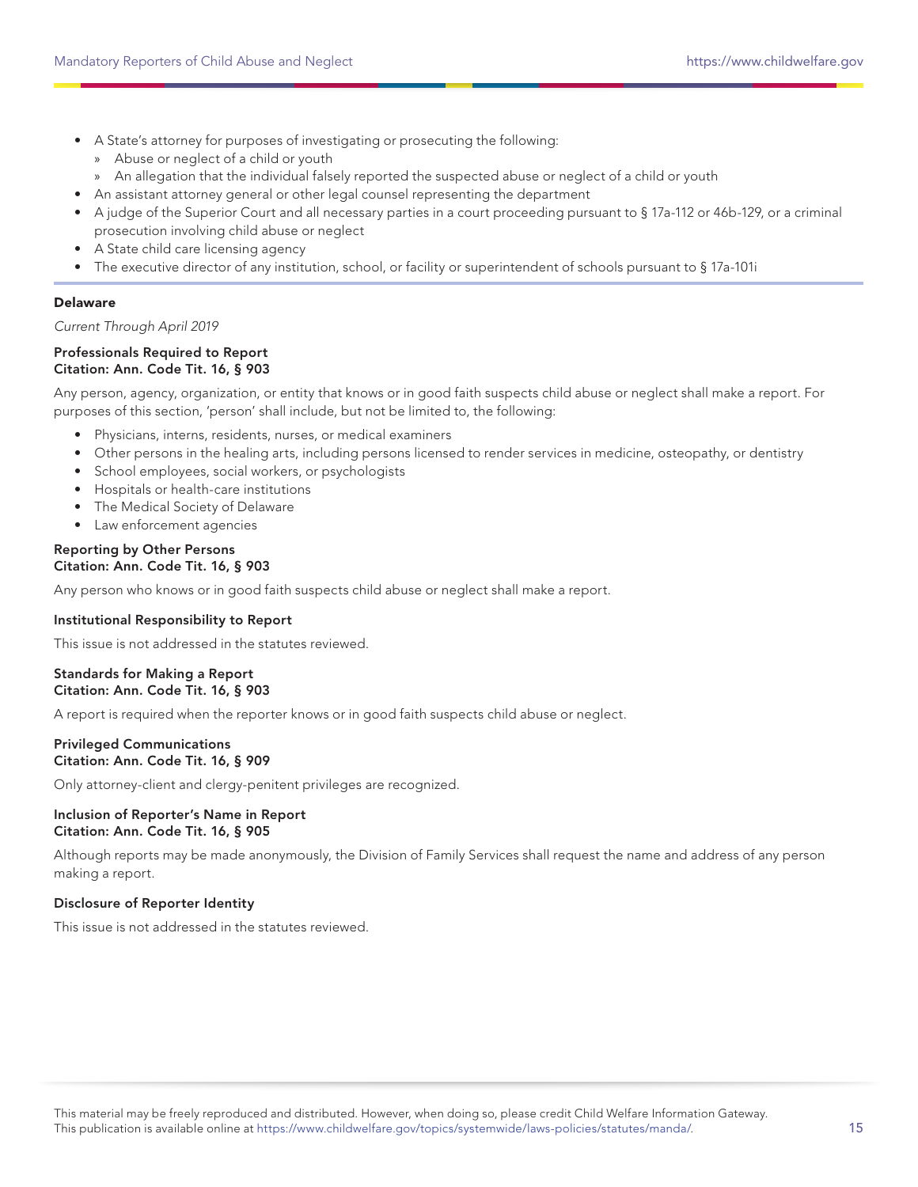- A State's attorney for purposes of investigating or prosecuting the following:
  - Abuse or neglect of a child or youth
  - An allegation that the individual falsely reported the suspected abuse or neglect of a child or youth
- An assistant attorney general or other legal counsel representing the department
- A judge of the Superior Court and all necessary parties in a court proceeding pursuant to § 17a-112 or 46b-129, or a criminal prosecution involving child abuse or neglect
- A State child care licensing agency
- The executive director of any institution, school, or facility or superintendent of schools pursuant to § 17a-101i

---

## Delaware

*Current Through April 2019*

**Professionals Required to Report**
**Citation: Ann. Code Tit. 16, § 903**

Any person, agency, organization, or entity that knows or in good faith suspects child abuse or neglect shall make a report. For purposes of this section, 'person' shall include, but not be limited to, the following:

- Physicians, interns, residents, nurses, or medical examiners
- Other persons in the healing arts, including persons licensed to render services in medicine, osteopathy, or dentistry
- School employees, social workers, or psychologists
- Hospitals or health-care institutions
- The Medical Society of Delaware
- Law enforcement agencies

**Reporting by Other Persons**
**Citation: Ann. Code Tit. 16, § 903**

Any person who knows or in good faith suspects child abuse or neglect shall make a report.

**Institutional Responsibility to Report**

This issue is not addressed in the statutes reviewed.

**Standards for Making a Report**
**Citation: Ann. Code Tit. 16, § 903**

A report is required when the reporter knows or in good faith suspects child abuse or neglect.

**Privileged Communications**
**Citation: Ann. Code Tit. 16, § 909**

Only attorney-client and clergy-penitent privileges are recognized.

**Inclusion of Reporter's Name in Report**
**Citation: Ann. Code Tit. 16, § 905**

Although reports may be made anonymously, the Division of Family Services shall request the name and address of any person making a report.

**Disclosure of Reporter Identity**

This issue is not addressed in the statutes reviewed.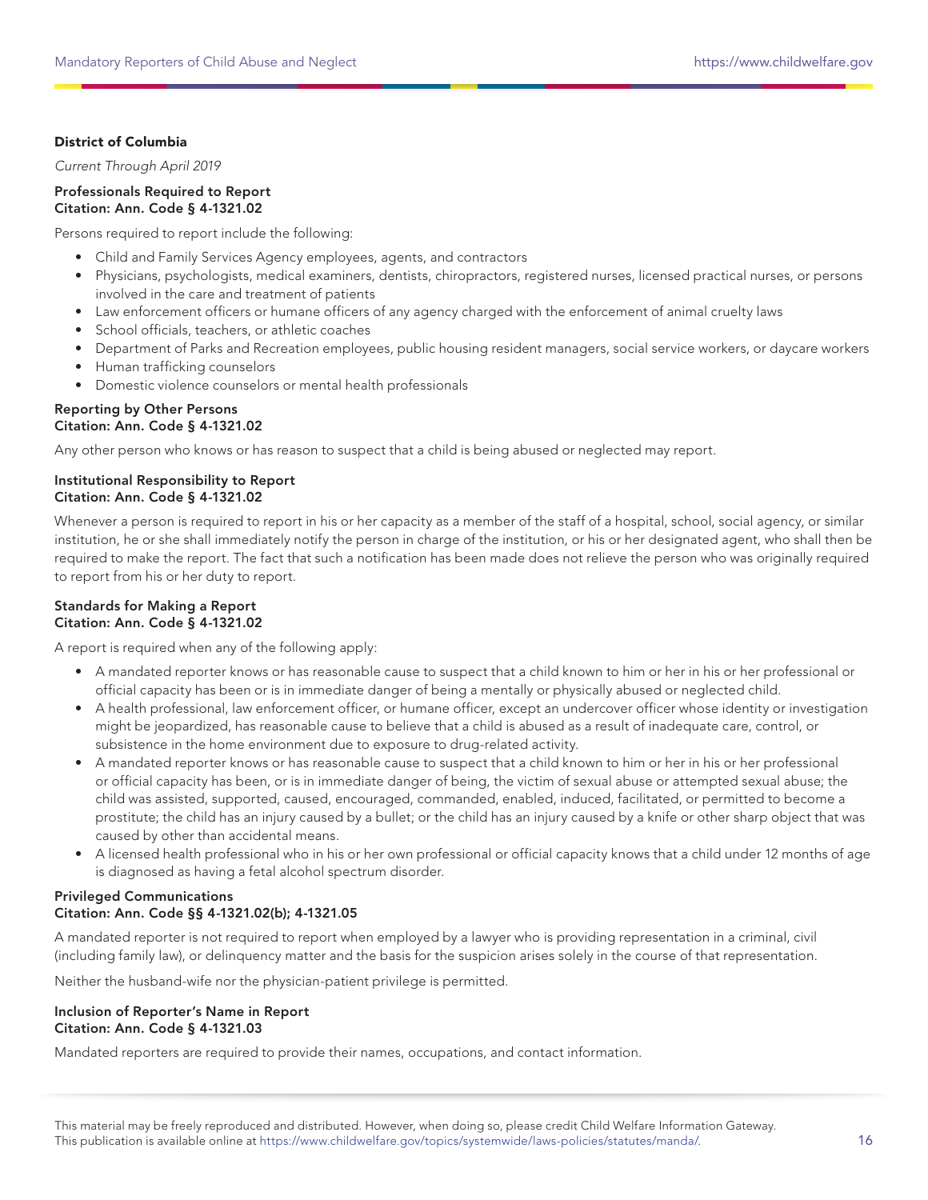## District of Columbia

*Current Through April 2019*

**Professionals Required to Report**
**Citation: Ann. Code § 4-1321.02**

Persons required to report include the following:

- Child and Family Services Agency employees, agents, and contractors
- Physicians, psychologists, medical examiners, dentists, chiropractors, registered nurses, licensed practical nurses, or persons involved in the care and treatment of patients
- Law enforcement officers or humane officers of any agency charged with the enforcement of animal cruelty laws
- School officials, teachers, or athletic coaches
- Department of Parks and Recreation employees, public housing resident managers, social service workers, or daycare workers
- Human trafficking counselors
- Domestic violence counselors or mental health professionals

**Reporting by Other Persons**
**Citation: Ann. Code § 4-1321.02**

Any other person who knows or has reason to suspect that a child is being abused or neglected may report.

**Institutional Responsibility to Report**
**Citation: Ann. Code § 4-1321.02**

Whenever a person is required to report in his or her capacity as a member of the staff of a hospital, school, social agency, or similar institution, he or she shall immediately notify the person in charge of the institution, or his or her designated agent, who shall then be required to make the report. The fact that such a notification has been made does not relieve the person who was originally required to report from his or her duty to report.

**Standards for Making a Report**
**Citation: Ann. Code § 4-1321.02**

A report is required when any of the following apply:

- A mandated reporter knows or has reasonable cause to suspect that a child known to him or her in his or her professional or official capacity has been or is in immediate danger of being a mentally or physically abused or neglected child.
- A health professional, law enforcement officer, or humane officer, except an undercover officer whose identity or investigation might be jeopardized, has reasonable cause to believe that a child is abused as a result of inadequate care, control, or subsistence in the home environment due to exposure to drug-related activity.
- A mandated reporter knows or has reasonable cause to suspect that a child known to him or her in his or her professional or official capacity has been, or is in immediate danger of being, the victim of sexual abuse or attempted sexual abuse; the child was assisted, supported, caused, encouraged, commanded, enabled, induced, facilitated, or permitted to become a prostitute; the child has an injury caused by a bullet; or the child has an injury caused by a knife or other sharp object that was caused by other than accidental means.
- A licensed health professional who in his or her own professional or official capacity knows that a child under 12 months of age is diagnosed as having a fetal alcohol spectrum disorder.

**Privileged Communications**
**Citation: Ann. Code §§ 4-1321.02(b); 4-1321.05**

A mandated reporter is not required to report when employed by a lawyer who is providing representation in a criminal, civil (including family law), or delinquency matter and the basis for the suspicion arises solely in the course of that representation.

Neither the husband-wife nor the physician-patient privilege is permitted.

**Inclusion of Reporter's Name in Report**
**Citation: Ann. Code § 4-1321.03**

Mandated reporters are required to provide their names, occupations, and contact information.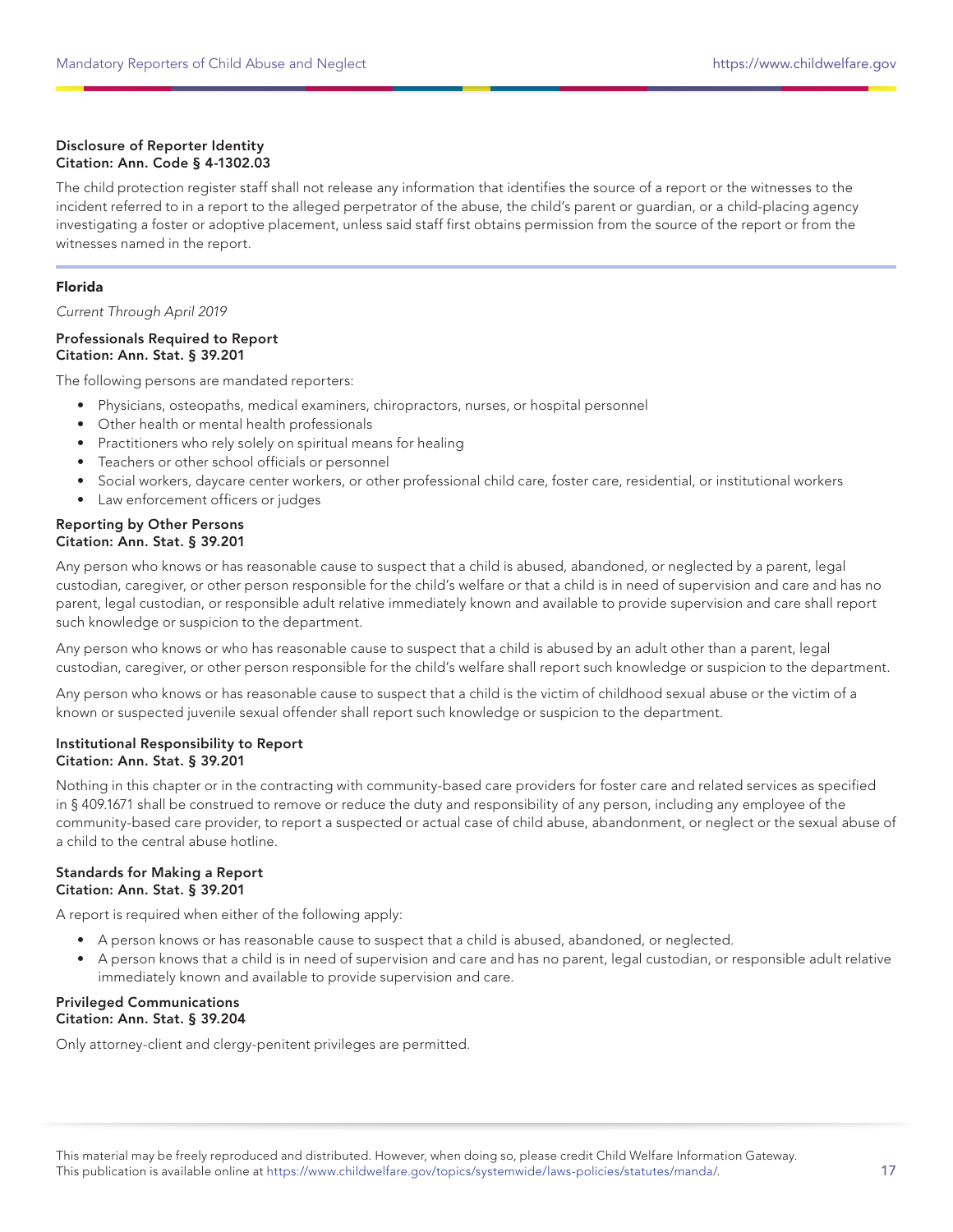**Disclosure of Reporter Identity**
**Citation: Ann. Code § 4-1302.03**

The child protection register staff shall not release any information that identifies the source of a report or the witnesses to the incident referred to in a report to the alleged perpetrator of the abuse, the child's parent or guardian, or a child-placing agency investigating a foster or adoptive placement, unless said staff first obtains permission from the source of the report or from the witnesses named in the report.

---

## Florida

*Current Through April 2019*

**Professionals Required to Report**
**Citation: Ann. Stat. § 39.201**

The following persons are mandated reporters:

- Physicians, osteopaths, medical examiners, chiropractors, nurses, or hospital personnel
- Other health or mental health professionals
- Practitioners who rely solely on spiritual means for healing
- Teachers or other school officials or personnel
- Social workers, daycare center workers, or other professional child care, foster care, residential, or institutional workers
- Law enforcement officers or judges

**Reporting by Other Persons**
**Citation: Ann. Stat. § 39.201**

Any person who knows or has reasonable cause to suspect that a child is abused, abandoned, or neglected by a parent, legal custodian, caregiver, or other person responsible for the child's welfare or that a child is in need of supervision and care and has no parent, legal custodian, or responsible adult relative immediately known and available to provide supervision and care shall report such knowledge or suspicion to the department.

Any person who knows or who has reasonable cause to suspect that a child is abused by an adult other than a parent, legal custodian, caregiver, or other person responsible for the child's welfare shall report such knowledge or suspicion to the department.

Any person who knows or has reasonable cause to suspect that a child is the victim of childhood sexual abuse or the victim of a known or suspected juvenile sexual offender shall report such knowledge or suspicion to the department.

**Institutional Responsibility to Report**
**Citation: Ann. Stat. § 39.201**

Nothing in this chapter or in the contracting with community-based care providers for foster care and related services as specified in § 409.1671 shall be construed to remove or reduce the duty and responsibility of any person, including any employee of the community-based care provider, to report a suspected or actual case of child abuse, abandonment, or neglect or the sexual abuse of a child to the central abuse hotline.

**Standards for Making a Report**
**Citation: Ann. Stat. § 39.201**

A report is required when either of the following apply:

- A person knows or has reasonable cause to suspect that a child is abused, abandoned, or neglected.
- A person knows that a child is in need of supervision and care and has no parent, legal custodian, or responsible adult relative immediately known and available to provide supervision and care.

**Privileged Communications**
**Citation: Ann. Stat. § 39.204**

Only attorney-client and clergy-penitent privileges are permitted.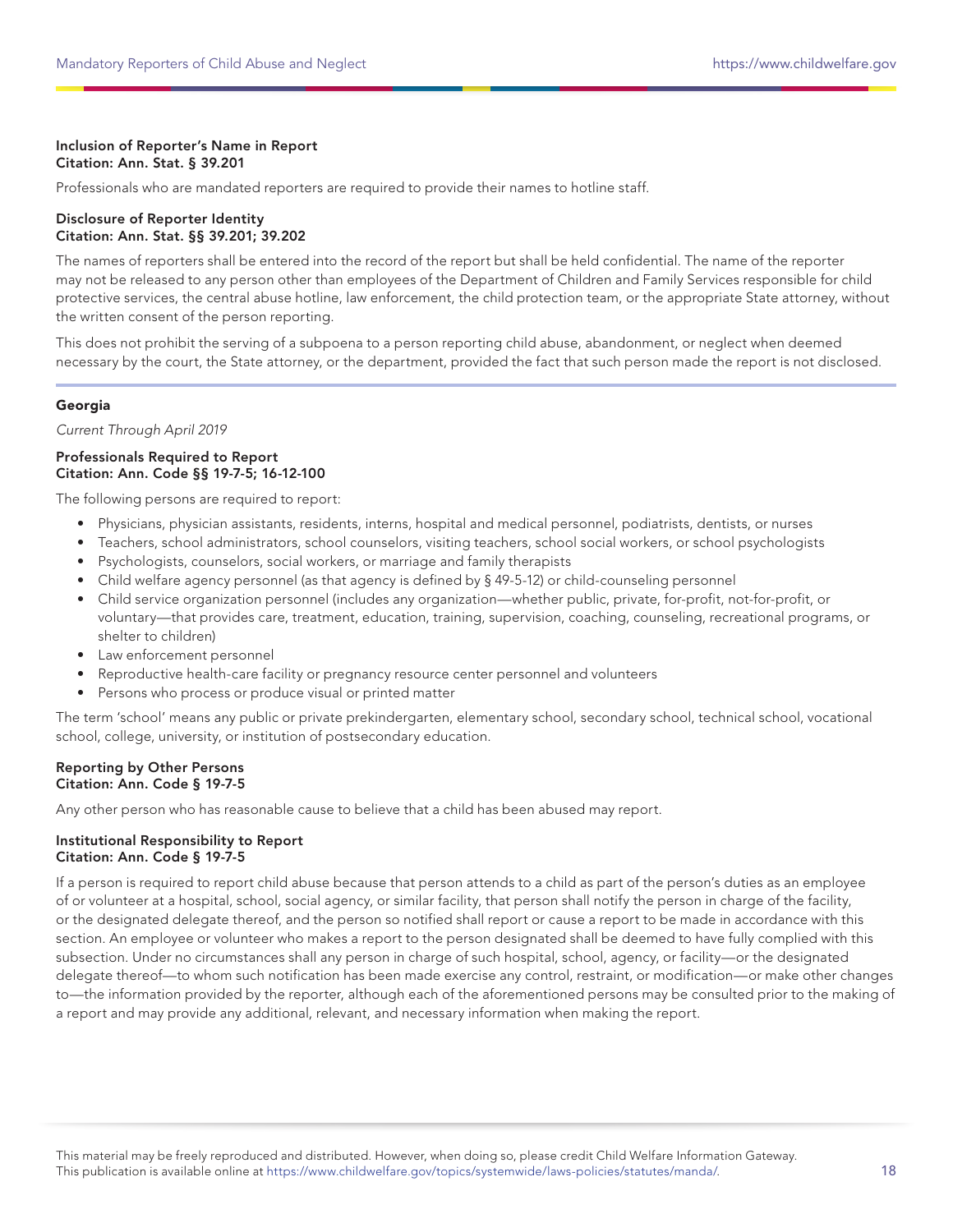**Inclusion of Reporter's Name in Report**
**Citation: Ann. Stat. § 39.201**

Professionals who are mandated reporters are required to provide their names to hotline staff.

**Disclosure of Reporter Identity**
**Citation: Ann. Stat. §§ 39.201; 39.202**

The names of reporters shall be entered into the record of the report but shall be held confidential. The name of the reporter may not be released to any person other than employees of the Department of Children and Family Services responsible for child protective services, the central abuse hotline, law enforcement, the child protection team, or the appropriate State attorney, without the written consent of the person reporting.

This does not prohibit the serving of a subpoena to a person reporting child abuse, abandonment, or neglect when deemed necessary by the court, the State attorney, or the department, provided the fact that such person made the report is not disclosed.

---

## Georgia

*Current Through April 2019*

**Professionals Required to Report**
**Citation: Ann. Code §§ 19-7-5; 16-12-100**

The following persons are required to report:

- Physicians, physician assistants, residents, interns, hospital and medical personnel, podiatrists, dentists, or nurses
- Teachers, school administrators, school counselors, visiting teachers, school social workers, or school psychologists
- Psychologists, counselors, social workers, or marriage and family therapists
- Child welfare agency personnel (as that agency is defined by § 49-5-12) or child-counseling personnel
- Child service organization personnel (includes any organization—whether public, private, for-profit, not-for-profit, or voluntary—that provides care, treatment, education, training, supervision, coaching, counseling, recreational programs, or shelter to children)
- Law enforcement personnel
- Reproductive health-care facility or pregnancy resource center personnel and volunteers
- Persons who process or produce visual or printed matter

The term 'school' means any public or private prekindergarten, elementary school, secondary school, technical school, vocational school, college, university, or institution of postsecondary education.

**Reporting by Other Persons**
**Citation: Ann. Code § 19-7-5**

Any other person who has reasonable cause to believe that a child has been abused may report.

**Institutional Responsibility to Report**
**Citation: Ann. Code § 19-7-5**

If a person is required to report child abuse because that person attends to a child as part of the person's duties as an employee of or volunteer at a hospital, school, social agency, or similar facility, that person shall notify the person in charge of the facility, or the designated delegate thereof, and the person so notified shall report or cause a report to be made in accordance with this section. An employee or volunteer who makes a report to the person designated shall be deemed to have fully complied with this subsection. Under no circumstances shall any person in charge of such hospital, school, agency, or facility—or the designated delegate thereof—to whom such notification has been made exercise any control, restraint, or modification—or make other changes to—the information provided by the reporter, although each of the aforementioned persons may be consulted prior to the making of a report and may provide any additional, relevant, and necessary information when making the report.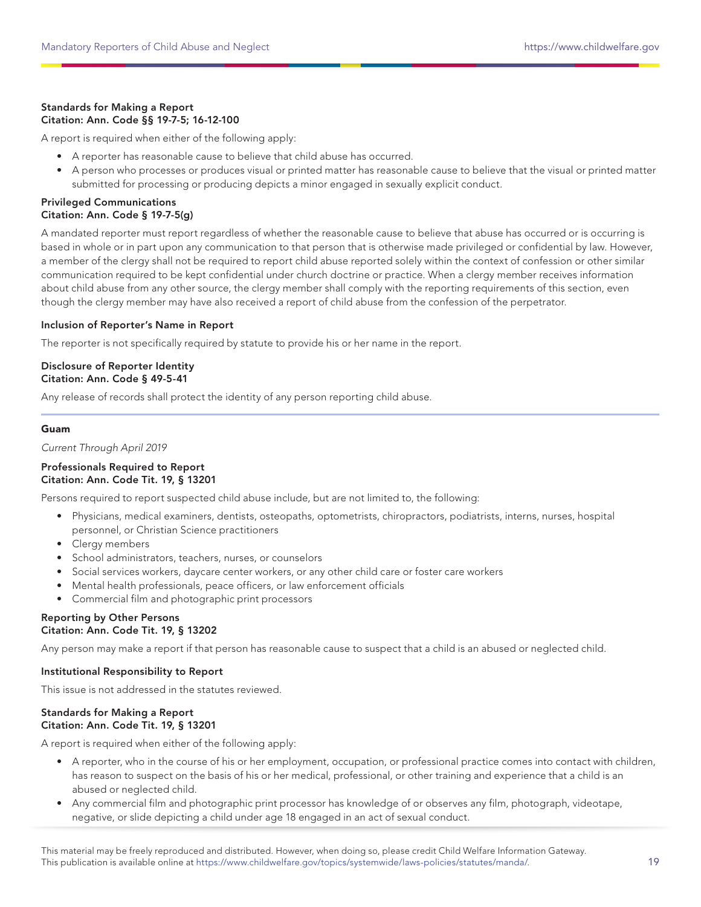**Standards for Making a Report**
**Citation: Ann. Code §§ 19-7-5; 16-12-100**

A report is required when either of the following apply:

- A reporter has reasonable cause to believe that child abuse has occurred.
- A person who processes or produces visual or printed matter has reasonable cause to believe that the visual or printed matter submitted for processing or producing depicts a minor engaged in sexually explicit conduct.

**Privileged Communications**
**Citation: Ann. Code § 19-7-5(g)**

A mandated reporter must report regardless of whether the reasonable cause to believe that abuse has occurred or is occurring is based in whole or in part upon any communication to that person that is otherwise made privileged or confidential by law. However, a member of the clergy shall not be required to report child abuse reported solely within the context of confession or other similar communication required to be kept confidential under church doctrine or practice. When a clergy member receives information about child abuse from any other source, the clergy member shall comply with the reporting requirements of this section, even though the clergy member may have also received a report of child abuse from the confession of the perpetrator.

**Inclusion of Reporter's Name in Report**

The reporter is not specifically required by statute to provide his or her name in the report.

**Disclosure of Reporter Identity**
**Citation: Ann. Code § 49-5-41**

Any release of records shall protect the identity of any person reporting child abuse.

---

## Guam

*Current Through April 2019*

**Professionals Required to Report**
**Citation: Ann. Code Tit. 19, § 13201**

Persons required to report suspected child abuse include, but are not limited to, the following:

- Physicians, medical examiners, dentists, osteopaths, optometrists, chiropractors, podiatrists, interns, nurses, hospital personnel, or Christian Science practitioners
- Clergy members
- School administrators, teachers, nurses, or counselors
- Social services workers, daycare center workers, or any other child care or foster care workers
- Mental health professionals, peace officers, or law enforcement officials
- Commercial film and photographic print processors

**Reporting by Other Persons**
**Citation: Ann. Code Tit. 19, § 13202**

Any person may make a report if that person has reasonable cause to suspect that a child is an abused or neglected child.

**Institutional Responsibility to Report**

This issue is not addressed in the statutes reviewed.

**Standards for Making a Report**
**Citation: Ann. Code Tit. 19, § 13201**

A report is required when either of the following apply:

- A reporter, who in the course of his or her employment, occupation, or professional practice comes into contact with children, has reason to suspect on the basis of his or her medical, professional, or other training and experience that a child is an abused or neglected child.
- Any commercial film and photographic print processor has knowledge of or observes any film, photograph, videotape, negative, or slide depicting a child under age 18 engaged in an act of sexual conduct.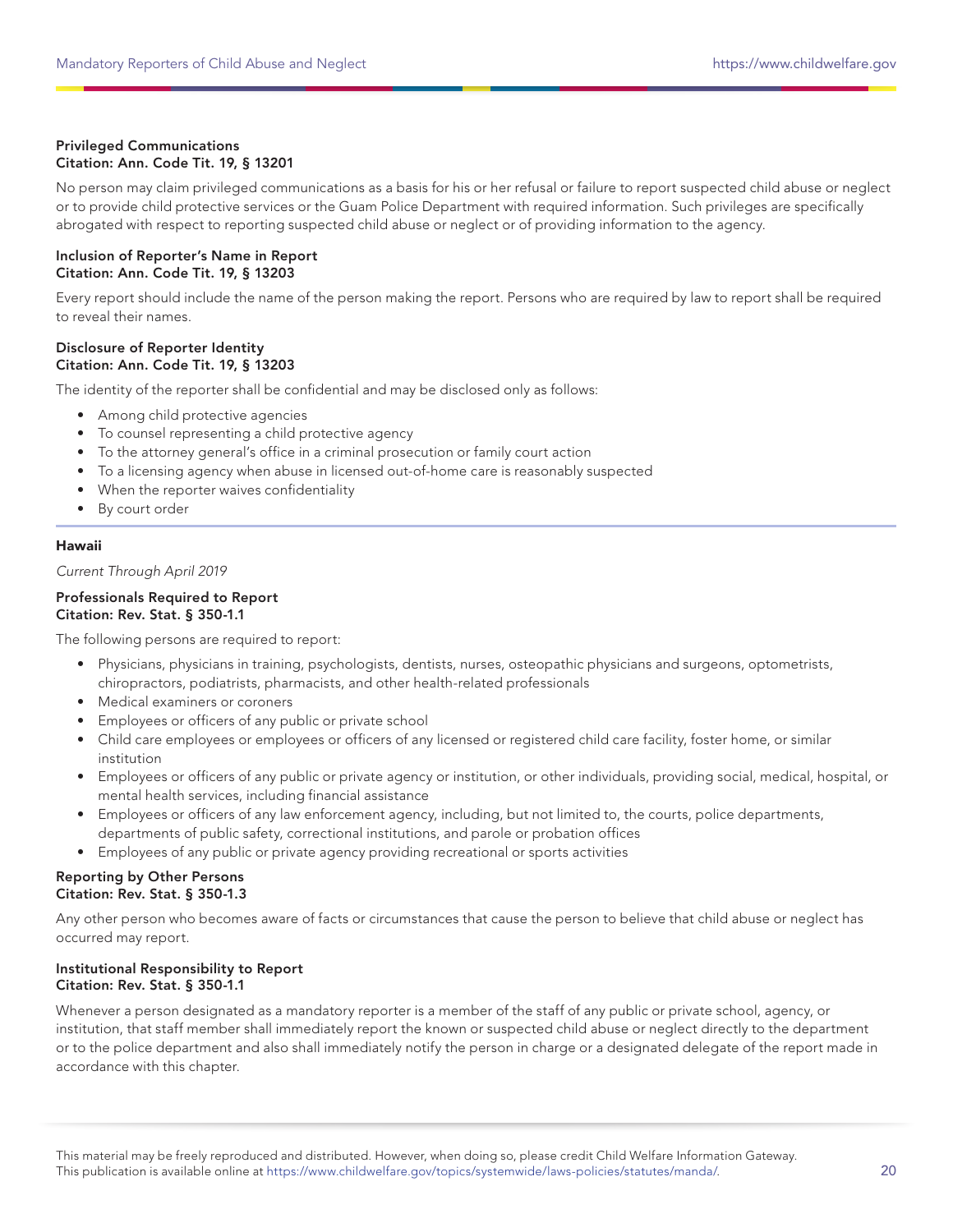**Privileged Communications**
**Citation: Ann. Code Tit. 19, § 13201**

No person may claim privileged communications as a basis for his or her refusal or failure to report suspected child abuse or neglect or to provide child protective services or the Guam Police Department with required information. Such privileges are specifically abrogated with respect to reporting suspected child abuse or neglect or of providing information to the agency.

**Inclusion of Reporter's Name in Report**
**Citation: Ann. Code Tit. 19, § 13203**

Every report should include the name of the person making the report. Persons who are required by law to report shall be required to reveal their names.

**Disclosure of Reporter Identity**
**Citation: Ann. Code Tit. 19, § 13203**

The identity of the reporter shall be confidential and may be disclosed only as follows:

- Among child protective agencies
- To counsel representing a child protective agency
- To the attorney general's office in a criminal prosecution or family court action
- To a licensing agency when abuse in licensed out-of-home care is reasonably suspected
- When the reporter waives confidentiality
- By court order

## Hawaii

*Current Through April 2019*

**Professionals Required to Report**
**Citation: Rev. Stat. § 350-1.1**

The following persons are required to report:

- Physicians, physicians in training, psychologists, dentists, nurses, osteopathic physicians and surgeons, optometrists, chiropractors, podiatrists, pharmacists, and other health-related professionals
- Medical examiners or coroners
- Employees or officers of any public or private school
- Child care employees or employees or officers of any licensed or registered child care facility, foster home, or similar institution
- Employees or officers of any public or private agency or institution, or other individuals, providing social, medical, hospital, or mental health services, including financial assistance
- Employees or officers of any law enforcement agency, including, but not limited to, the courts, police departments, departments of public safety, correctional institutions, and parole or probation offices
- Employees of any public or private agency providing recreational or sports activities

**Reporting by Other Persons**
**Citation: Rev. Stat. § 350-1.3**

Any other person who becomes aware of facts or circumstances that cause the person to believe that child abuse or neglect has occurred may report.

**Institutional Responsibility to Report**
**Citation: Rev. Stat. § 350-1.1**

Whenever a person designated as a mandatory reporter is a member of the staff of any public or private school, agency, or institution, that staff member shall immediately report the known or suspected child abuse or neglect directly to the department or to the police department and also shall immediately notify the person in charge or a designated delegate of the report made in accordance with this chapter.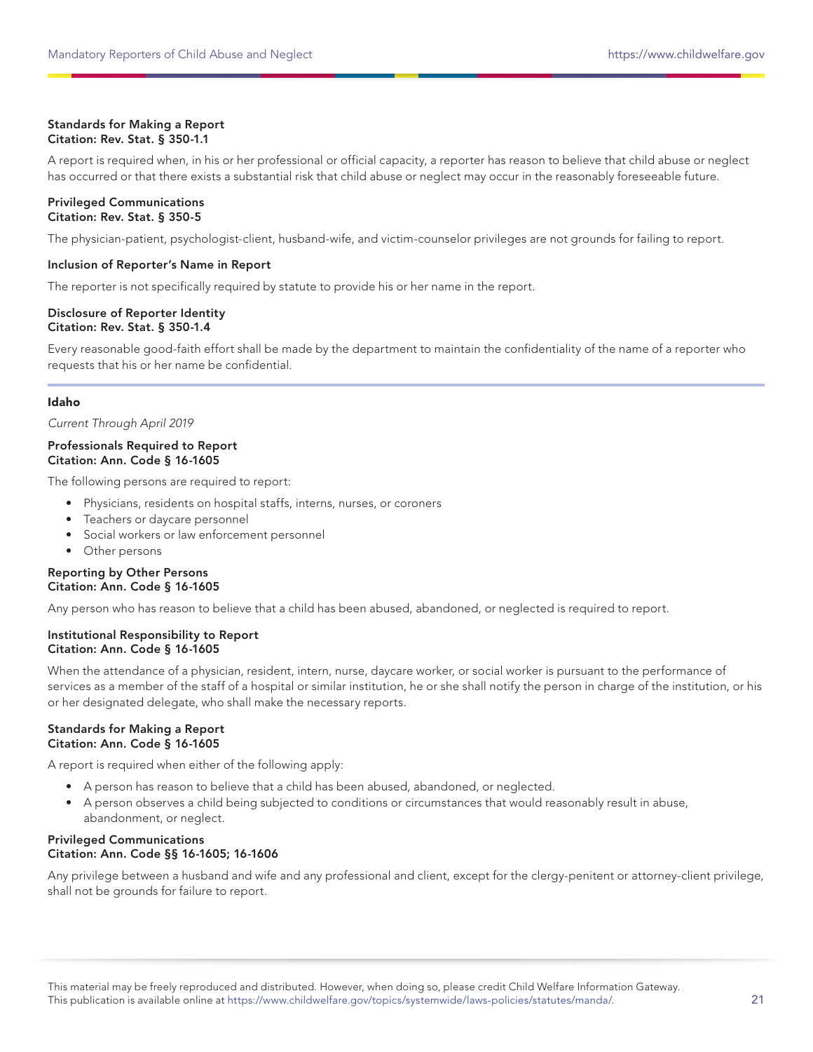**Standards for Making a Report**
**Citation: Rev. Stat. § 350-1.1**

A report is required when, in his or her professional or official capacity, a reporter has reason to believe that child abuse or neglect has occurred or that there exists a substantial risk that child abuse or neglect may occur in the reasonably foreseeable future.

**Privileged Communications**
**Citation: Rev. Stat. § 350-5**

The physician-patient, psychologist-client, husband-wife, and victim-counselor privileges are not grounds for failing to report.

**Inclusion of Reporter's Name in Report**

The reporter is not specifically required by statute to provide his or her name in the report.

**Disclosure of Reporter Identity**
**Citation: Rev. Stat. § 350-1.4**

Every reasonable good-faith effort shall be made by the department to maintain the confidentiality of the name of a reporter who requests that his or her name be confidential.

---

## Idaho

*Current Through April 2019*

**Professionals Required to Report**
**Citation: Ann. Code § 16-1605**

The following persons are required to report:

- Physicians, residents on hospital staffs, interns, nurses, or coroners
- Teachers or daycare personnel
- Social workers or law enforcement personnel
- Other persons

**Reporting by Other Persons**
**Citation: Ann. Code § 16-1605**

Any person who has reason to believe that a child has been abused, abandoned, or neglected is required to report.

**Institutional Responsibility to Report**
**Citation: Ann. Code § 16-1605**

When the attendance of a physician, resident, intern, nurse, daycare worker, or social worker is pursuant to the performance of services as a member of the staff of a hospital or similar institution, he or she shall notify the person in charge of the institution, or his or her designated delegate, who shall make the necessary reports.

**Standards for Making a Report**
**Citation: Ann. Code § 16-1605**

A report is required when either of the following apply:

- A person has reason to believe that a child has been abused, abandoned, or neglected.
- A person observes a child being subjected to conditions or circumstances that would reasonably result in abuse, abandonment, or neglect.

**Privileged Communications**
**Citation: Ann. Code §§ 16-1605; 16-1606**

Any privilege between a husband and wife and any professional and client, except for the clergy-penitent or attorney-client privilege, shall not be grounds for failure to report.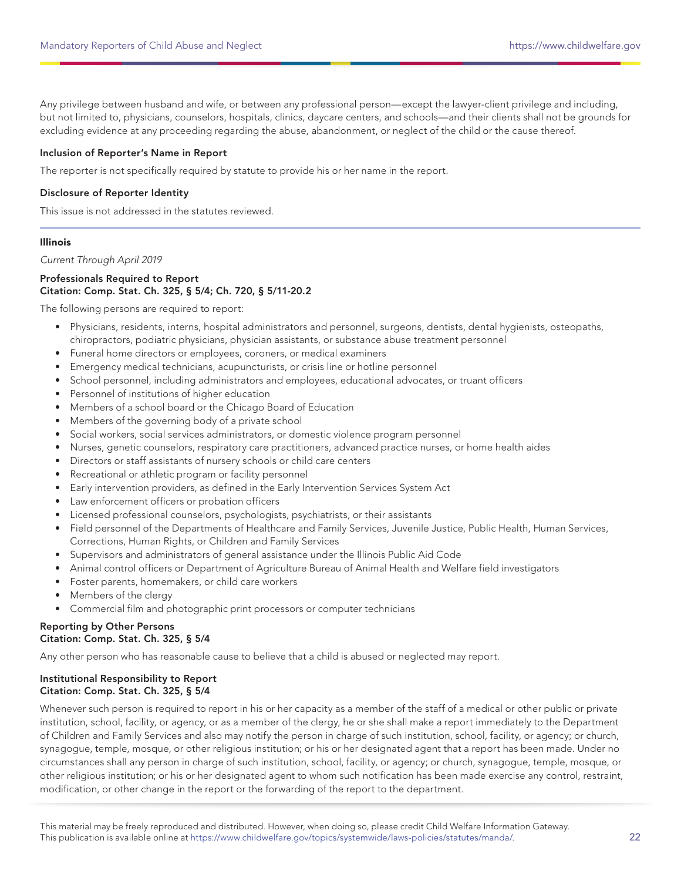Any privilege between husband and wife, or between any professional person—except the lawyer-client privilege and including, but not limited to, physicians, counselors, hospitals, clinics, daycare centers, and schools—and their clients shall not be grounds for excluding evidence at any proceeding regarding the abuse, abandonment, or neglect of the child or the cause thereof.

**Inclusion of Reporter's Name in Report**

The reporter is not specifically required by statute to provide his or her name in the report.

**Disclosure of Reporter Identity**

This issue is not addressed in the statutes reviewed.

---

## Illinois

*Current Through April 2019*

**Professionals Required to Report**
**Citation: Comp. Stat. Ch. 325, § 5/4; Ch. 720, § 5/11-20.2**

The following persons are required to report:

- Physicians, residents, interns, hospital administrators and personnel, surgeons, dentists, dental hygienists, osteopaths, chiropractors, podiatric physicians, physician assistants, or substance abuse treatment personnel
- Funeral home directors or employees, coroners, or medical examiners
- Emergency medical technicians, acupuncturists, or crisis line or hotline personnel
- School personnel, including administrators and employees, educational advocates, or truant officers
- Personnel of institutions of higher education
- Members of a school board or the Chicago Board of Education
- Members of the governing body of a private school
- Social workers, social services administrators, or domestic violence program personnel
- Nurses, genetic counselors, respiratory care practitioners, advanced practice nurses, or home health aides
- Directors or staff assistants of nursery schools or child care centers
- Recreational or athletic program or facility personnel
- Early intervention providers, as defined in the Early Intervention Services System Act
- Law enforcement officers or probation officers
- Licensed professional counselors, psychologists, psychiatrists, or their assistants
- Field personnel of the Departments of Healthcare and Family Services, Juvenile Justice, Public Health, Human Services, Corrections, Human Rights, or Children and Family Services
- Supervisors and administrators of general assistance under the Illinois Public Aid Code
- Animal control officers or Department of Agriculture Bureau of Animal Health and Welfare field investigators
- Foster parents, homemakers, or child care workers
- Members of the clergy
- Commercial film and photographic print processors or computer technicians

**Reporting by Other Persons**
**Citation: Comp. Stat. Ch. 325, § 5/4**

Any other person who has reasonable cause to believe that a child is abused or neglected may report.

**Institutional Responsibility to Report**
**Citation: Comp. Stat. Ch. 325, § 5/4**

Whenever such person is required to report in his or her capacity as a member of the staff of a medical or other public or private institution, school, facility, or agency, or as a member of the clergy, he or she shall make a report immediately to the Department of Children and Family Services and also may notify the person in charge of such institution, school, facility, or agency; or church, synagogue, temple, mosque, or other religious institution; or his or her designated agent that a report has been made. Under no circumstances shall any person in charge of such institution, school, facility, or agency; or church, synagogue, temple, mosque, or other religious institution; or his or her designated agent to whom such notification has been made exercise any control, restraint, modification, or other change in the report or the forwarding of the report to the department.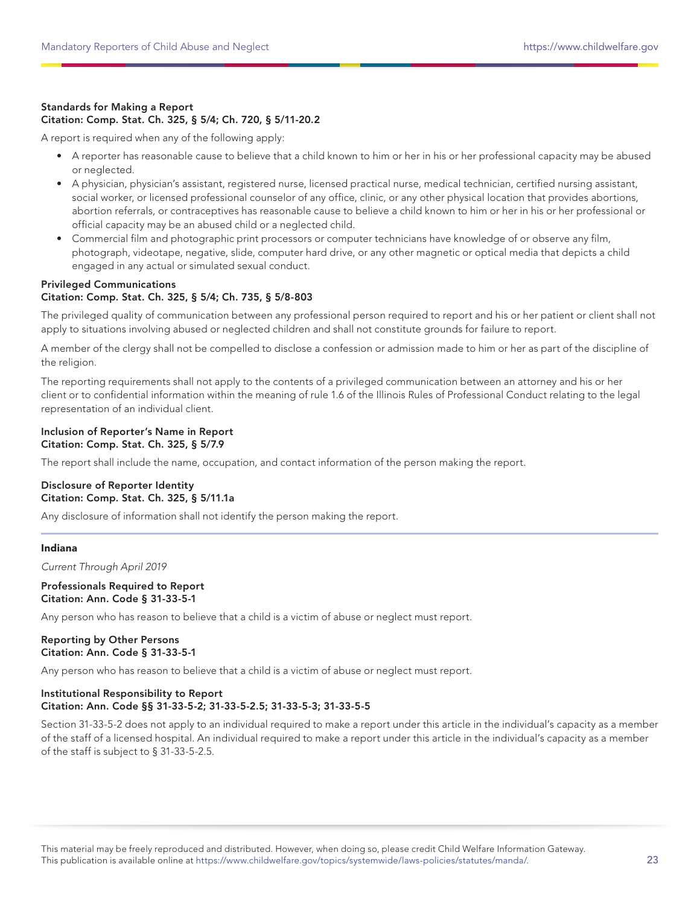**Standards for Making a Report**
**Citation: Comp. Stat. Ch. 325, § 5/4; Ch. 720, § 5/11-20.2**

A report is required when any of the following apply:

- A reporter has reasonable cause to believe that a child known to him or her in his or her professional capacity may be abused or neglected.
- A physician, physician's assistant, registered nurse, licensed practical nurse, medical technician, certified nursing assistant, social worker, or licensed professional counselor of any office, clinic, or any other physical location that provides abortions, abortion referrals, or contraceptives has reasonable cause to believe a child known to him or her in his or her professional or official capacity may be an abused child or a neglected child.
- Commercial film and photographic print processors or computer technicians have knowledge of or observe any film, photograph, videotape, negative, slide, computer hard drive, or any other magnetic or optical media that depicts a child engaged in any actual or simulated sexual conduct.

**Privileged Communications**
**Citation: Comp. Stat. Ch. 325, § 5/4; Ch. 735, § 5/8-803**

The privileged quality of communication between any professional person required to report and his or her patient or client shall not apply to situations involving abused or neglected children and shall not constitute grounds for failure to report.

A member of the clergy shall not be compelled to disclose a confession or admission made to him or her as part of the discipline of the religion.

The reporting requirements shall not apply to the contents of a privileged communication between an attorney and his or her client or to confidential information within the meaning of rule 1.6 of the Illinois Rules of Professional Conduct relating to the legal representation of an individual client.

**Inclusion of Reporter's Name in Report**
**Citation: Comp. Stat. Ch. 325, § 5/7.9**

The report shall include the name, occupation, and contact information of the person making the report.

**Disclosure of Reporter Identity**
**Citation: Comp. Stat. Ch. 325, § 5/11.1a**

Any disclosure of information shall not identify the person making the report.

---

## Indiana

*Current Through April 2019*

**Professionals Required to Report**
**Citation: Ann. Code § 31-33-5-1**

Any person who has reason to believe that a child is a victim of abuse or neglect must report.

**Reporting by Other Persons**
**Citation: Ann. Code § 31-33-5-1**

Any person who has reason to believe that a child is a victim of abuse or neglect must report.

**Institutional Responsibility to Report**
**Citation: Ann. Code §§ 31-33-5-2; 31-33-5-2.5; 31-33-5-3; 31-33-5-5**

Section 31-33-5-2 does not apply to an individual required to make a report under this article in the individual's capacity as a member of the staff of a licensed hospital. An individual required to make a report under this article in the individual's capacity as a member of the staff is subject to § 31-33-5-2.5.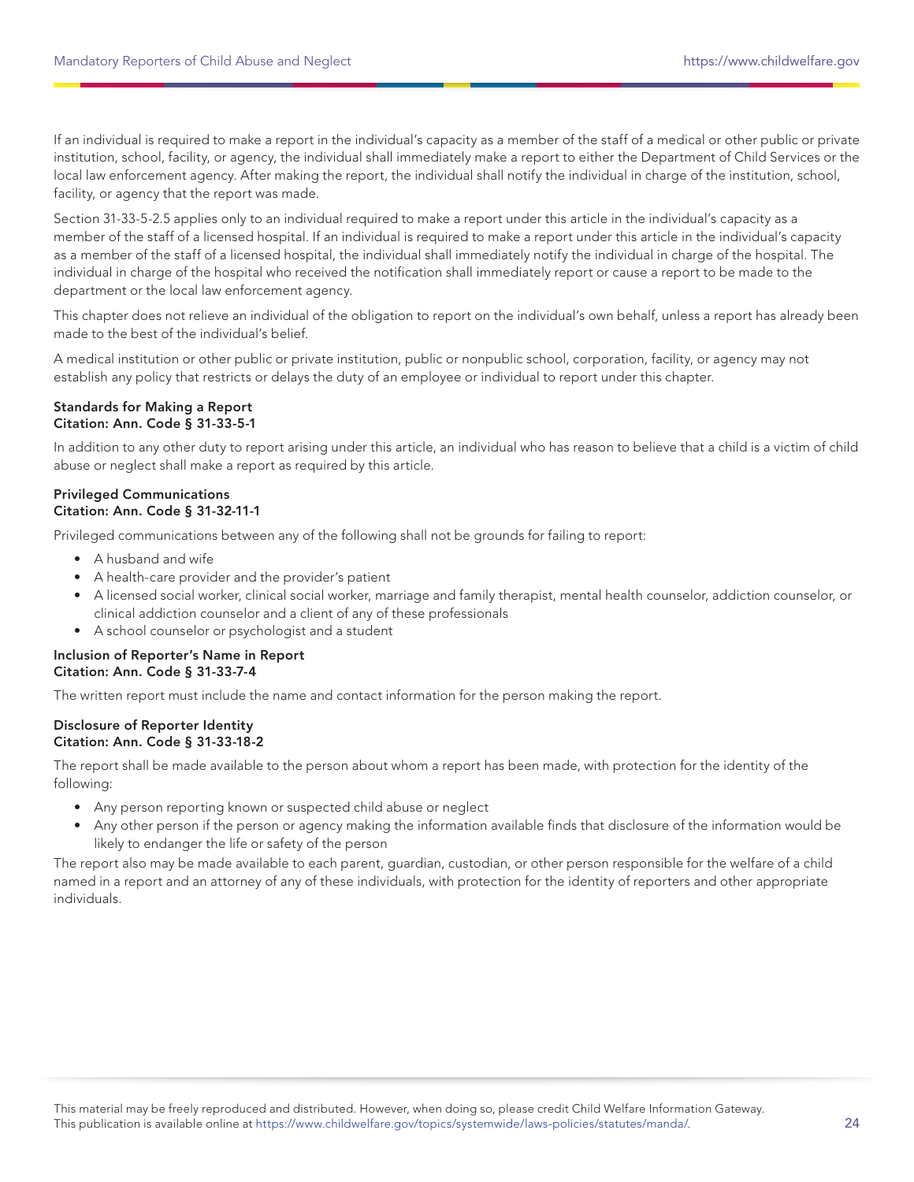If an individual is required to make a report in the individual's capacity as a member of the staff of a medical or other public or private institution, school, facility, or agency, the individual shall immediately make a report to either the Department of Child Services or the local law enforcement agency. After making the report, the individual shall notify the individual in charge of the institution, school, facility, or agency that the report was made.

Section 31-33-5-2.5 applies only to an individual required to make a report under this article in the individual's capacity as a member of the staff of a licensed hospital. If an individual is required to make a report under this article in the individual's capacity as a member of the staff of a licensed hospital, the individual shall immediately notify the individual in charge of the hospital. The individual in charge of the hospital who received the notification shall immediately report or cause a report to be made to the department or the local law enforcement agency.

This chapter does not relieve an individual of the obligation to report on the individual's own behalf, unless a report has already been made to the best of the individual's belief.

A medical institution or other public or private institution, public or nonpublic school, corporation, facility, or agency may not establish any policy that restricts or delays the duty of an employee or individual to report under this chapter.

**Standards for Making a Report**
**Citation: Ann. Code § 31-33-5-1**

In addition to any other duty to report arising under this article, an individual who has reason to believe that a child is a victim of child abuse or neglect shall make a report as required by this article.

**Privileged Communications**
**Citation: Ann. Code § 31-32-11-1**

Privileged communications between any of the following shall not be grounds for failing to report:

- A husband and wife
- A health-care provider and the provider's patient
- A licensed social worker, clinical social worker, marriage and family therapist, mental health counselor, addiction counselor, or clinical addiction counselor and a client of any of these professionals
- A school counselor or psychologist and a student

**Inclusion of Reporter's Name in Report**
**Citation: Ann. Code § 31-33-7-4**

The written report must include the name and contact information for the person making the report.

**Disclosure of Reporter Identity**
**Citation: Ann. Code § 31-33-18-2**

The report shall be made available to the person about whom a report has been made, with protection for the identity of the following:

- Any person reporting known or suspected child abuse or neglect
- Any other person if the person or agency making the information available finds that disclosure of the information would be likely to endanger the life or safety of the person

The report also may be made available to each parent, guardian, custodian, or other person responsible for the welfare of a child named in a report and an attorney of any of these individuals, with protection for the identity of reporters and other appropriate individuals.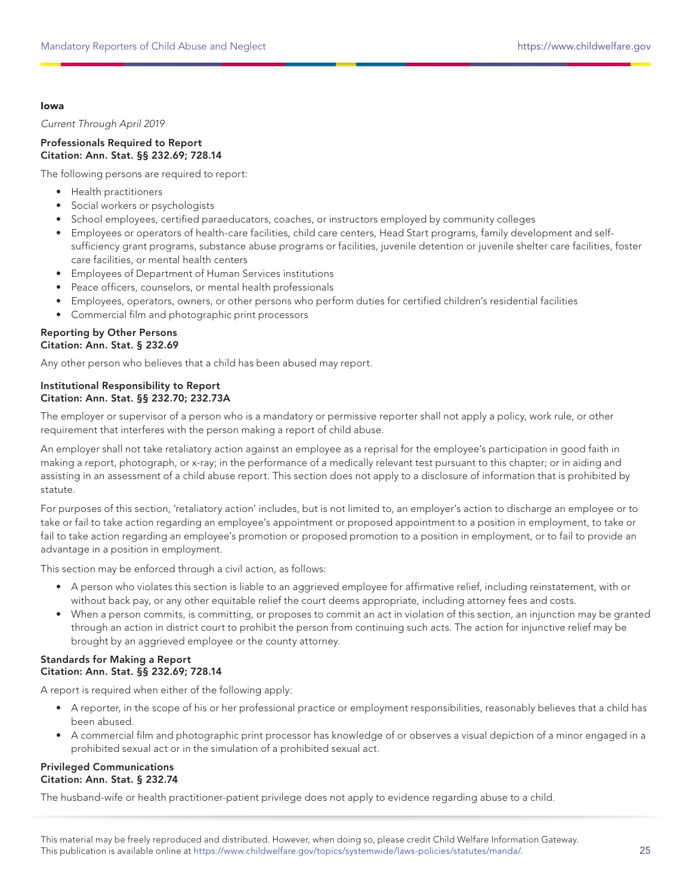## Iowa

*Current Through April 2019*

**Professionals Required to Report**
**Citation: Ann. Stat. §§ 232.69; 728.14**

The following persons are required to report:

- Health practitioners
- Social workers or psychologists
- School employees, certified paraeducators, coaches, or instructors employed by community colleges
- Employees or operators of health-care facilities, child care centers, Head Start programs, family development and self-sufficiency grant programs, substance abuse programs or facilities, juvenile detention or juvenile shelter care facilities, foster care facilities, or mental health centers
- Employees of Department of Human Services institutions
- Peace officers, counselors, or mental health professionals
- Employees, operators, owners, or other persons who perform duties for certified children's residential facilities
- Commercial film and photographic print processors

**Reporting by Other Persons**
**Citation: Ann. Stat. § 232.69**

Any other person who believes that a child has been abused may report.

**Institutional Responsibility to Report**
**Citation: Ann. Stat. §§ 232.70; 232.73A**

The employer or supervisor of a person who is a mandatory or permissive reporter shall not apply a policy, work rule, or other requirement that interferes with the person making a report of child abuse.

An employer shall not take retaliatory action against an employee as a reprisal for the employee's participation in good faith in making a report, photograph, or x-ray; in the performance of a medically relevant test pursuant to this chapter; or in aiding and assisting in an assessment of a child abuse report. This section does not apply to a disclosure of information that is prohibited by statute.

For purposes of this section, 'retaliatory action' includes, but is not limited to, an employer's action to discharge an employee or to take or fail to take action regarding an employee's appointment or proposed appointment to a position in employment, to take or fail to take action regarding an employee's promotion or proposed promotion to a position in employment, or to fail to provide an advantage in a position in employment.

This section may be enforced through a civil action, as follows:

- A person who violates this section is liable to an aggrieved employee for affirmative relief, including reinstatement, with or without back pay, or any other equitable relief the court deems appropriate, including attorney fees and costs.
- When a person commits, is committing, or proposes to commit an act in violation of this section, an injunction may be granted through an action in district court to prohibit the person from continuing such acts. The action for injunctive relief may be brought by an aggrieved employee or the county attorney.

**Standards for Making a Report**
**Citation: Ann. Stat. §§ 232.69; 728.14**

A report is required when either of the following apply:

- A reporter, in the scope of his or her professional practice or employment responsibilities, reasonably believes that a child has been abused.
- A commercial film and photographic print processor has knowledge of or observes a visual depiction of a minor engaged in a prohibited sexual act or in the simulation of a prohibited sexual act.

**Privileged Communications**
**Citation: Ann. Stat. § 232.74**

The husband-wife or health practitioner-patient privilege does not apply to evidence regarding abuse to a child.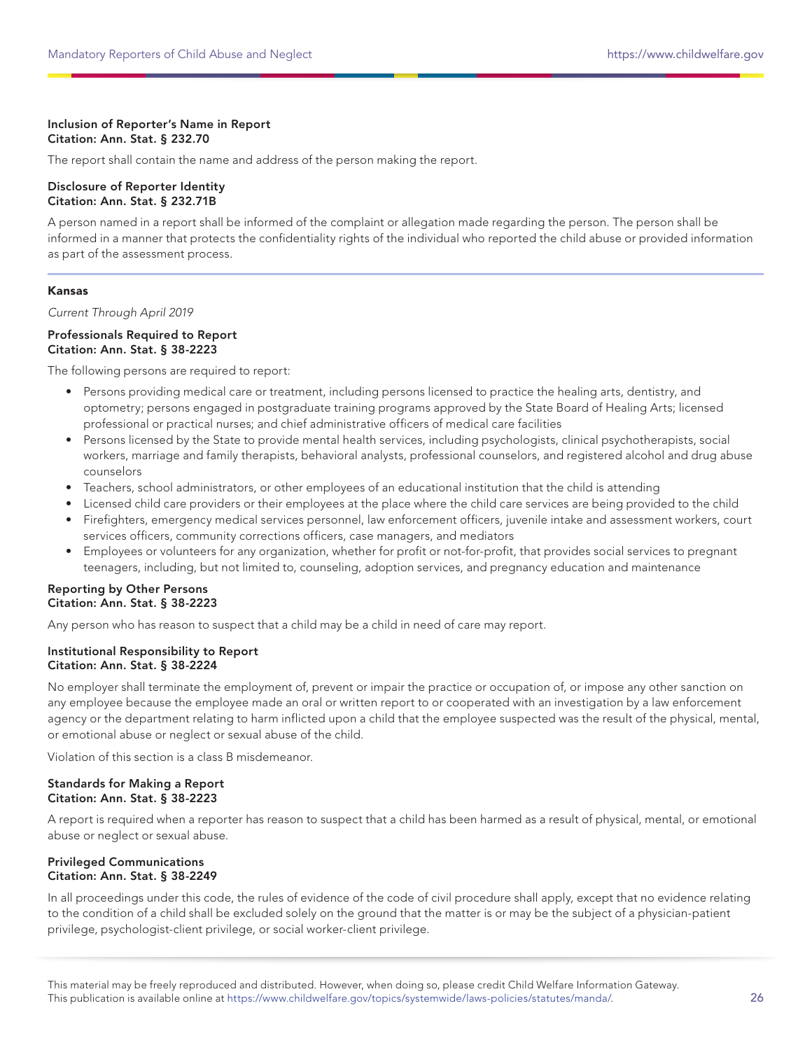**Inclusion of Reporter's Name in Report**
**Citation: Ann. Stat. § 232.70**

The report shall contain the name and address of the person making the report.

**Disclosure of Reporter Identity**
**Citation: Ann. Stat. § 232.71B**

A person named in a report shall be informed of the complaint or allegation made regarding the person. The person shall be informed in a manner that protects the confidentiality rights of the individual who reported the child abuse or provided information as part of the assessment process.

---

## Kansas

*Current Through April 2019*

**Professionals Required to Report**
**Citation: Ann. Stat. § 38-2223**

The following persons are required to report:

- Persons providing medical care or treatment, including persons licensed to practice the healing arts, dentistry, and optometry; persons engaged in postgraduate training programs approved by the State Board of Healing Arts; licensed professional or practical nurses; and chief administrative officers of medical care facilities
- Persons licensed by the State to provide mental health services, including psychologists, clinical psychotherapists, social workers, marriage and family therapists, behavioral analysts, professional counselors, and registered alcohol and drug abuse counselors
- Teachers, school administrators, or other employees of an educational institution that the child is attending
- Licensed child care providers or their employees at the place where the child care services are being provided to the child
- Firefighters, emergency medical services personnel, law enforcement officers, juvenile intake and assessment workers, court services officers, community corrections officers, case managers, and mediators
- Employees or volunteers for any organization, whether for profit or not-for-profit, that provides social services to pregnant teenagers, including, but not limited to, counseling, adoption services, and pregnancy education and maintenance

**Reporting by Other Persons**
**Citation: Ann. Stat. § 38-2223**

Any person who has reason to suspect that a child may be a child in need of care may report.

**Institutional Responsibility to Report**
**Citation: Ann. Stat. § 38-2224**

No employer shall terminate the employment of, prevent or impair the practice or occupation of, or impose any other sanction on any employee because the employee made an oral or written report to or cooperated with an investigation by a law enforcement agency or the department relating to harm inflicted upon a child that the employee suspected was the result of the physical, mental, or emotional abuse or neglect or sexual abuse of the child.

Violation of this section is a class B misdemeanor.

**Standards for Making a Report**
**Citation: Ann. Stat. § 38-2223**

A report is required when a reporter has reason to suspect that a child has been harmed as a result of physical, mental, or emotional abuse or neglect or sexual abuse.

**Privileged Communications**
**Citation: Ann. Stat. § 38-2249**

In all proceedings under this code, the rules of evidence of the code of civil procedure shall apply, except that no evidence relating to the condition of a child shall be excluded solely on the ground that the matter is or may be the subject of a physician-patient privilege, psychologist-client privilege, or social worker-client privilege.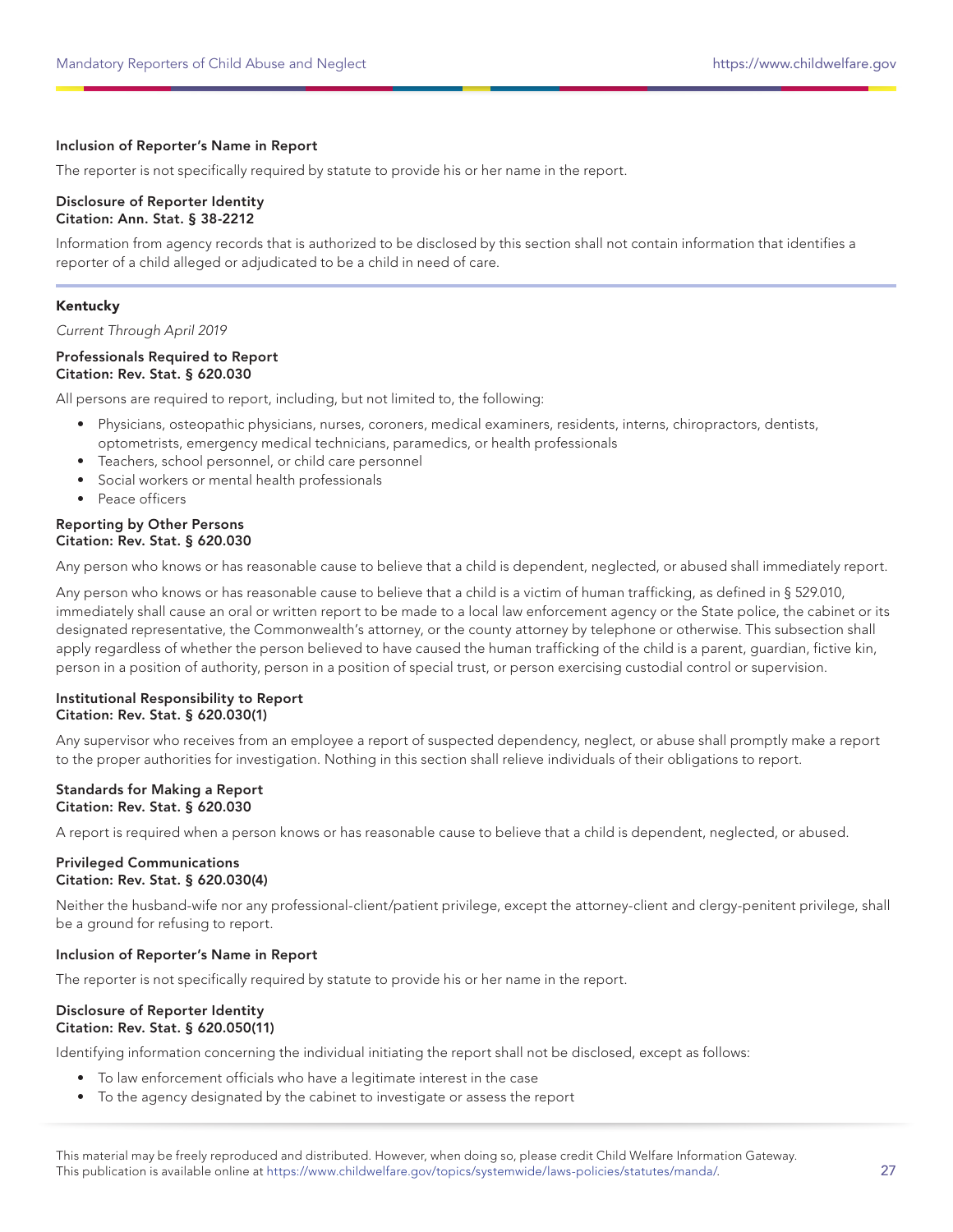**Inclusion of Reporter's Name in Report**

The reporter is not specifically required by statute to provide his or her name in the report.

**Disclosure of Reporter Identity**
**Citation: Ann. Stat. § 38-2212**

Information from agency records that is authorized to be disclosed by this section shall not contain information that identifies a reporter of a child alleged or adjudicated to be a child in need of care.

---

## Kentucky

*Current Through April 2019*

**Professionals Required to Report**
**Citation: Rev. Stat. § 620.030**

All persons are required to report, including, but not limited to, the following:

- Physicians, osteopathic physicians, nurses, coroners, medical examiners, residents, interns, chiropractors, dentists, optometrists, emergency medical technicians, paramedics, or health professionals
- Teachers, school personnel, or child care personnel
- Social workers or mental health professionals
- Peace officers

**Reporting by Other Persons**
**Citation: Rev. Stat. § 620.030**

Any person who knows or has reasonable cause to believe that a child is dependent, neglected, or abused shall immediately report.

Any person who knows or has reasonable cause to believe that a child is a victim of human trafficking, as defined in § 529.010, immediately shall cause an oral or written report to be made to a local law enforcement agency or the State police, the cabinet or its designated representative, the Commonwealth's attorney, or the county attorney by telephone or otherwise. This subsection shall apply regardless of whether the person believed to have caused the human trafficking of the child is a parent, guardian, fictive kin, person in a position of authority, person in a position of special trust, or person exercising custodial control or supervision.

**Institutional Responsibility to Report**
**Citation: Rev. Stat. § 620.030(1)**

Any supervisor who receives from an employee a report of suspected dependency, neglect, or abuse shall promptly make a report to the proper authorities for investigation. Nothing in this section shall relieve individuals of their obligations to report.

**Standards for Making a Report**
**Citation: Rev. Stat. § 620.030**

A report is required when a person knows or has reasonable cause to believe that a child is dependent, neglected, or abused.

**Privileged Communications**
**Citation: Rev. Stat. § 620.030(4)**

Neither the husband-wife nor any professional-client/patient privilege, except the attorney-client and clergy-penitent privilege, shall be a ground for refusing to report.

**Inclusion of Reporter's Name in Report**

The reporter is not specifically required by statute to provide his or her name in the report.

**Disclosure of Reporter Identity**
**Citation: Rev. Stat. § 620.050(11)**

Identifying information concerning the individual initiating the report shall not be disclosed, except as follows:

- To law enforcement officials who have a legitimate interest in the case
- To the agency designated by the cabinet to investigate or assess the report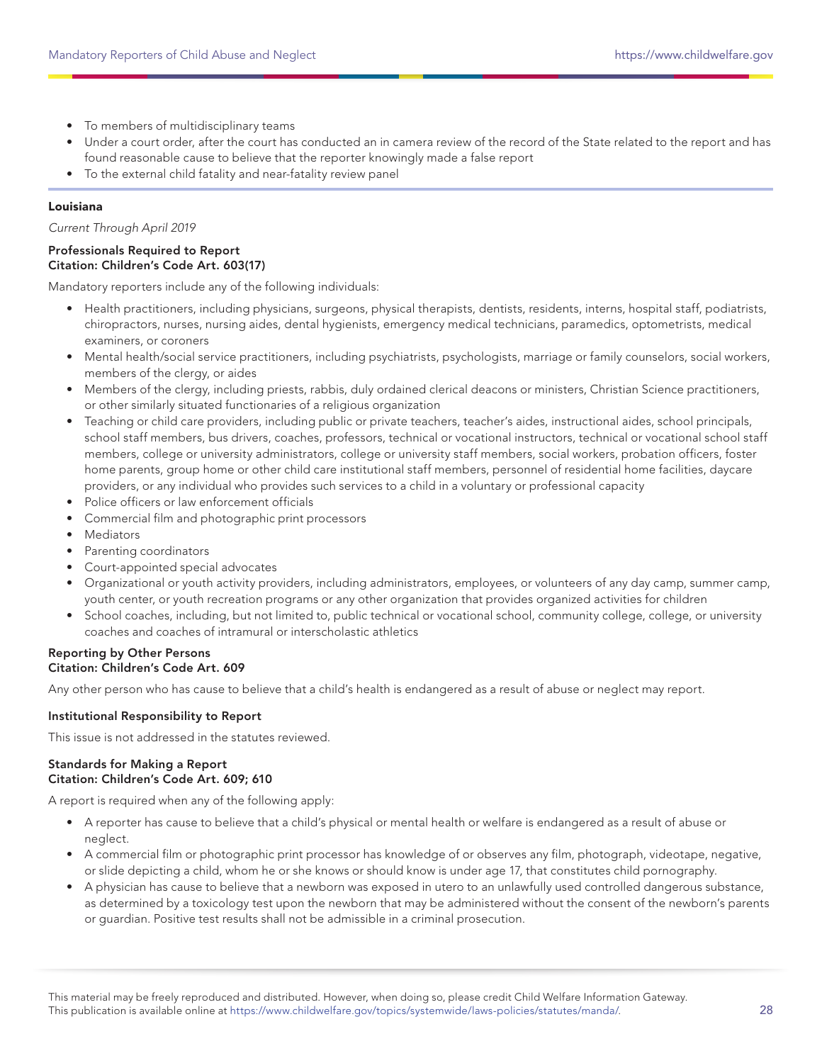- To members of multidisciplinary teams
- Under a court order, after the court has conducted an in camera review of the record of the State related to the report and has found reasonable cause to believe that the reporter knowingly made a false report
- To the external child fatality and near-fatality review panel

## Louisiana

*Current Through April 2019*

**Professionals Required to Report**
**Citation: Children's Code Art. 603(17)**

Mandatory reporters include any of the following individuals:

- Health practitioners, including physicians, surgeons, physical therapists, dentists, residents, interns, hospital staff, podiatrists, chiropractors, nurses, nursing aides, dental hygienists, emergency medical technicians, paramedics, optometrists, medical examiners, or coroners
- Mental health/social service practitioners, including psychiatrists, psychologists, marriage or family counselors, social workers, members of the clergy, or aides
- Members of the clergy, including priests, rabbis, duly ordained clerical deacons or ministers, Christian Science practitioners, or other similarly situated functionaries of a religious organization
- Teaching or child care providers, including public or private teachers, teacher's aides, instructional aides, school principals, school staff members, bus drivers, coaches, professors, technical or vocational instructors, technical or vocational school staff members, college or university administrators, college or university staff members, social workers, probation officers, foster home parents, group home or other child care institutional staff members, personnel of residential home facilities, daycare providers, or any individual who provides such services to a child in a voluntary or professional capacity
- Police officers or law enforcement officials
- Commercial film and photographic print processors
- Mediators
- Parenting coordinators
- Court-appointed special advocates
- Organizational or youth activity providers, including administrators, employees, or volunteers of any day camp, summer camp, youth center, or youth recreation programs or any other organization that provides organized activities for children
- School coaches, including, but not limited to, public technical or vocational school, community college, college, or university coaches and coaches of intramural or interscholastic athletics

**Reporting by Other Persons**
**Citation: Children's Code Art. 609**

Any other person who has cause to believe that a child's health is endangered as a result of abuse or neglect may report.

**Institutional Responsibility to Report**

This issue is not addressed in the statutes reviewed.

**Standards for Making a Report**
**Citation: Children's Code Art. 609; 610**

A report is required when any of the following apply:

- A reporter has cause to believe that a child's physical or mental health or welfare is endangered as a result of abuse or neglect.
- A commercial film or photographic print processor has knowledge of or observes any film, photograph, videotape, negative, or slide depicting a child, whom he or she knows or should know is under age 17, that constitutes child pornography.
- A physician has cause to believe that a newborn was exposed in utero to an unlawfully used controlled dangerous substance, as determined by a toxicology test upon the newborn that may be administered without the consent of the newborn's parents or guardian. Positive test results shall not be admissible in a criminal prosecution.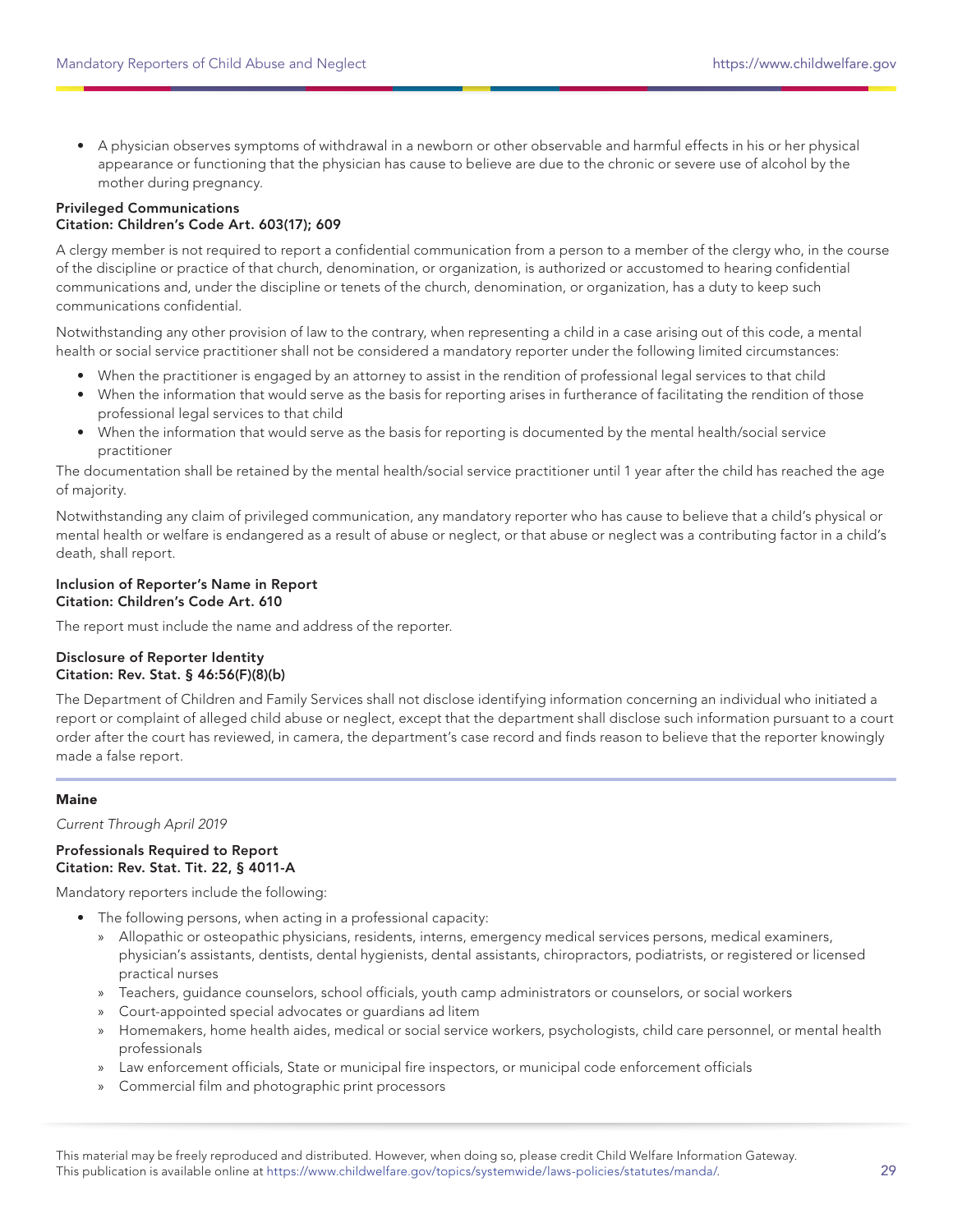- A physician observes symptoms of withdrawal in a newborn or other observable and harmful effects in his or her physical appearance or functioning that the physician has cause to believe are due to the chronic or severe use of alcohol by the mother during pregnancy.

**Privileged Communications**
**Citation: Children's Code Art. 603(17); 609**

A clergy member is not required to report a confidential communication from a person to a member of the clergy who, in the course of the discipline or practice of that church, denomination, or organization, is authorized or accustomed to hearing confidential communications and, under the discipline or tenets of the church, denomination, or organization, has a duty to keep such communications confidential.

Notwithstanding any other provision of law to the contrary, when representing a child in a case arising out of this code, a mental health or social service practitioner shall not be considered a mandatory reporter under the following limited circumstances:

- When the practitioner is engaged by an attorney to assist in the rendition of professional legal services to that child
- When the information that would serve as the basis for reporting arises in furtherance of facilitating the rendition of those professional legal services to that child
- When the information that would serve as the basis for reporting is documented by the mental health/social service practitioner

The documentation shall be retained by the mental health/social service practitioner until 1 year after the child has reached the age of majority.

Notwithstanding any claim of privileged communication, any mandatory reporter who has cause to believe that a child's physical or mental health or welfare is endangered as a result of abuse or neglect, or that abuse or neglect was a contributing factor in a child's death, shall report.

**Inclusion of Reporter's Name in Report**
**Citation: Children's Code Art. 610**

The report must include the name and address of the reporter.

**Disclosure of Reporter Identity**
**Citation: Rev. Stat. § 46:56(F)(8)(b)**

The Department of Children and Family Services shall not disclose identifying information concerning an individual who initiated a report or complaint of alleged child abuse or neglect, except that the department shall disclose such information pursuant to a court order after the court has reviewed, in camera, the department's case record and finds reason to believe that the reporter knowingly made a false report.

## Maine

*Current Through April 2019*

**Professionals Required to Report**
**Citation: Rev. Stat. Tit. 22, § 4011-A**

Mandatory reporters include the following:

- The following persons, when acting in a professional capacity:
  - Allopathic or osteopathic physicians, residents, interns, emergency medical services persons, medical examiners, physician's assistants, dentists, dental hygienists, dental assistants, chiropractors, podiatrists, or registered or licensed practical nurses
  - Teachers, guidance counselors, school officials, youth camp administrators or counselors, or social workers
  - Court-appointed special advocates or guardians ad litem
  - Homemakers, home health aides, medical or social service workers, psychologists, child care personnel, or mental health professionals
  - Law enforcement officials, State or municipal fire inspectors, or municipal code enforcement officials
  - Commercial film and photographic print processors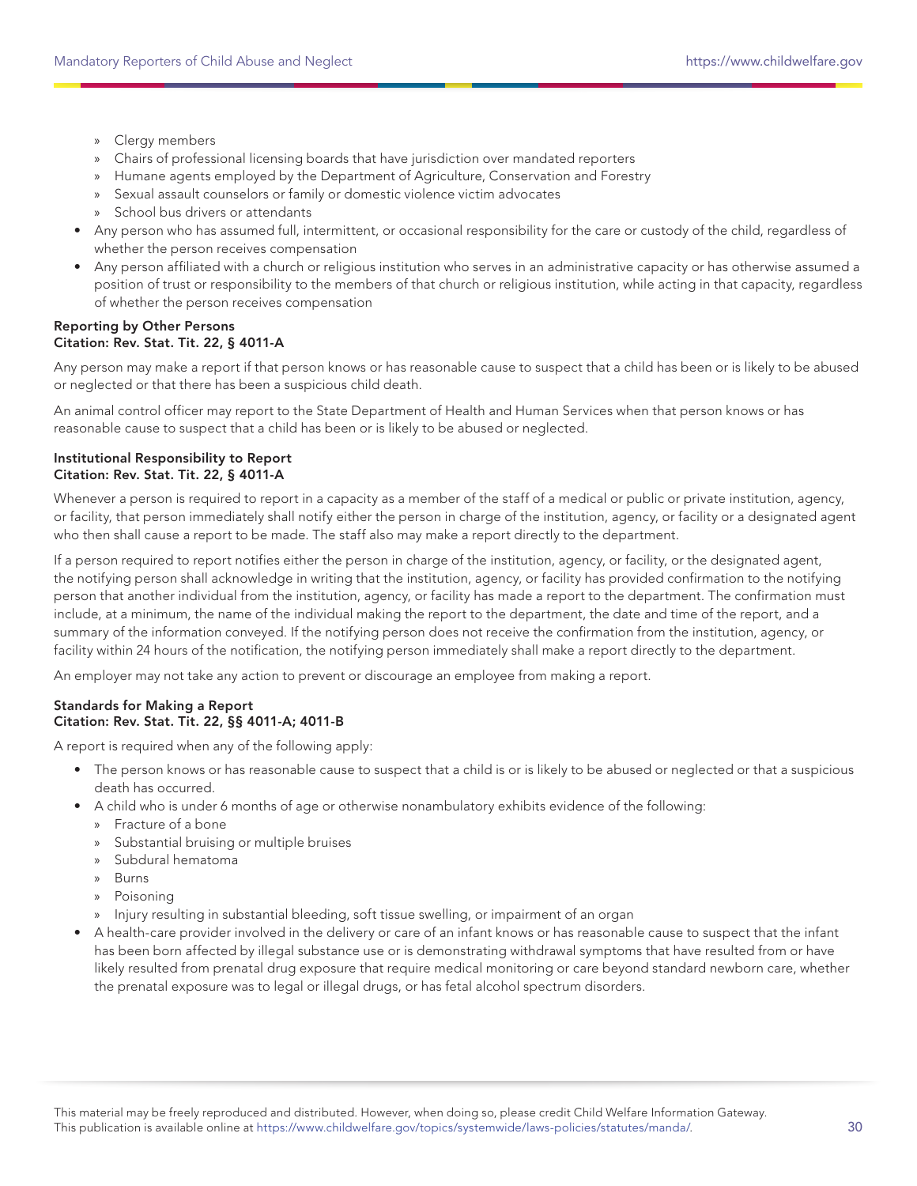- Clergy members
  - Chairs of professional licensing boards that have jurisdiction over mandated reporters
  - Humane agents employed by the Department of Agriculture, Conservation and Forestry
  - Sexual assault counselors or family or domestic violence victim advocates
  - School bus drivers or attendants
- Any person who has assumed full, intermittent, or occasional responsibility for the care or custody of the child, regardless of whether the person receives compensation
- Any person affiliated with a church or religious institution who serves in an administrative capacity or has otherwise assumed a position of trust or responsibility to the members of that church or religious institution, while acting in that capacity, regardless of whether the person receives compensation

**Reporting by Other Persons**
**Citation: Rev. Stat. Tit. 22, § 4011-A**

Any person may make a report if that person knows or has reasonable cause to suspect that a child has been or is likely to be abused or neglected or that there has been a suspicious child death.

An animal control officer may report to the State Department of Health and Human Services when that person knows or has reasonable cause to suspect that a child has been or is likely to be abused or neglected.

**Institutional Responsibility to Report**
**Citation: Rev. Stat. Tit. 22, § 4011-A**

Whenever a person is required to report in a capacity as a member of the staff of a medical or public or private institution, agency, or facility, that person immediately shall notify either the person in charge of the institution, agency, or facility or a designated agent who then shall cause a report to be made. The staff also may make a report directly to the department.

If a person required to report notifies either the person in charge of the institution, agency, or facility, or the designated agent, the notifying person shall acknowledge in writing that the institution, agency, or facility has provided confirmation to the notifying person that another individual from the institution, agency, or facility has made a report to the department. The confirmation must include, at a minimum, the name of the individual making the report to the department, the date and time of the report, and a summary of the information conveyed. If the notifying person does not receive the confirmation from the institution, agency, or facility within 24 hours of the notification, the notifying person immediately shall make a report directly to the department.

An employer may not take any action to prevent or discourage an employee from making a report.

**Standards for Making a Report**
**Citation: Rev. Stat. Tit. 22, §§ 4011-A; 4011-B**

A report is required when any of the following apply:

- The person knows or has reasonable cause to suspect that a child is or is likely to be abused or neglected or that a suspicious death has occurred.
- A child who is under 6 months of age or otherwise nonambulatory exhibits evidence of the following:
  - Fracture of a bone
  - Substantial bruising or multiple bruises
  - Subdural hematoma
  - Burns
  - Poisoning
  - Injury resulting in substantial bleeding, soft tissue swelling, or impairment of an organ
- A health-care provider involved in the delivery or care of an infant knows or has reasonable cause to suspect that the infant has been born affected by illegal substance use or is demonstrating withdrawal symptoms that have resulted from or have likely resulted from prenatal drug exposure that require medical monitoring or care beyond standard newborn care, whether the prenatal exposure was to legal or illegal drugs, or has fetal alcohol spectrum disorders.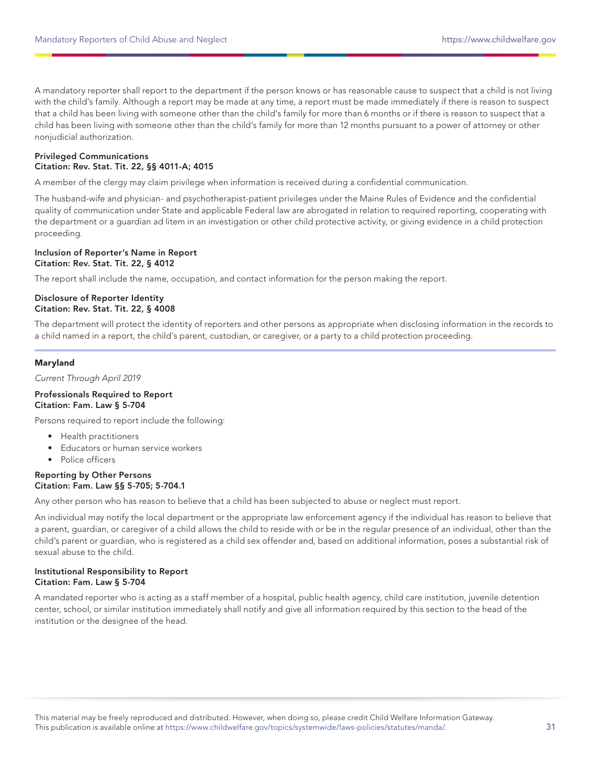A mandatory reporter shall report to the department if the person knows or has reasonable cause to suspect that a child is not living with the child's family. Although a report may be made at any time, a report must be made immediately if there is reason to suspect that a child has been living with someone other than the child's family for more than 6 months or if there is reason to suspect that a child has been living with someone other than the child's family for more than 12 months pursuant to a power of attorney or other nonjudicial authorization.

**Privileged Communications**
**Citation: Rev. Stat. Tit. 22, §§ 4011-A; 4015**

A member of the clergy may claim privilege when information is received during a confidential communication.

The husband-wife and physician- and psychotherapist-patient privileges under the Maine Rules of Evidence and the confidential quality of communication under State and applicable Federal law are abrogated in relation to required reporting, cooperating with the department or a guardian ad litem in an investigation or other child protective activity, or giving evidence in a child protection proceeding.

**Inclusion of Reporter's Name in Report**
**Citation: Rev. Stat. Tit. 22, § 4012**

The report shall include the name, occupation, and contact information for the person making the report.

**Disclosure of Reporter Identity**
**Citation: Rev. Stat. Tit. 22, § 4008**

The department will protect the identity of reporters and other persons as appropriate when disclosing information in the records to a child named in a report, the child's parent, custodian, or caregiver, or a party to a child protection proceeding.

---

## Maryland

*Current Through April 2019*

**Professionals Required to Report**
**Citation: Fam. Law § 5-704**

Persons required to report include the following:

- Health practitioners
- Educators or human service workers
- Police officers

**Reporting by Other Persons**
**Citation: Fam. Law §§ 5-705; 5-704.1**

Any other person who has reason to believe that a child has been subjected to abuse or neglect must report.

An individual may notify the local department or the appropriate law enforcement agency if the individual has reason to believe that a parent, guardian, or caregiver of a child allows the child to reside with or be in the regular presence of an individual, other than the child's parent or guardian, who is registered as a child sex offender and, based on additional information, poses a substantial risk of sexual abuse to the child.

**Institutional Responsibility to Report**
**Citation: Fam. Law § 5-704**

A mandated reporter who is acting as a staff member of a hospital, public health agency, child care institution, juvenile detention center, school, or similar institution immediately shall notify and give all information required by this section to the head of the institution or the designee of the head.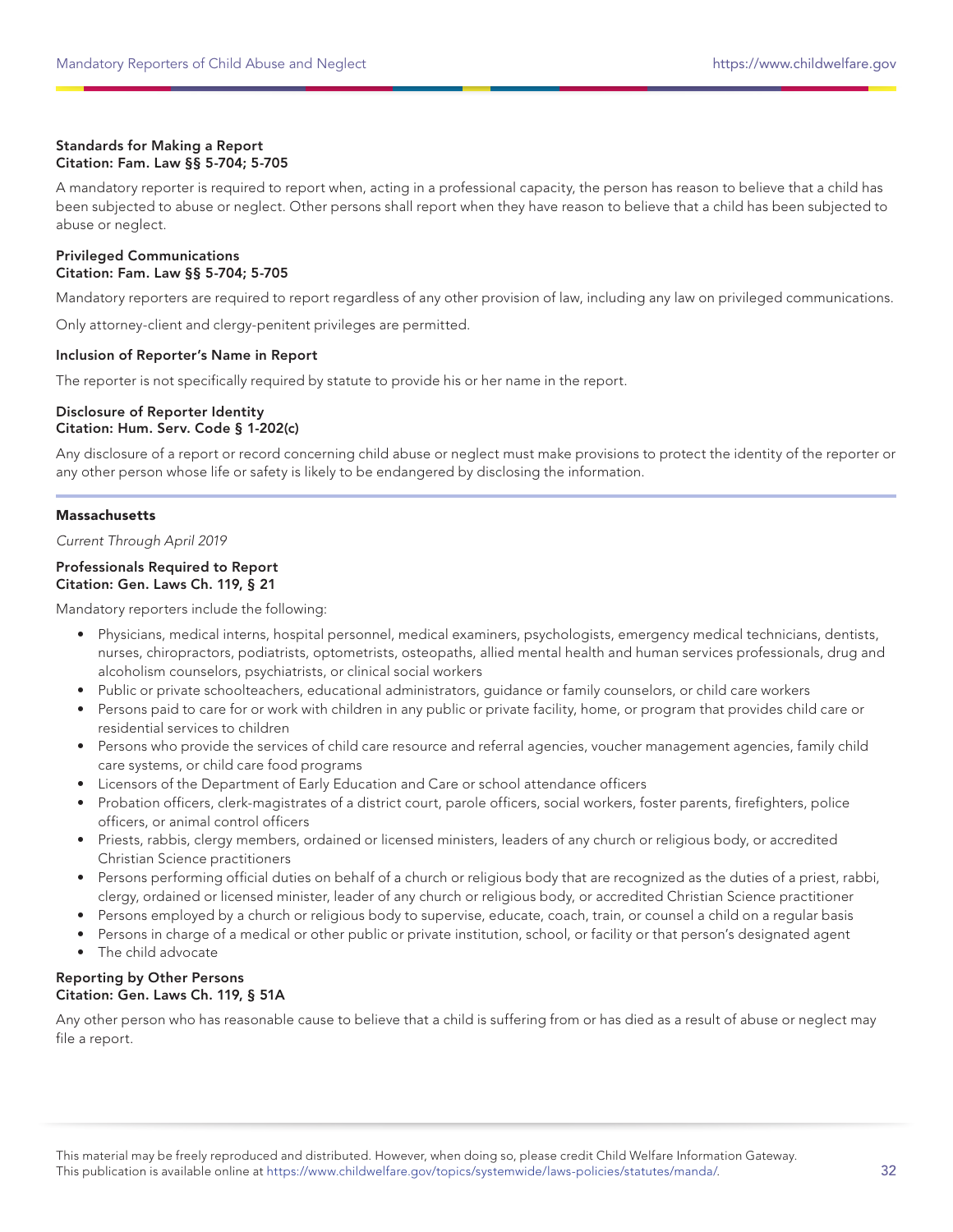**Standards for Making a Report**
**Citation: Fam. Law §§ 5-704; 5-705**

A mandatory reporter is required to report when, acting in a professional capacity, the person has reason to believe that a child has been subjected to abuse or neglect. Other persons shall report when they have reason to believe that a child has been subjected to abuse or neglect.

**Privileged Communications**
**Citation: Fam. Law §§ 5-704; 5-705**

Mandatory reporters are required to report regardless of any other provision of law, including any law on privileged communications.

Only attorney-client and clergy-penitent privileges are permitted.

**Inclusion of Reporter's Name in Report**

The reporter is not specifically required by statute to provide his or her name in the report.

**Disclosure of Reporter Identity**
**Citation: Hum. Serv. Code § 1-202(c)**

Any disclosure of a report or record concerning child abuse or neglect must make provisions to protect the identity of the reporter or any other person whose life or safety is likely to be endangered by disclosing the information.

## Massachusetts

*Current Through April 2019*

**Professionals Required to Report**
**Citation: Gen. Laws Ch. 119, § 21**

Mandatory reporters include the following:

- Physicians, medical interns, hospital personnel, medical examiners, psychologists, emergency medical technicians, dentists, nurses, chiropractors, podiatrists, optometrists, osteopaths, allied mental health and human services professionals, drug and alcoholism counselors, psychiatrists, or clinical social workers
- Public or private schoolteachers, educational administrators, guidance or family counselors, or child care workers
- Persons paid to care for or work with children in any public or private facility, home, or program that provides child care or residential services to children
- Persons who provide the services of child care resource and referral agencies, voucher management agencies, family child care systems, or child care food programs
- Licensors of the Department of Early Education and Care or school attendance officers
- Probation officers, clerk-magistrates of a district court, parole officers, social workers, foster parents, firefighters, police officers, or animal control officers
- Priests, rabbis, clergy members, ordained or licensed ministers, leaders of any church or religious body, or accredited Christian Science practitioners
- Persons performing official duties on behalf of a church or religious body that are recognized as the duties of a priest, rabbi, clergy, ordained or licensed minister, leader of any church or religious body, or accredited Christian Science practitioner
- Persons employed by a church or religious body to supervise, educate, coach, train, or counsel a child on a regular basis
- Persons in charge of a medical or other public or private institution, school, or facility or that person's designated agent
- The child advocate

**Reporting by Other Persons**
**Citation: Gen. Laws Ch. 119, § 51A**

Any other person who has reasonable cause to believe that a child is suffering from or has died as a result of abuse or neglect may file a report.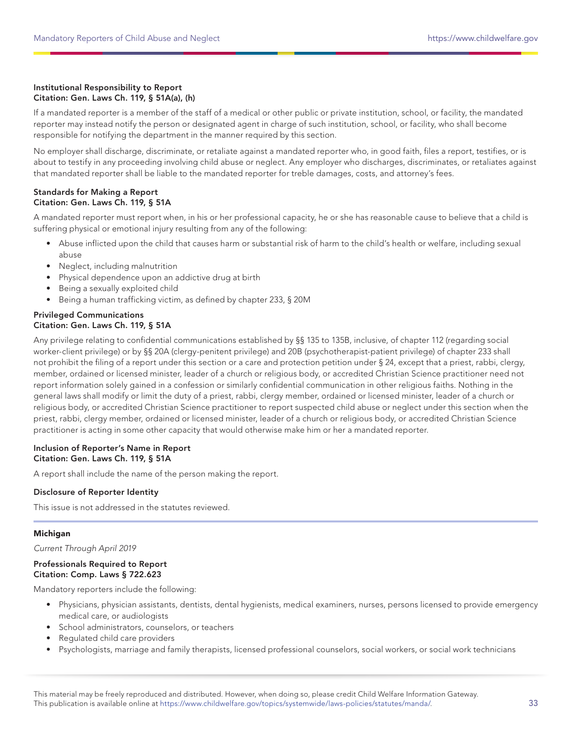**Institutional Responsibility to Report**
**Citation: Gen. Laws Ch. 119, § 51A(a), (h)**

If a mandated reporter is a member of the staff of a medical or other public or private institution, school, or facility, the mandated reporter may instead notify the person or designated agent in charge of such institution, school, or facility, who shall become responsible for notifying the department in the manner required by this section.

No employer shall discharge, discriminate, or retaliate against a mandated reporter who, in good faith, files a report, testifies, or is about to testify in any proceeding involving child abuse or neglect. Any employer who discharges, discriminates, or retaliates against that mandated reporter shall be liable to the mandated reporter for treble damages, costs, and attorney's fees.

**Standards for Making a Report**
**Citation: Gen. Laws Ch. 119, § 51A**

A mandated reporter must report when, in his or her professional capacity, he or she has reasonable cause to believe that a child is suffering physical or emotional injury resulting from any of the following:

- Abuse inflicted upon the child that causes harm or substantial risk of harm to the child's health or welfare, including sexual abuse
- Neglect, including malnutrition
- Physical dependence upon an addictive drug at birth
- Being a sexually exploited child
- Being a human trafficking victim, as defined by chapter 233, § 20M

**Privileged Communications**
**Citation: Gen. Laws Ch. 119, § 51A**

Any privilege relating to confidential communications established by §§ 135 to 135B, inclusive, of chapter 112 (regarding social worker-client privilege) or by §§ 20A (clergy-penitent privilege) and 20B (psychotherapist-patient privilege) of chapter 233 shall not prohibit the filing of a report under this section or a care and protection petition under § 24, except that a priest, rabbi, clergy, member, ordained or licensed minister, leader of a church or religious body, or accredited Christian Science practitioner need not report information solely gained in a confession or similarly confidential communication in other religious faiths. Nothing in the general laws shall modify or limit the duty of a priest, rabbi, clergy member, ordained or licensed minister, leader of a church or religious body, or accredited Christian Science practitioner to report suspected child abuse or neglect under this section when the priest, rabbi, clergy member, ordained or licensed minister, leader of a church or religious body, or accredited Christian Science practitioner is acting in some other capacity that would otherwise make him or her a mandated reporter.

**Inclusion of Reporter's Name in Report**
**Citation: Gen. Laws Ch. 119, § 51A**

A report shall include the name of the person making the report.

**Disclosure of Reporter Identity**

This issue is not addressed in the statutes reviewed.

---

## Michigan

*Current Through April 2019*

**Professionals Required to Report**
**Citation: Comp. Laws § 722.623**

Mandatory reporters include the following:

- Physicians, physician assistants, dentists, dental hygienists, medical examiners, nurses, persons licensed to provide emergency medical care, or audiologists
- School administrators, counselors, or teachers
- Regulated child care providers
- Psychologists, marriage and family therapists, licensed professional counselors, social workers, or social work technicians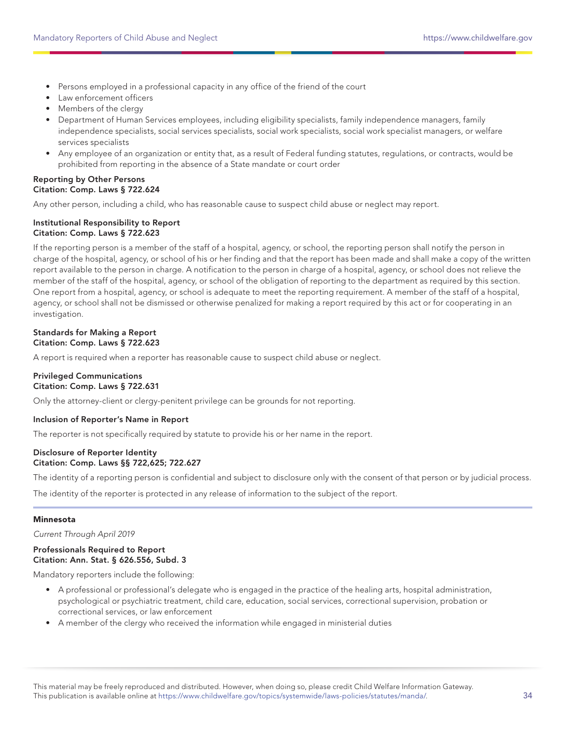- Persons employed in a professional capacity in any office of the friend of the court
- Law enforcement officers
- Members of the clergy
- Department of Human Services employees, including eligibility specialists, family independence managers, family independence specialists, social services specialists, social work specialists, social work specialist managers, or welfare services specialists
- Any employee of an organization or entity that, as a result of Federal funding statutes, regulations, or contracts, would be prohibited from reporting in the absence of a State mandate or court order

**Reporting by Other Persons**
**Citation: Comp. Laws § 722.624**

Any other person, including a child, who has reasonable cause to suspect child abuse or neglect may report.

**Institutional Responsibility to Report**
**Citation: Comp. Laws § 722.623**

If the reporting person is a member of the staff of a hospital, agency, or school, the reporting person shall notify the person in charge of the hospital, agency, or school of his or her finding and that the report has been made and shall make a copy of the written report available to the person in charge. A notification to the person in charge of a hospital, agency, or school does not relieve the member of the staff of the hospital, agency, or school of the obligation of reporting to the department as required by this section. One report from a hospital, agency, or school is adequate to meet the reporting requirement. A member of the staff of a hospital, agency, or school shall not be dismissed or otherwise penalized for making a report required by this act or for cooperating in an investigation.

**Standards for Making a Report**
**Citation: Comp. Laws § 722.623**

A report is required when a reporter has reasonable cause to suspect child abuse or neglect.

**Privileged Communications**
**Citation: Comp. Laws § 722.631**

Only the attorney-client or clergy-penitent privilege can be grounds for not reporting.

**Inclusion of Reporter's Name in Report**

The reporter is not specifically required by statute to provide his or her name in the report.

**Disclosure of Reporter Identity**
**Citation: Comp. Laws §§ 722,625; 722.627**

The identity of a reporting person is confidential and subject to disclosure only with the consent of that person or by judicial process.

The identity of the reporter is protected in any release of information to the subject of the report.

---

## Minnesota

*Current Through April 2019*

**Professionals Required to Report**
**Citation: Ann. Stat. § 626.556, Subd. 3**

Mandatory reporters include the following:

- A professional or professional's delegate who is engaged in the practice of the healing arts, hospital administration, psychological or psychiatric treatment, child care, education, social services, correctional supervision, probation or correctional services, or law enforcement
- A member of the clergy who received the information while engaged in ministerial duties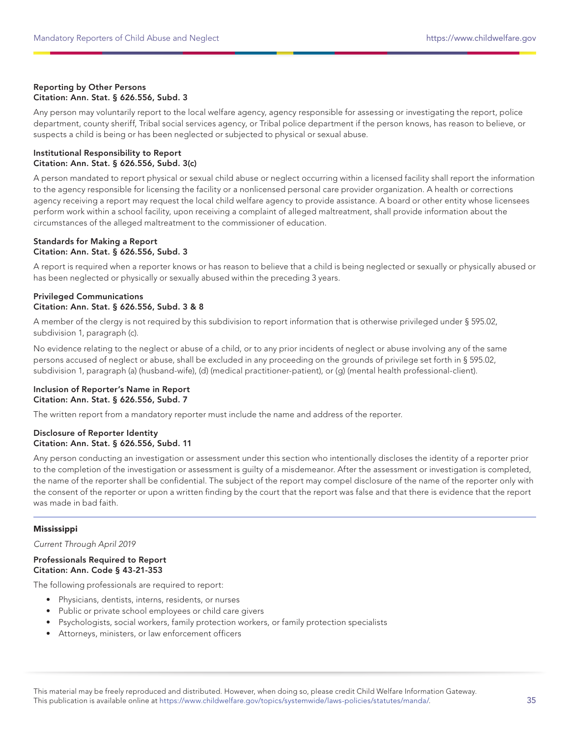**Reporting by Other Persons**
**Citation: Ann. Stat. § 626.556, Subd. 3**

Any person may voluntarily report to the local welfare agency, agency responsible for assessing or investigating the report, police department, county sheriff, Tribal social services agency, or Tribal police department if the person knows, has reason to believe, or suspects a child is being or has been neglected or subjected to physical or sexual abuse.

**Institutional Responsibility to Report**
**Citation: Ann. Stat. § 626.556, Subd. 3(c)**

A person mandated to report physical or sexual child abuse or neglect occurring within a licensed facility shall report the information to the agency responsible for licensing the facility or a nonlicensed personal care provider organization. A health or corrections agency receiving a report may request the local child welfare agency to provide assistance. A board or other entity whose licensees perform work within a school facility, upon receiving a complaint of alleged maltreatment, shall provide information about the circumstances of the alleged maltreatment to the commissioner of education.

**Standards for Making a Report**
**Citation: Ann. Stat. § 626.556, Subd. 3**

A report is required when a reporter knows or has reason to believe that a child is being neglected or sexually or physically abused or has been neglected or physically or sexually abused within the preceding 3 years.

**Privileged Communications**
**Citation: Ann. Stat. § 626.556, Subd. 3 & 8**

A member of the clergy is not required by this subdivision to report information that is otherwise privileged under § 595.02, subdivision 1, paragraph (c).

No evidence relating to the neglect or abuse of a child, or to any prior incidents of neglect or abuse involving any of the same persons accused of neglect or abuse, shall be excluded in any proceeding on the grounds of privilege set forth in § 595.02, subdivision 1, paragraph (a) (husband-wife), (d) (medical practitioner-patient), or (g) (mental health professional-client).

**Inclusion of Reporter's Name in Report**
**Citation: Ann. Stat. § 626.556, Subd. 7**

The written report from a mandatory reporter must include the name and address of the reporter.

**Disclosure of Reporter Identity**
**Citation: Ann. Stat. § 626.556, Subd. 11**

Any person conducting an investigation or assessment under this section who intentionally discloses the identity of a reporter prior to the completion of the investigation or assessment is guilty of a misdemeanor. After the assessment or investigation is completed, the name of the reporter shall be confidential. The subject of the report may compel disclosure of the name of the reporter only with the consent of the reporter or upon a written finding by the court that the report was false and that there is evidence that the report was made in bad faith.

---

## Mississippi

*Current Through April 2019*

**Professionals Required to Report**
**Citation: Ann. Code § 43-21-353**

The following professionals are required to report:

- Physicians, dentists, interns, residents, or nurses
- Public or private school employees or child care givers
- Psychologists, social workers, family protection workers, or family protection specialists
- Attorneys, ministers, or law enforcement officers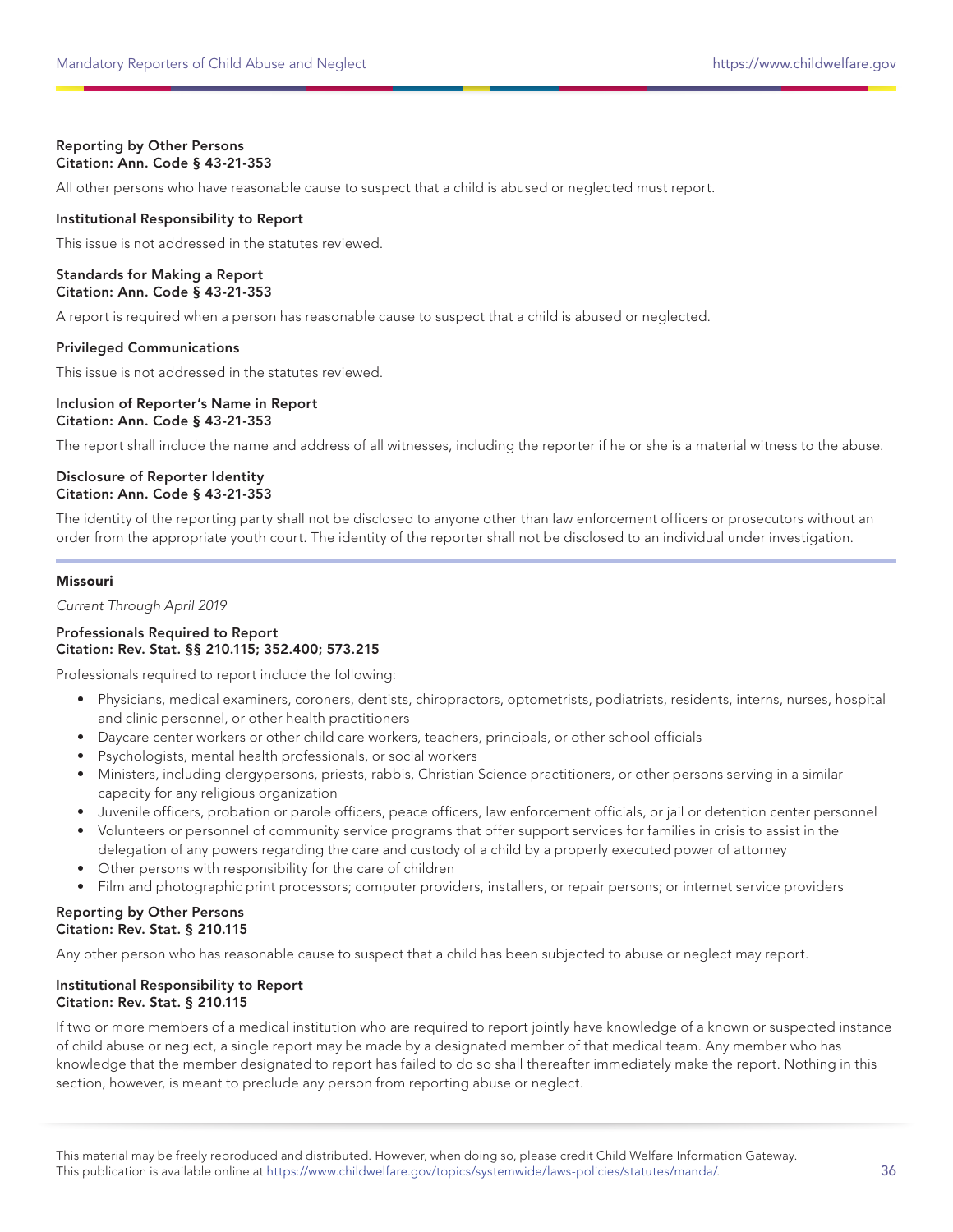**Reporting by Other Persons**
**Citation: Ann. Code § 43-21-353**

All other persons who have reasonable cause to suspect that a child is abused or neglected must report.

**Institutional Responsibility to Report**

This issue is not addressed in the statutes reviewed.

**Standards for Making a Report**
**Citation: Ann. Code § 43-21-353**

A report is required when a person has reasonable cause to suspect that a child is abused or neglected.

**Privileged Communications**

This issue is not addressed in the statutes reviewed.

**Inclusion of Reporter's Name in Report**
**Citation: Ann. Code § 43-21-353**

The report shall include the name and address of all witnesses, including the reporter if he or she is a material witness to the abuse.

**Disclosure of Reporter Identity**
**Citation: Ann. Code § 43-21-353**

The identity of the reporting party shall not be disclosed to anyone other than law enforcement officers or prosecutors without an order from the appropriate youth court. The identity of the reporter shall not be disclosed to an individual under investigation.

---

## Missouri

*Current Through April 2019*

**Professionals Required to Report**
**Citation: Rev. Stat. §§ 210.115; 352.400; 573.215**

Professionals required to report include the following:

- Physicians, medical examiners, coroners, dentists, chiropractors, optometrists, podiatrists, residents, interns, nurses, hospital and clinic personnel, or other health practitioners
- Daycare center workers or other child care workers, teachers, principals, or other school officials
- Psychologists, mental health professionals, or social workers
- Ministers, including clergypersons, priests, rabbis, Christian Science practitioners, or other persons serving in a similar capacity for any religious organization
- Juvenile officers, probation or parole officers, peace officers, law enforcement officials, or jail or detention center personnel
- Volunteers or personnel of community service programs that offer support services for families in crisis to assist in the delegation of any powers regarding the care and custody of a child by a properly executed power of attorney
- Other persons with responsibility for the care of children
- Film and photographic print processors; computer providers, installers, or repair persons; or internet service providers

**Reporting by Other Persons**
**Citation: Rev. Stat. § 210.115**

Any other person who has reasonable cause to suspect that a child has been subjected to abuse or neglect may report.

**Institutional Responsibility to Report**
**Citation: Rev. Stat. § 210.115**

If two or more members of a medical institution who are required to report jointly have knowledge of a known or suspected instance of child abuse or neglect, a single report may be made by a designated member of that medical team. Any member who has knowledge that the member designated to report has failed to do so shall thereafter immediately make the report. Nothing in this section, however, is meant to preclude any person from reporting abuse or neglect.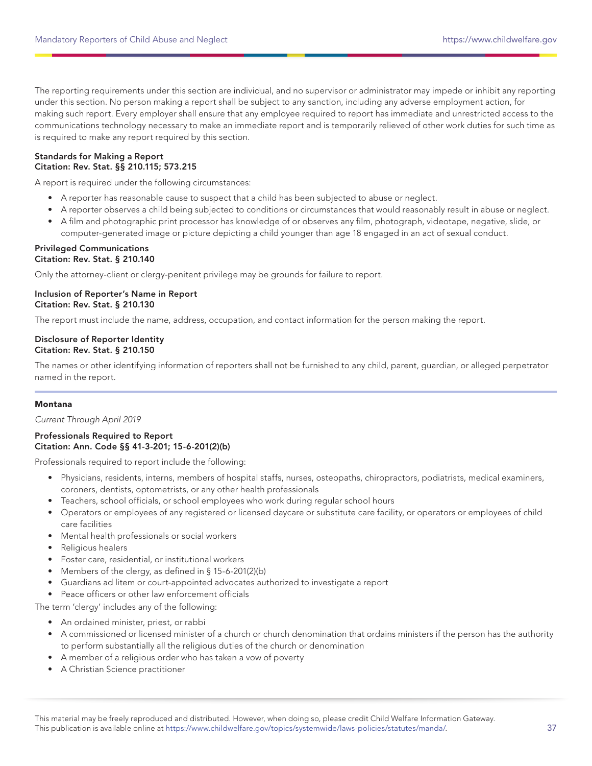The reporting requirements under this section are individual, and no supervisor or administrator may impede or inhibit any reporting under this section. No person making a report shall be subject to any sanction, including any adverse employment action, for making such report. Every employer shall ensure that any employee required to report has immediate and unrestricted access to the communications technology necessary to make an immediate report and is temporarily relieved of other work duties for such time as is required to make any report required by this section.

**Standards for Making a Report**
**Citation: Rev. Stat. §§ 210.115; 573.215**

A report is required under the following circumstances:

- A reporter has reasonable cause to suspect that a child has been subjected to abuse or neglect.
- A reporter observes a child being subjected to conditions or circumstances that would reasonably result in abuse or neglect.
- A film and photographic print processor has knowledge of or observes any film, photograph, videotape, negative, slide, or computer-generated image or picture depicting a child younger than age 18 engaged in an act of sexual conduct.

**Privileged Communications**
**Citation: Rev. Stat. § 210.140**

Only the attorney-client or clergy-penitent privilege may be grounds for failure to report.

**Inclusion of Reporter's Name in Report**
**Citation: Rev. Stat. § 210.130**

The report must include the name, address, occupation, and contact information for the person making the report.

**Disclosure of Reporter Identity**
**Citation: Rev. Stat. § 210.150**

The names or other identifying information of reporters shall not be furnished to any child, parent, guardian, or alleged perpetrator named in the report.

---

## Montana

*Current Through April 2019*

**Professionals Required to Report**
**Citation: Ann. Code §§ 41-3-201; 15-6-201(2)(b)**

Professionals required to report include the following:

- Physicians, residents, interns, members of hospital staffs, nurses, osteopaths, chiropractors, podiatrists, medical examiners, coroners, dentists, optometrists, or any other health professionals
- Teachers, school officials, or school employees who work during regular school hours
- Operators or employees of any registered or licensed daycare or substitute care facility, or operators or employees of child care facilities
- Mental health professionals or social workers
- Religious healers
- Foster care, residential, or institutional workers
- Members of the clergy, as defined in § 15-6-201(2)(b)
- Guardians ad litem or court-appointed advocates authorized to investigate a report
- Peace officers or other law enforcement officials

The term 'clergy' includes any of the following:

- An ordained minister, priest, or rabbi
- A commissioned or licensed minister of a church or church denomination that ordains ministers if the person has the authority to perform substantially all the religious duties of the church or denomination
- A member of a religious order who has taken a vow of poverty
- A Christian Science practitioner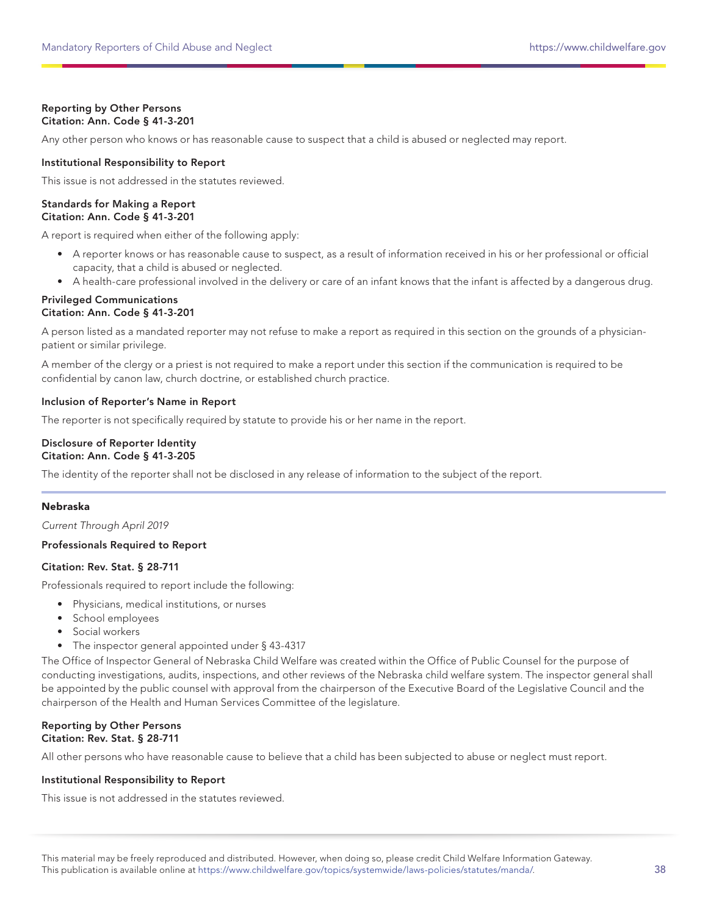**Reporting by Other Persons**
**Citation: Ann. Code § 41-3-201**

Any other person who knows or has reasonable cause to suspect that a child is abused or neglected may report.

**Institutional Responsibility to Report**

This issue is not addressed in the statutes reviewed.

**Standards for Making a Report**
**Citation: Ann. Code § 41-3-201**

A report is required when either of the following apply:

- A reporter knows or has reasonable cause to suspect, as a result of information received in his or her professional or official capacity, that a child is abused or neglected.
- A health-care professional involved in the delivery or care of an infant knows that the infant is affected by a dangerous drug.

**Privileged Communications**
**Citation: Ann. Code § 41-3-201**

A person listed as a mandated reporter may not refuse to make a report as required in this section on the grounds of a physician-patient or similar privilege.

A member of the clergy or a priest is not required to make a report under this section if the communication is required to be confidential by canon law, church doctrine, or established church practice.

**Inclusion of Reporter's Name in Report**

The reporter is not specifically required by statute to provide his or her name in the report.

**Disclosure of Reporter Identity**
**Citation: Ann. Code § 41-3-205**

The identity of the reporter shall not be disclosed in any release of information to the subject of the report.

---

## Nebraska

*Current Through April 2019*

**Professionals Required to Report**

**Citation: Rev. Stat. § 28-711**

Professionals required to report include the following:

- Physicians, medical institutions, or nurses
- School employees
- Social workers
- The inspector general appointed under § 43-4317

The Office of Inspector General of Nebraska Child Welfare was created within the Office of Public Counsel for the purpose of conducting investigations, audits, inspections, and other reviews of the Nebraska child welfare system. The inspector general shall be appointed by the public counsel with approval from the chairperson of the Executive Board of the Legislative Council and the chairperson of the Health and Human Services Committee of the legislature.

**Reporting by Other Persons**
**Citation: Rev. Stat. § 28-711**

All other persons who have reasonable cause to believe that a child has been subjected to abuse or neglect must report.

**Institutional Responsibility to Report**

This issue is not addressed in the statutes reviewed.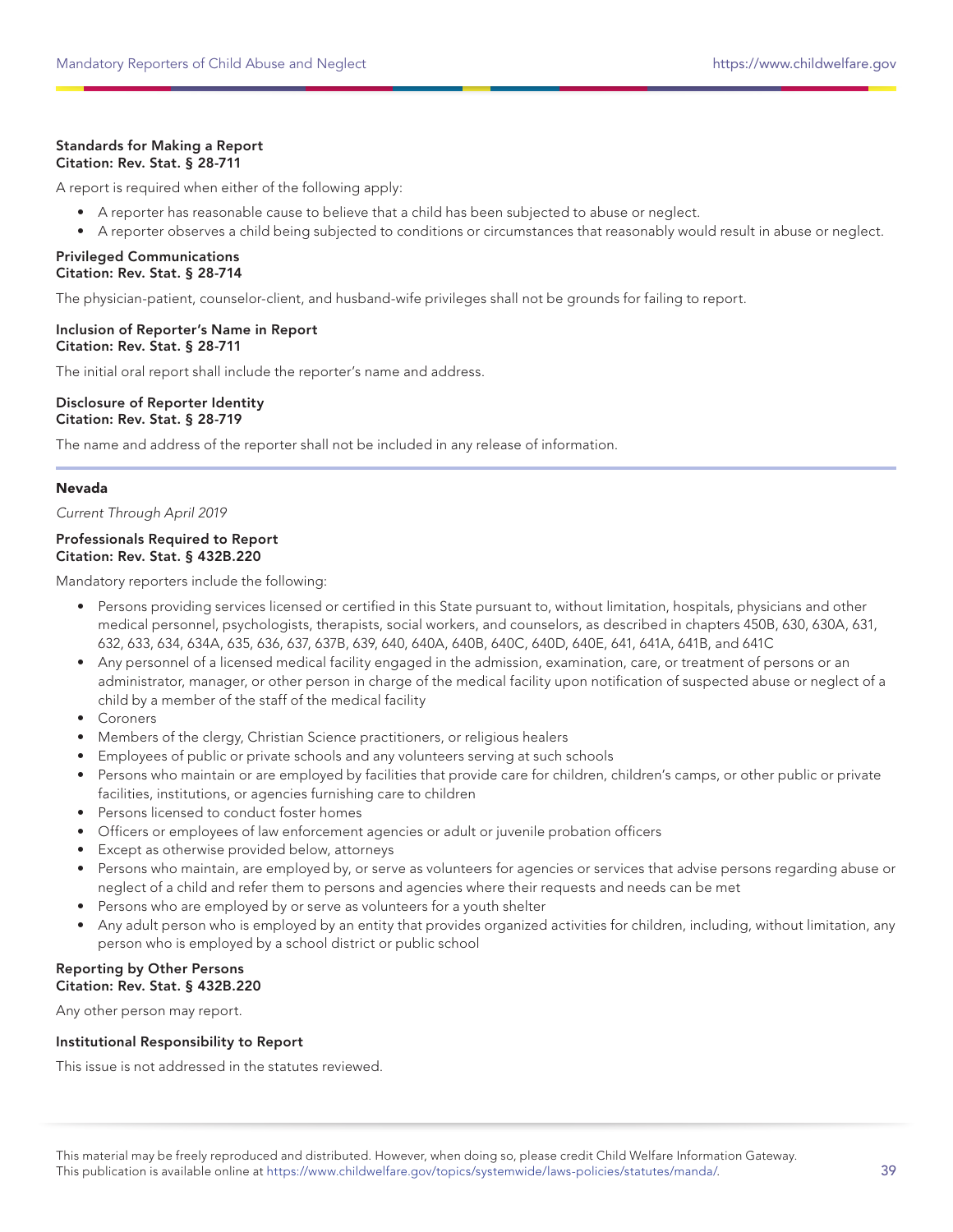**Standards for Making a Report**
**Citation: Rev. Stat. § 28-711**

A report is required when either of the following apply:

- A reporter has reasonable cause to believe that a child has been subjected to abuse or neglect.
- A reporter observes a child being subjected to conditions or circumstances that reasonably would result in abuse or neglect.

**Privileged Communications**
**Citation: Rev. Stat. § 28-714**

The physician-patient, counselor-client, and husband-wife privileges shall not be grounds for failing to report.

**Inclusion of Reporter's Name in Report**
**Citation: Rev. Stat. § 28-711**

The initial oral report shall include the reporter's name and address.

**Disclosure of Reporter Identity**
**Citation: Rev. Stat. § 28-719**

The name and address of the reporter shall not be included in any release of information.

## Nevada

*Current Through April 2019*

**Professionals Required to Report**
**Citation: Rev. Stat. § 432B.220**

Mandatory reporters include the following:

- Persons providing services licensed or certified in this State pursuant to, without limitation, hospitals, physicians and other medical personnel, psychologists, therapists, social workers, and counselors, as described in chapters 450B, 630, 630A, 631, 632, 633, 634, 634A, 635, 636, 637, 637B, 639, 640, 640A, 640B, 640C, 640D, 640E, 641, 641A, 641B, and 641C
- Any personnel of a licensed medical facility engaged in the admission, examination, care, or treatment of persons or an administrator, manager, or other person in charge of the medical facility upon notification of suspected abuse or neglect of a child by a member of the staff of the medical facility
- Coroners
- Members of the clergy, Christian Science practitioners, or religious healers
- Employees of public or private schools and any volunteers serving at such schools
- Persons who maintain or are employed by facilities that provide care for children, children's camps, or other public or private facilities, institutions, or agencies furnishing care to children
- Persons licensed to conduct foster homes
- Officers or employees of law enforcement agencies or adult or juvenile probation officers
- Except as otherwise provided below, attorneys
- Persons who maintain, are employed by, or serve as volunteers for agencies or services that advise persons regarding abuse or neglect of a child and refer them to persons and agencies where their requests and needs can be met
- Persons who are employed by or serve as volunteers for a youth shelter
- Any adult person who is employed by an entity that provides organized activities for children, including, without limitation, any person who is employed by a school district or public school

**Reporting by Other Persons**
**Citation: Rev. Stat. § 432B.220**

Any other person may report.

**Institutional Responsibility to Report**

This issue is not addressed in the statutes reviewed.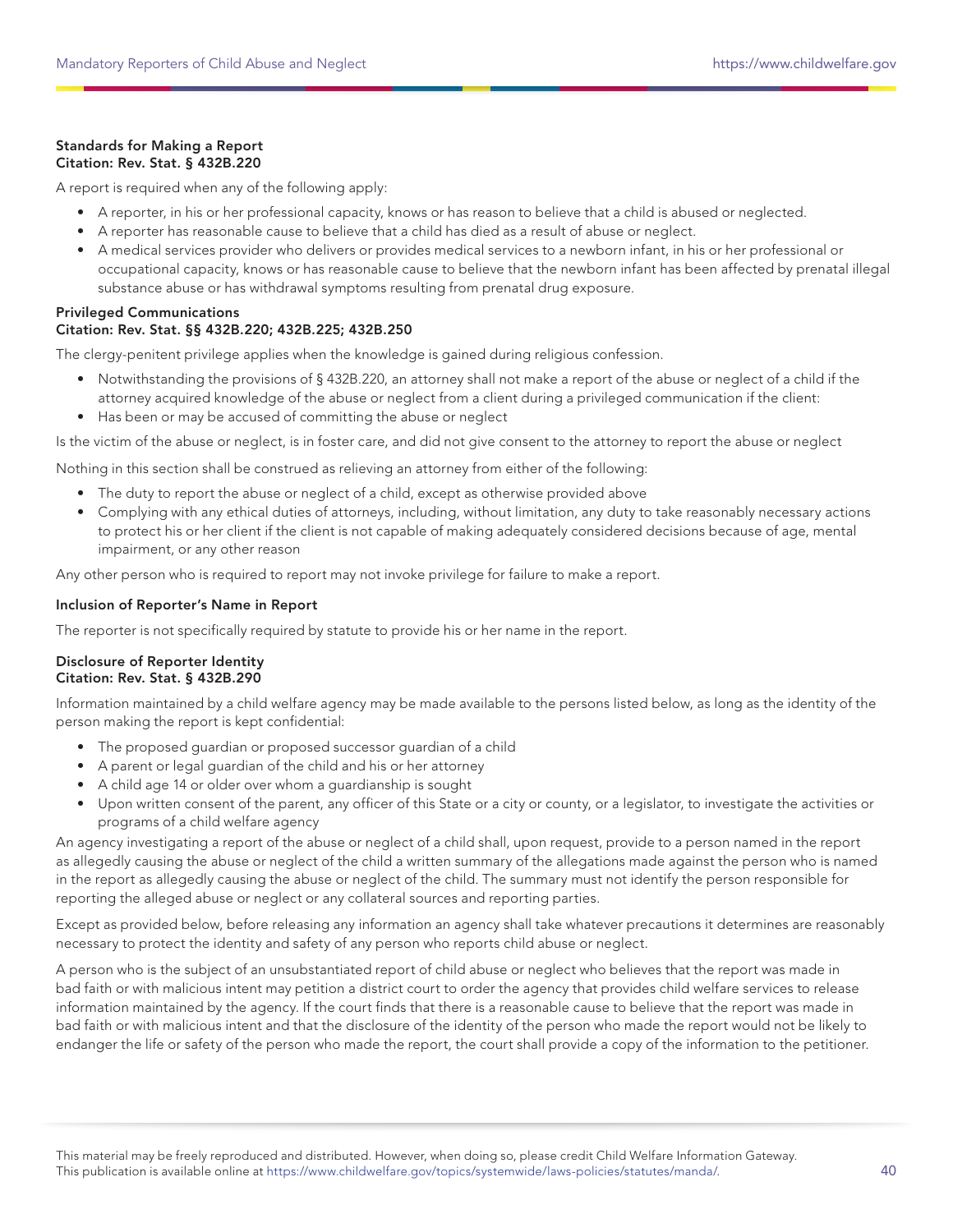**Standards for Making a Report**
**Citation: Rev. Stat. § 432B.220**

A report is required when any of the following apply:

- A reporter, in his or her professional capacity, knows or has reason to believe that a child is abused or neglected.
- A reporter has reasonable cause to believe that a child has died as a result of abuse or neglect.
- A medical services provider who delivers or provides medical services to a newborn infant, in his or her professional or occupational capacity, knows or has reasonable cause to believe that the newborn infant has been affected by prenatal illegal substance abuse or has withdrawal symptoms resulting from prenatal drug exposure.

**Privileged Communications**
**Citation: Rev. Stat. §§ 432B.220; 432B.225; 432B.250**

The clergy-penitent privilege applies when the knowledge is gained during religious confession.

- Notwithstanding the provisions of § 432B.220, an attorney shall not make a report of the abuse or neglect of a child if the attorney acquired knowledge of the abuse or neglect from a client during a privileged communication if the client:
- Has been or may be accused of committing the abuse or neglect

Is the victim of the abuse or neglect, is in foster care, and did not give consent to the attorney to report the abuse or neglect

Nothing in this section shall be construed as relieving an attorney from either of the following:

- The duty to report the abuse or neglect of a child, except as otherwise provided above
- Complying with any ethical duties of attorneys, including, without limitation, any duty to take reasonably necessary actions to protect his or her client if the client is not capable of making adequately considered decisions because of age, mental impairment, or any other reason

Any other person who is required to report may not invoke privilege for failure to make a report.

**Inclusion of Reporter's Name in Report**

The reporter is not specifically required by statute to provide his or her name in the report.

**Disclosure of Reporter Identity**
**Citation: Rev. Stat. § 432B.290**

Information maintained by a child welfare agency may be made available to the persons listed below, as long as the identity of the person making the report is kept confidential:

- The proposed guardian or proposed successor guardian of a child
- A parent or legal guardian of the child and his or her attorney
- A child age 14 or older over whom a guardianship is sought
- Upon written consent of the parent, any officer of this State or a city or county, or a legislator, to investigate the activities or programs of a child welfare agency

An agency investigating a report of the abuse or neglect of a child shall, upon request, provide to a person named in the report as allegedly causing the abuse or neglect of the child a written summary of the allegations made against the person who is named in the report as allegedly causing the abuse or neglect of the child. The summary must not identify the person responsible for reporting the alleged abuse or neglect or any collateral sources and reporting parties.

Except as provided below, before releasing any information an agency shall take whatever precautions it determines are reasonably necessary to protect the identity and safety of any person who reports child abuse or neglect.

A person who is the subject of an unsubstantiated report of child abuse or neglect who believes that the report was made in bad faith or with malicious intent may petition a district court to order the agency that provides child welfare services to release information maintained by the agency. If the court finds that there is a reasonable cause to believe that the report was made in bad faith or with malicious intent and that the disclosure of the identity of the person who made the report would not be likely to endanger the life or safety of the person who made the report, the court shall provide a copy of the information to the petitioner.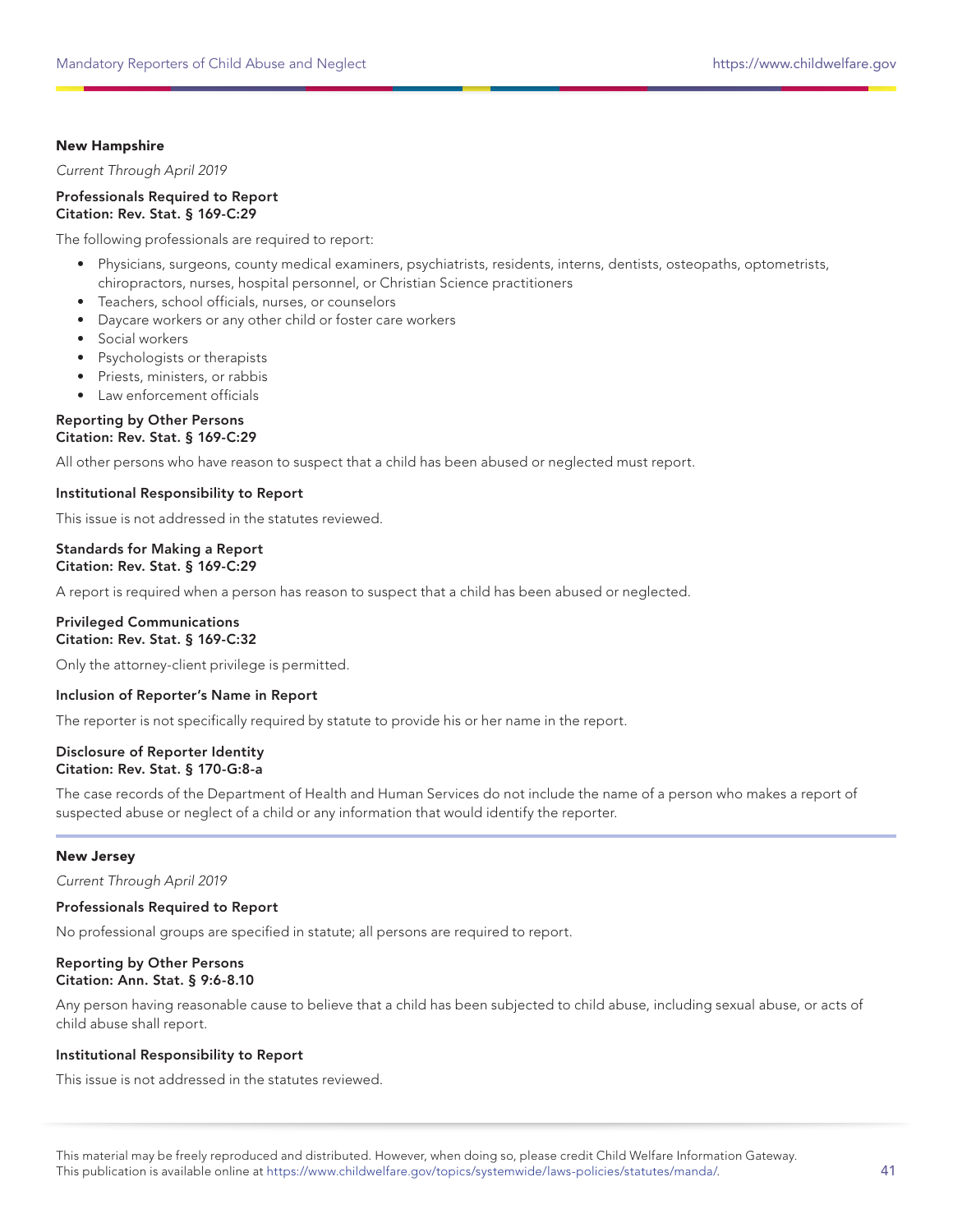## New Hampshire

*Current Through April 2019*

**Professionals Required to Report**
**Citation: Rev. Stat. § 169-C:29**

The following professionals are required to report:

- Physicians, surgeons, county medical examiners, psychiatrists, residents, interns, dentists, osteopaths, optometrists, chiropractors, nurses, hospital personnel, or Christian Science practitioners
- Teachers, school officials, nurses, or counselors
- Daycare workers or any other child or foster care workers
- Social workers
- Psychologists or therapists
- Priests, ministers, or rabbis
- Law enforcement officials

**Reporting by Other Persons**
**Citation: Rev. Stat. § 169-C:29**

All other persons who have reason to suspect that a child has been abused or neglected must report.

**Institutional Responsibility to Report**

This issue is not addressed in the statutes reviewed.

**Standards for Making a Report**
**Citation: Rev. Stat. § 169-C:29**

A report is required when a person has reason to suspect that a child has been abused or neglected.

**Privileged Communications**
**Citation: Rev. Stat. § 169-C:32**

Only the attorney-client privilege is permitted.

**Inclusion of Reporter's Name in Report**

The reporter is not specifically required by statute to provide his or her name in the report.

**Disclosure of Reporter Identity**
**Citation: Rev. Stat. § 170-G:8-a**

The case records of the Department of Health and Human Services do not include the name of a person who makes a report of suspected abuse or neglect of a child or any information that would identify the reporter.

## New Jersey

*Current Through April 2019*

**Professionals Required to Report**

No professional groups are specified in statute; all persons are required to report.

**Reporting by Other Persons**
**Citation: Ann. Stat. § 9:6-8.10**

Any person having reasonable cause to believe that a child has been subjected to child abuse, including sexual abuse, or acts of child abuse shall report.

**Institutional Responsibility to Report**

This issue is not addressed in the statutes reviewed.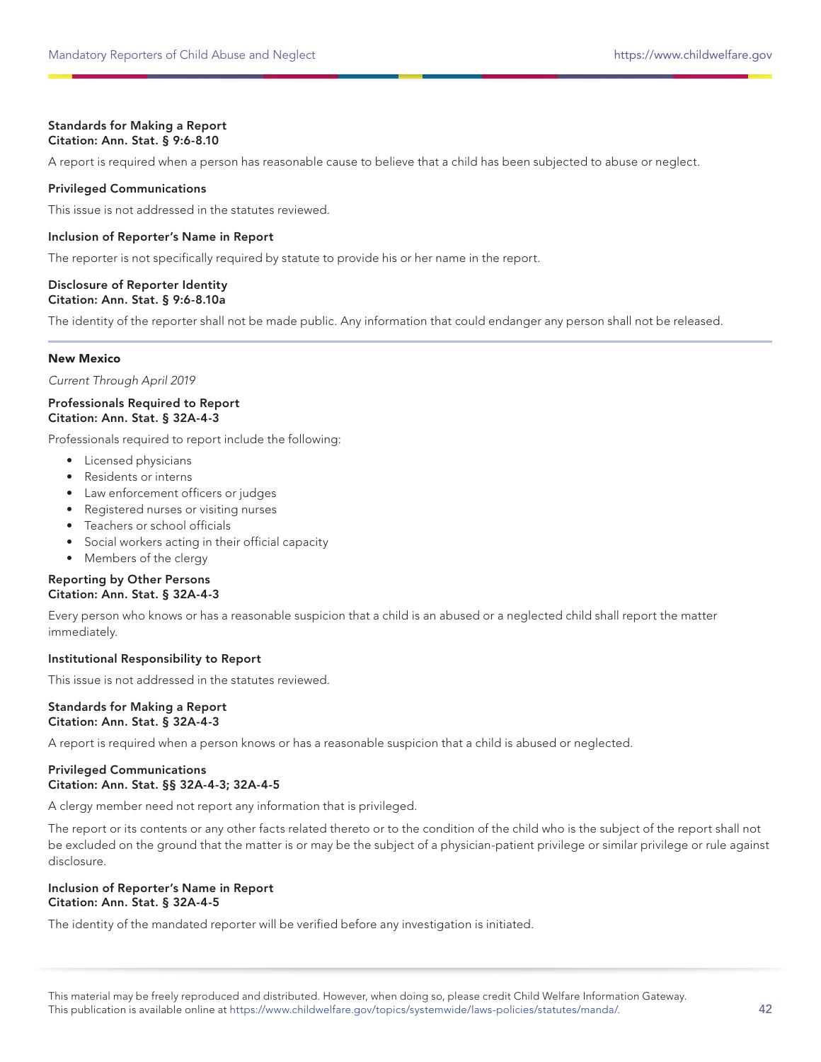#### Standards for Making a Report
**Citation: Ann. Stat. § 9:6-8.10**

A report is required when a person has reasonable cause to believe that a child has been subjected to abuse or neglect.

#### Privileged Communications

This issue is not addressed in the statutes reviewed.

#### Inclusion of Reporter's Name in Report

The reporter is not specifically required by statute to provide his or her name in the report.

#### Disclosure of Reporter Identity
**Citation: Ann. Stat. § 9:6-8.10a**

The identity of the reporter shall not be made public. Any information that could endanger any person shall not be released.

---

### New Mexico

*Current Through April 2019*

#### Professionals Required to Report
**Citation: Ann. Stat. § 32A-4-3**

Professionals required to report include the following:

- Licensed physicians
- Residents or interns
- Law enforcement officers or judges
- Registered nurses or visiting nurses
- Teachers or school officials
- Social workers acting in their official capacity
- Members of the clergy

#### Reporting by Other Persons
**Citation: Ann. Stat. § 32A-4-3**

Every person who knows or has a reasonable suspicion that a child is an abused or a neglected child shall report the matter immediately.

#### Institutional Responsibility to Report

This issue is not addressed in the statutes reviewed.

#### Standards for Making a Report
**Citation: Ann. Stat. § 32A-4-3**

A report is required when a person knows or has a reasonable suspicion that a child is abused or neglected.

#### Privileged Communications
**Citation: Ann. Stat. §§ 32A-4-3; 32A-4-5**

A clergy member need not report any information that is privileged.

The report or its contents or any other facts related thereto or to the condition of the child who is the subject of the report shall not be excluded on the ground that the matter is or may be the subject of a physician-patient privilege or similar privilege or rule against disclosure.

#### Inclusion of Reporter's Name in Report
**Citation: Ann. Stat. § 32A-4-5**

The identity of the mandated reporter will be verified before any investigation is initiated.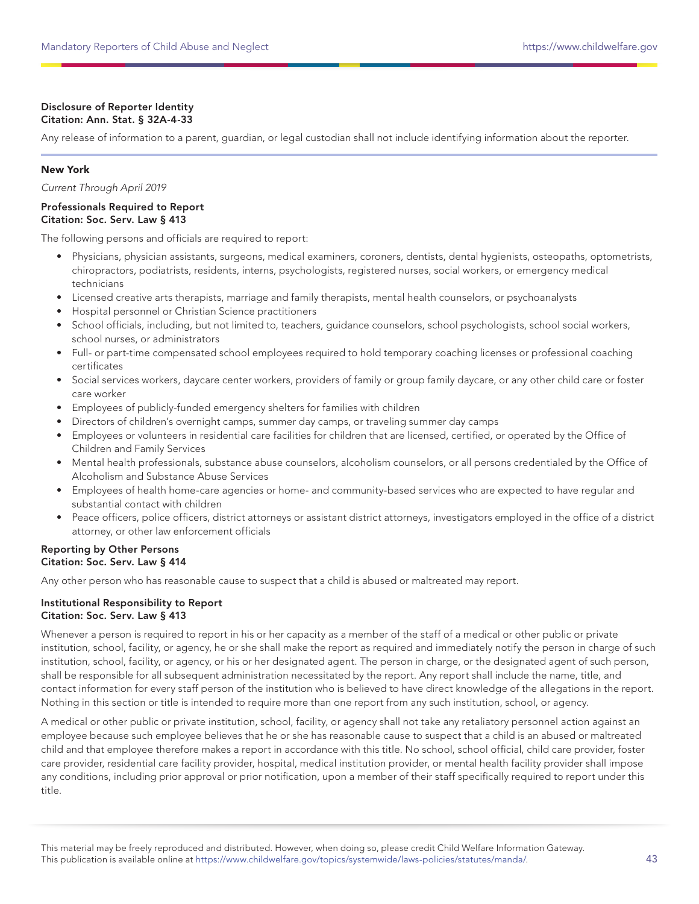**Disclosure of Reporter Identity**
**Citation: Ann. Stat. § 32A-4-33**

Any release of information to a parent, guardian, or legal custodian shall not include identifying information about the reporter.

## New York

*Current Through April 2019*

**Professionals Required to Report**
**Citation: Soc. Serv. Law § 413**

The following persons and officials are required to report:

- Physicians, physician assistants, surgeons, medical examiners, coroners, dentists, dental hygienists, osteopaths, optometrists, chiropractors, podiatrists, residents, interns, psychologists, registered nurses, social workers, or emergency medical technicians
- Licensed creative arts therapists, marriage and family therapists, mental health counselors, or psychoanalysts
- Hospital personnel or Christian Science practitioners
- School officials, including, but not limited to, teachers, guidance counselors, school psychologists, school social workers, school nurses, or administrators
- Full- or part-time compensated school employees required to hold temporary coaching licenses or professional coaching certificates
- Social services workers, daycare center workers, providers of family or group family daycare, or any other child care or foster care worker
- Employees of publicly-funded emergency shelters for families with children
- Directors of children's overnight camps, summer day camps, or traveling summer day camps
- Employees or volunteers in residential care facilities for children that are licensed, certified, or operated by the Office of Children and Family Services
- Mental health professionals, substance abuse counselors, alcoholism counselors, or all persons credentialed by the Office of Alcoholism and Substance Abuse Services
- Employees of health home-care agencies or home- and community-based services who are expected to have regular and substantial contact with children
- Peace officers, police officers, district attorneys or assistant district attorneys, investigators employed in the office of a district attorney, or other law enforcement officials

**Reporting by Other Persons**
**Citation: Soc. Serv. Law § 414**

Any other person who has reasonable cause to suspect that a child is abused or maltreated may report.

**Institutional Responsibility to Report**
**Citation: Soc. Serv. Law § 413**

Whenever a person is required to report in his or her capacity as a member of the staff of a medical or other public or private institution, school, facility, or agency, he or she shall make the report as required and immediately notify the person in charge of such institution, school, facility, or agency, or his or her designated agent. The person in charge, or the designated agent of such person, shall be responsible for all subsequent administration necessitated by the report. Any report shall include the name, title, and contact information for every staff person of the institution who is believed to have direct knowledge of the allegations in the report. Nothing in this section or title is intended to require more than one report from any such institution, school, or agency.

A medical or other public or private institution, school, facility, or agency shall not take any retaliatory personnel action against an employee because such employee believes that he or she has reasonable cause to suspect that a child is an abused or maltreated child and that employee therefore makes a report in accordance with this title. No school, school official, child care provider, foster care provider, residential care facility provider, hospital, medical institution provider, or mental health facility provider shall impose any conditions, including prior approval or prior notification, upon a member of their staff specifically required to report under this title.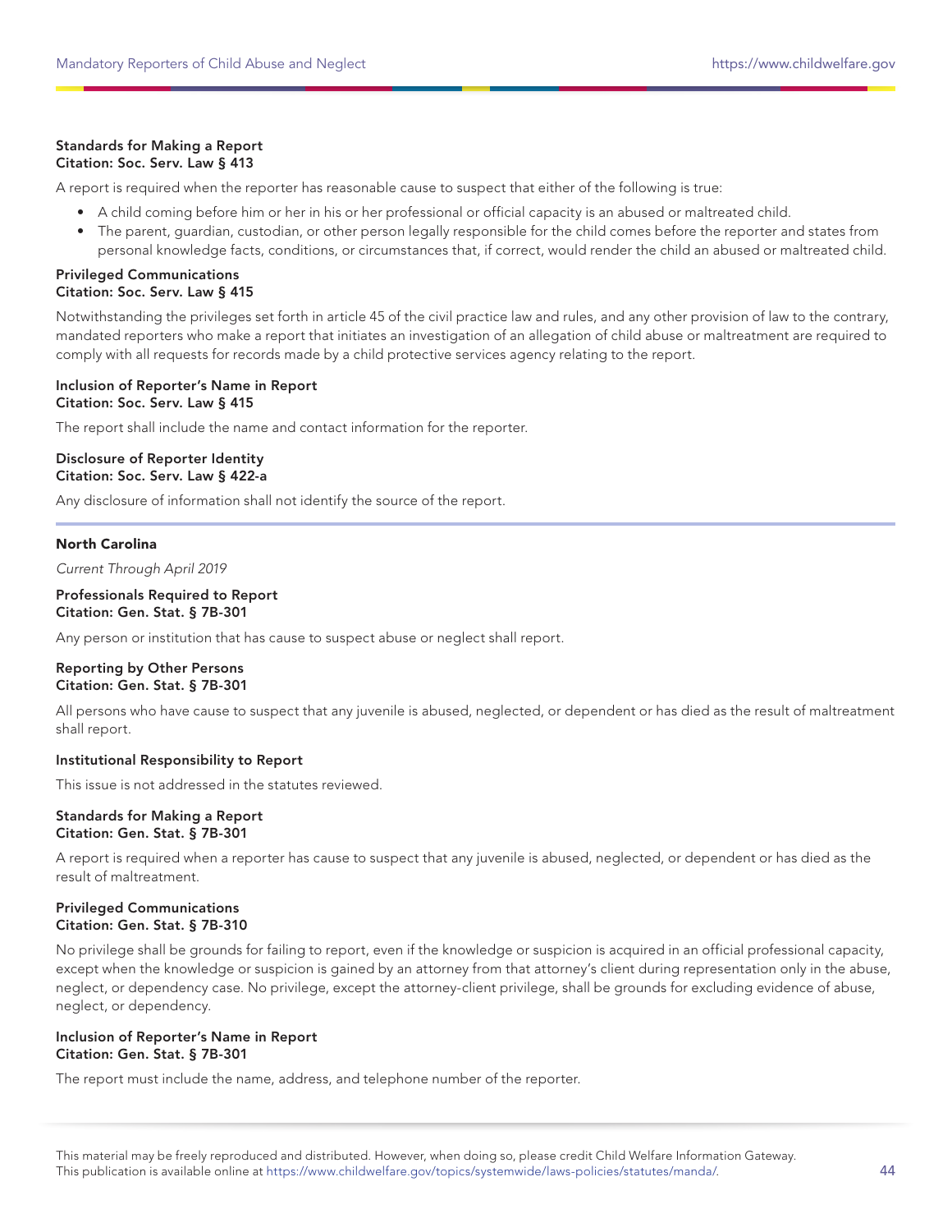**Standards for Making a Report**
**Citation: Soc. Serv. Law § 413**

A report is required when the reporter has reasonable cause to suspect that either of the following is true:

- A child coming before him or her in his or her professional or official capacity is an abused or maltreated child.
- The parent, guardian, custodian, or other person legally responsible for the child comes before the reporter and states from personal knowledge facts, conditions, or circumstances that, if correct, would render the child an abused or maltreated child.

**Privileged Communications**
**Citation: Soc. Serv. Law § 415**

Notwithstanding the privileges set forth in article 45 of the civil practice law and rules, and any other provision of law to the contrary, mandated reporters who make a report that initiates an investigation of an allegation of child abuse or maltreatment are required to comply with all requests for records made by a child protective services agency relating to the report.

**Inclusion of Reporter's Name in Report**
**Citation: Soc. Serv. Law § 415**

The report shall include the name and contact information for the reporter.

**Disclosure of Reporter Identity**
**Citation: Soc. Serv. Law § 422-a**

Any disclosure of information shall not identify the source of the report.

---

## North Carolina

*Current Through April 2019*

**Professionals Required to Report**
**Citation: Gen. Stat. § 7B-301**

Any person or institution that has cause to suspect abuse or neglect shall report.

**Reporting by Other Persons**
**Citation: Gen. Stat. § 7B-301**

All persons who have cause to suspect that any juvenile is abused, neglected, or dependent or has died as the result of maltreatment shall report.

**Institutional Responsibility to Report**

This issue is not addressed in the statutes reviewed.

**Standards for Making a Report**
**Citation: Gen. Stat. § 7B-301**

A report is required when a reporter has cause to suspect that any juvenile is abused, neglected, or dependent or has died as the result of maltreatment.

**Privileged Communications**
**Citation: Gen. Stat. § 7B-310**

No privilege shall be grounds for failing to report, even if the knowledge or suspicion is acquired in an official professional capacity, except when the knowledge or suspicion is gained by an attorney from that attorney's client during representation only in the abuse, neglect, or dependency case. No privilege, except the attorney-client privilege, shall be grounds for excluding evidence of abuse, neglect, or dependency.

**Inclusion of Reporter's Name in Report**
**Citation: Gen. Stat. § 7B-301**

The report must include the name, address, and telephone number of the reporter.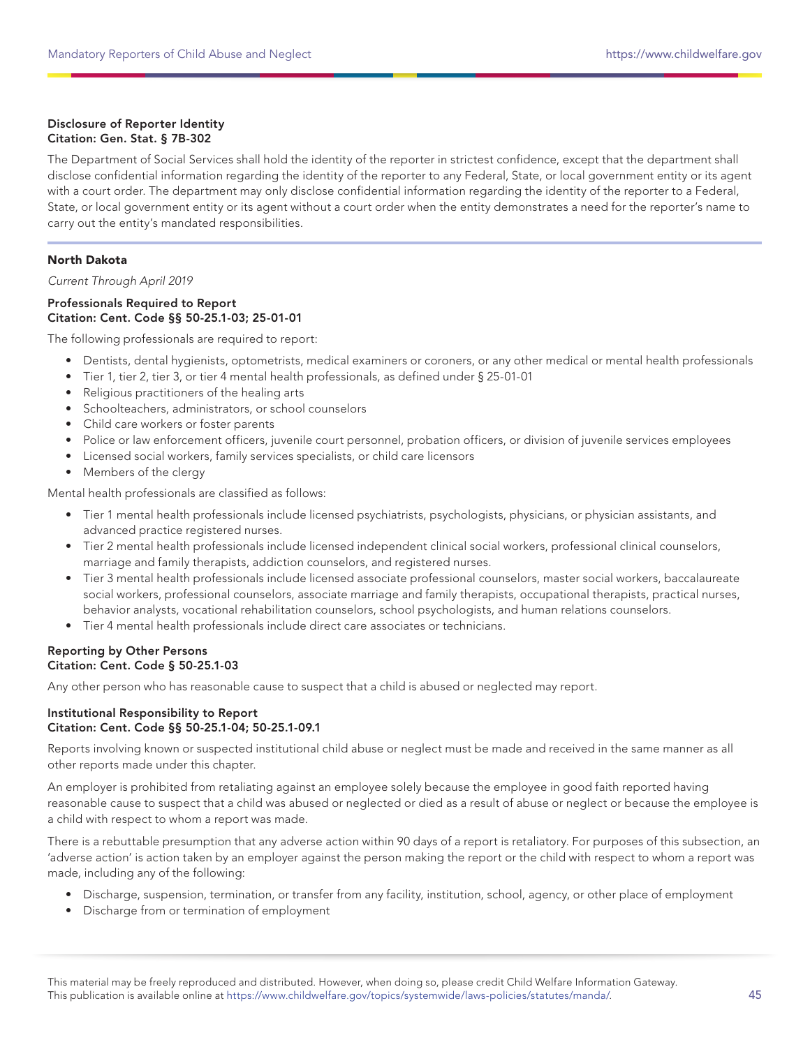**Disclosure of Reporter Identity**
**Citation: Gen. Stat. § 7B-302**

The Department of Social Services shall hold the identity of the reporter in strictest confidence, except that the department shall disclose confidential information regarding the identity of the reporter to any Federal, State, or local government entity or its agent with a court order. The department may only disclose confidential information regarding the identity of the reporter to a Federal, State, or local government entity or its agent without a court order when the entity demonstrates a need for the reporter's name to carry out the entity's mandated responsibilities.

## North Dakota

*Current Through April 2019*

**Professionals Required to Report**
**Citation: Cent. Code §§ 50-25.1-03; 25-01-01**

The following professionals are required to report:

- Dentists, dental hygienists, optometrists, medical examiners or coroners, or any other medical or mental health professionals
- Tier 1, tier 2, tier 3, or tier 4 mental health professionals, as defined under § 25-01-01
- Religious practitioners of the healing arts
- Schoolteachers, administrators, or school counselors
- Child care workers or foster parents
- Police or law enforcement officers, juvenile court personnel, probation officers, or division of juvenile services employees
- Licensed social workers, family services specialists, or child care licensors
- Members of the clergy

Mental health professionals are classified as follows:

- Tier 1 mental health professionals include licensed psychiatrists, psychologists, physicians, or physician assistants, and advanced practice registered nurses.
- Tier 2 mental health professionals include licensed independent clinical social workers, professional clinical counselors, marriage and family therapists, addiction counselors, and registered nurses.
- Tier 3 mental health professionals include licensed associate professional counselors, master social workers, baccalaureate social workers, professional counselors, associate marriage and family therapists, occupational therapists, practical nurses, behavior analysts, vocational rehabilitation counselors, school psychologists, and human relations counselors.
- Tier 4 mental health professionals include direct care associates or technicians.

**Reporting by Other Persons**
**Citation: Cent. Code § 50-25.1-03**

Any other person who has reasonable cause to suspect that a child is abused or neglected may report.

**Institutional Responsibility to Report**
**Citation: Cent. Code §§ 50-25.1-04; 50-25.1-09.1**

Reports involving known or suspected institutional child abuse or neglect must be made and received in the same manner as all other reports made under this chapter.

An employer is prohibited from retaliating against an employee solely because the employee in good faith reported having reasonable cause to suspect that a child was abused or neglected or died as a result of abuse or neglect or because the employee is a child with respect to whom a report was made.

There is a rebuttable presumption that any adverse action within 90 days of a report is retaliatory. For purposes of this subsection, an 'adverse action' is action taken by an employer against the person making the report or the child with respect to whom a report was made, including any of the following:

- Discharge, suspension, termination, or transfer from any facility, institution, school, agency, or other place of employment
- Discharge from or termination of employment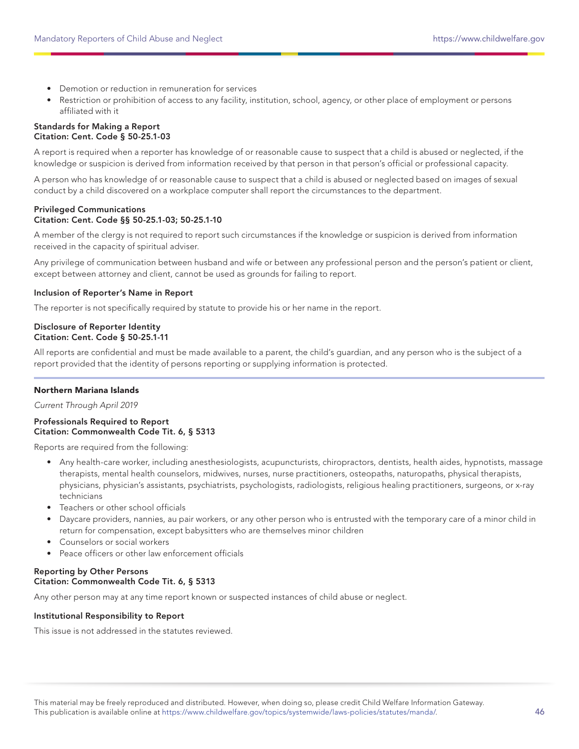- Demotion or reduction in remuneration for services
- Restriction or prohibition of access to any facility, institution, school, agency, or other place of employment or persons affiliated with it

**Standards for Making a Report**
**Citation: Cent. Code § 50-25.1-03**

A report is required when a reporter has knowledge of or reasonable cause to suspect that a child is abused or neglected, if the knowledge or suspicion is derived from information received by that person in that person's official or professional capacity.

A person who has knowledge of or reasonable cause to suspect that a child is abused or neglected based on images of sexual conduct by a child discovered on a workplace computer shall report the circumstances to the department.

**Privileged Communications**
**Citation: Cent. Code §§ 50-25.1-03; 50-25.1-10**

A member of the clergy is not required to report such circumstances if the knowledge or suspicion is derived from information received in the capacity of spiritual adviser.

Any privilege of communication between husband and wife or between any professional person and the person's patient or client, except between attorney and client, cannot be used as grounds for failing to report.

**Inclusion of Reporter's Name in Report**

The reporter is not specifically required by statute to provide his or her name in the report.

**Disclosure of Reporter Identity**
**Citation: Cent. Code § 50-25.1-11**

All reports are confidential and must be made available to a parent, the child's guardian, and any person who is the subject of a report provided that the identity of persons reporting or supplying information is protected.

---

## Northern Mariana Islands

*Current Through April 2019*

**Professionals Required to Report**
**Citation: Commonwealth Code Tit. 6, § 5313**

Reports are required from the following:

- Any health-care worker, including anesthesiologists, acupuncturists, chiropractors, dentists, health aides, hypnotists, massage therapists, mental health counselors, midwives, nurses, nurse practitioners, osteopaths, naturopaths, physical therapists, physicians, physician's assistants, psychiatrists, psychologists, radiologists, religious healing practitioners, surgeons, or x-ray technicians
- Teachers or other school officials
- Daycare providers, nannies, au pair workers, or any other person who is entrusted with the temporary care of a minor child in return for compensation, except babysitters who are themselves minor children
- Counselors or social workers
- Peace officers or other law enforcement officials

**Reporting by Other Persons**
**Citation: Commonwealth Code Tit. 6, § 5313**

Any other person may at any time report known or suspected instances of child abuse or neglect.

**Institutional Responsibility to Report**

This issue is not addressed in the statutes reviewed.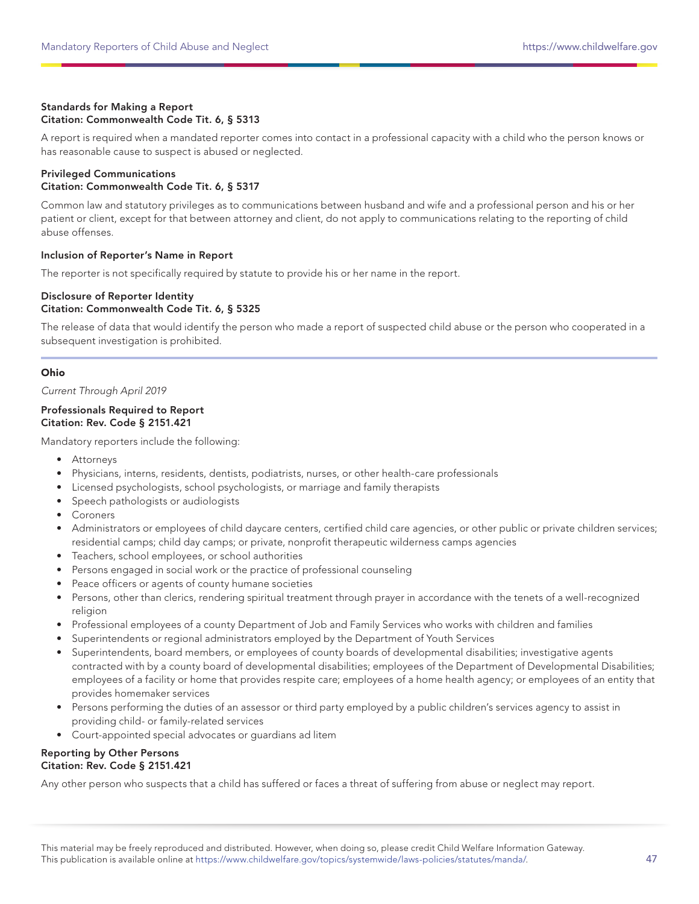**Standards for Making a Report**
**Citation: Commonwealth Code Tit. 6, § 5313**

A report is required when a mandated reporter comes into contact in a professional capacity with a child who the person knows or has reasonable cause to suspect is abused or neglected.

**Privileged Communications**
**Citation: Commonwealth Code Tit. 6, § 5317**

Common law and statutory privileges as to communications between husband and wife and a professional person and his or her patient or client, except for that between attorney and client, do not apply to communications relating to the reporting of child abuse offenses.

**Inclusion of Reporter's Name in Report**

The reporter is not specifically required by statute to provide his or her name in the report.

**Disclosure of Reporter Identity**
**Citation: Commonwealth Code Tit. 6, § 5325**

The release of data that would identify the person who made a report of suspected child abuse or the person who cooperated in a subsequent investigation is prohibited.

---

## Ohio

*Current Through April 2019*

**Professionals Required to Report**
**Citation: Rev. Code § 2151.421**

Mandatory reporters include the following:

- Attorneys
- Physicians, interns, residents, dentists, podiatrists, nurses, or other health-care professionals
- Licensed psychologists, school psychologists, or marriage and family therapists
- Speech pathologists or audiologists
- Coroners
- Administrators or employees of child daycare centers, certified child care agencies, or other public or private children services; residential camps; child day camps; or private, nonprofit therapeutic wilderness camps agencies
- Teachers, school employees, or school authorities
- Persons engaged in social work or the practice of professional counseling
- Peace officers or agents of county humane societies
- Persons, other than clerics, rendering spiritual treatment through prayer in accordance with the tenets of a well-recognized religion
- Professional employees of a county Department of Job and Family Services who works with children and families
- Superintendents or regional administrators employed by the Department of Youth Services
- Superintendents, board members, or employees of county boards of developmental disabilities; investigative agents contracted with by a county board of developmental disabilities; employees of the Department of Developmental Disabilities; employees of a facility or home that provides respite care; employees of a home health agency; or employees of an entity that provides homemaker services
- Persons performing the duties of an assessor or third party employed by a public children's services agency to assist in providing child- or family-related services
- Court-appointed special advocates or guardians ad litem

**Reporting by Other Persons**
**Citation: Rev. Code § 2151.421**

Any other person who suspects that a child has suffered or faces a threat of suffering from abuse or neglect may report.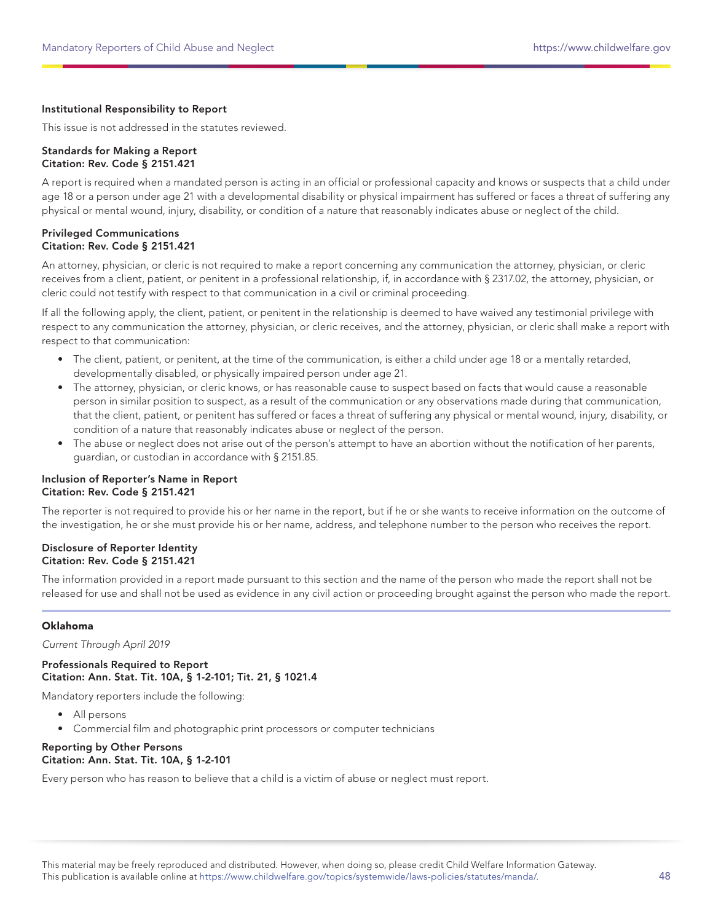**Institutional Responsibility to Report**

This issue is not addressed in the statutes reviewed.

**Standards for Making a Report**
**Citation: Rev. Code § 2151.421**

A report is required when a mandated person is acting in an official or professional capacity and knows or suspects that a child under age 18 or a person under age 21 with a developmental disability or physical impairment has suffered or faces a threat of suffering any physical or mental wound, injury, disability, or condition of a nature that reasonably indicates abuse or neglect of the child.

**Privileged Communications**
**Citation: Rev. Code § 2151.421**

An attorney, physician, or cleric is not required to make a report concerning any communication the attorney, physician, or cleric receives from a client, patient, or penitent in a professional relationship, if, in accordance with § 2317.02, the attorney, physician, or cleric could not testify with respect to that communication in a civil or criminal proceeding.

If all the following apply, the client, patient, or penitent in the relationship is deemed to have waived any testimonial privilege with respect to any communication the attorney, physician, or cleric receives, and the attorney, physician, or cleric shall make a report with respect to that communication:

- The client, patient, or penitent, at the time of the communication, is either a child under age 18 or a mentally retarded, developmentally disabled, or physically impaired person under age 21.
- The attorney, physician, or cleric knows, or has reasonable cause to suspect based on facts that would cause a reasonable person in similar position to suspect, as a result of the communication or any observations made during that communication, that the client, patient, or penitent has suffered or faces a threat of suffering any physical or mental wound, injury, disability, or condition of a nature that reasonably indicates abuse or neglect of the person.
- The abuse or neglect does not arise out of the person's attempt to have an abortion without the notification of her parents, guardian, or custodian in accordance with § 2151.85.

**Inclusion of Reporter's Name in Report**
**Citation: Rev. Code § 2151.421**

The reporter is not required to provide his or her name in the report, but if he or she wants to receive information on the outcome of the investigation, he or she must provide his or her name, address, and telephone number to the person who receives the report.

**Disclosure of Reporter Identity**
**Citation: Rev. Code § 2151.421**

The information provided in a report made pursuant to this section and the name of the person who made the report shall not be released for use and shall not be used as evidence in any civil action or proceeding brought against the person who made the report.

---

## Oklahoma

*Current Through April 2019*

**Professionals Required to Report**
**Citation: Ann. Stat. Tit. 10A, § 1-2-101; Tit. 21, § 1021.4**

Mandatory reporters include the following:

- All persons
- Commercial film and photographic print processors or computer technicians

**Reporting by Other Persons**
**Citation: Ann. Stat. Tit. 10A, § 1-2-101**

Every person who has reason to believe that a child is a victim of abuse or neglect must report.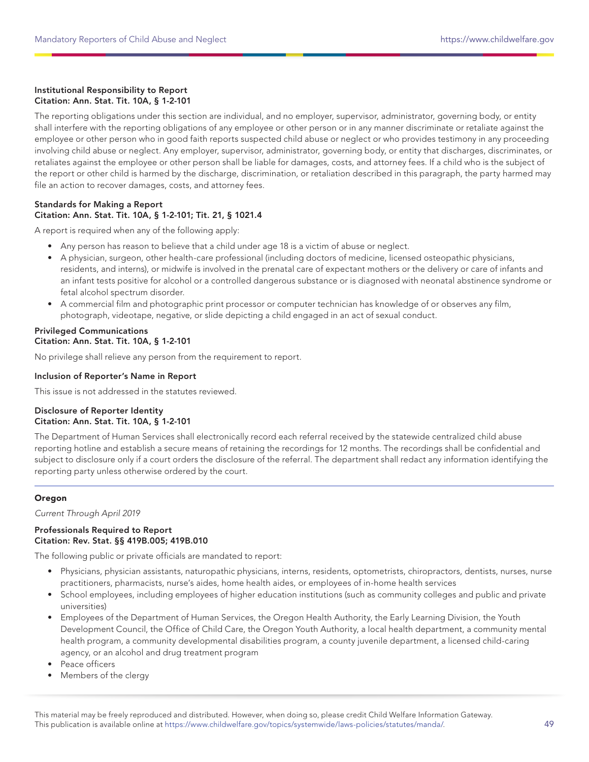**Institutional Responsibility to Report**
**Citation: Ann. Stat. Tit. 10A, § 1-2-101**

The reporting obligations under this section are individual, and no employer, supervisor, administrator, governing body, or entity shall interfere with the reporting obligations of any employee or other person or in any manner discriminate or retaliate against the employee or other person who in good faith reports suspected child abuse or neglect or who provides testimony in any proceeding involving child abuse or neglect. Any employer, supervisor, administrator, governing body, or entity that discharges, discriminates, or retaliates against the employee or other person shall be liable for damages, costs, and attorney fees. If a child who is the subject of the report or other child is harmed by the discharge, discrimination, or retaliation described in this paragraph, the party harmed may file an action to recover damages, costs, and attorney fees.

**Standards for Making a Report**
**Citation: Ann. Stat. Tit. 10A, § 1-2-101; Tit. 21, § 1021.4**

A report is required when any of the following apply:

- Any person has reason to believe that a child under age 18 is a victim of abuse or neglect.
- A physician, surgeon, other health-care professional (including doctors of medicine, licensed osteopathic physicians, residents, and interns), or midwife is involved in the prenatal care of expectant mothers or the delivery or care of infants and an infant tests positive for alcohol or a controlled dangerous substance or is diagnosed with neonatal abstinence syndrome or fetal alcohol spectrum disorder.
- A commercial film and photographic print processor or computer technician has knowledge of or observes any film, photograph, videotape, negative, or slide depicting a child engaged in an act of sexual conduct.

**Privileged Communications**
**Citation: Ann. Stat. Tit. 10A, § 1-2-101**

No privilege shall relieve any person from the requirement to report.

**Inclusion of Reporter's Name in Report**

This issue is not addressed in the statutes reviewed.

**Disclosure of Reporter Identity**
**Citation: Ann. Stat. Tit. 10A, § 1-2-101**

The Department of Human Services shall electronically record each referral received by the statewide centralized child abuse reporting hotline and establish a secure means of retaining the recordings for 12 months. The recordings shall be confidential and subject to disclosure only if a court orders the disclosure of the referral. The department shall redact any information identifying the reporting party unless otherwise ordered by the court.

## Oregon

*Current Through April 2019*

**Professionals Required to Report**
**Citation: Rev. Stat. §§ 419B.005; 419B.010**

The following public or private officials are mandated to report:

- Physicians, physician assistants, naturopathic physicians, interns, residents, optometrists, chiropractors, dentists, nurses, nurse practitioners, pharmacists, nurse's aides, home health aides, or employees of in-home health services
- School employees, including employees of higher education institutions (such as community colleges and public and private universities)
- Employees of the Department of Human Services, the Oregon Health Authority, the Early Learning Division, the Youth Development Council, the Office of Child Care, the Oregon Youth Authority, a local health department, a community mental health program, a community developmental disabilities program, a county juvenile department, a licensed child-caring agency, or an alcohol and drug treatment program
- Peace officers
- Members of the clergy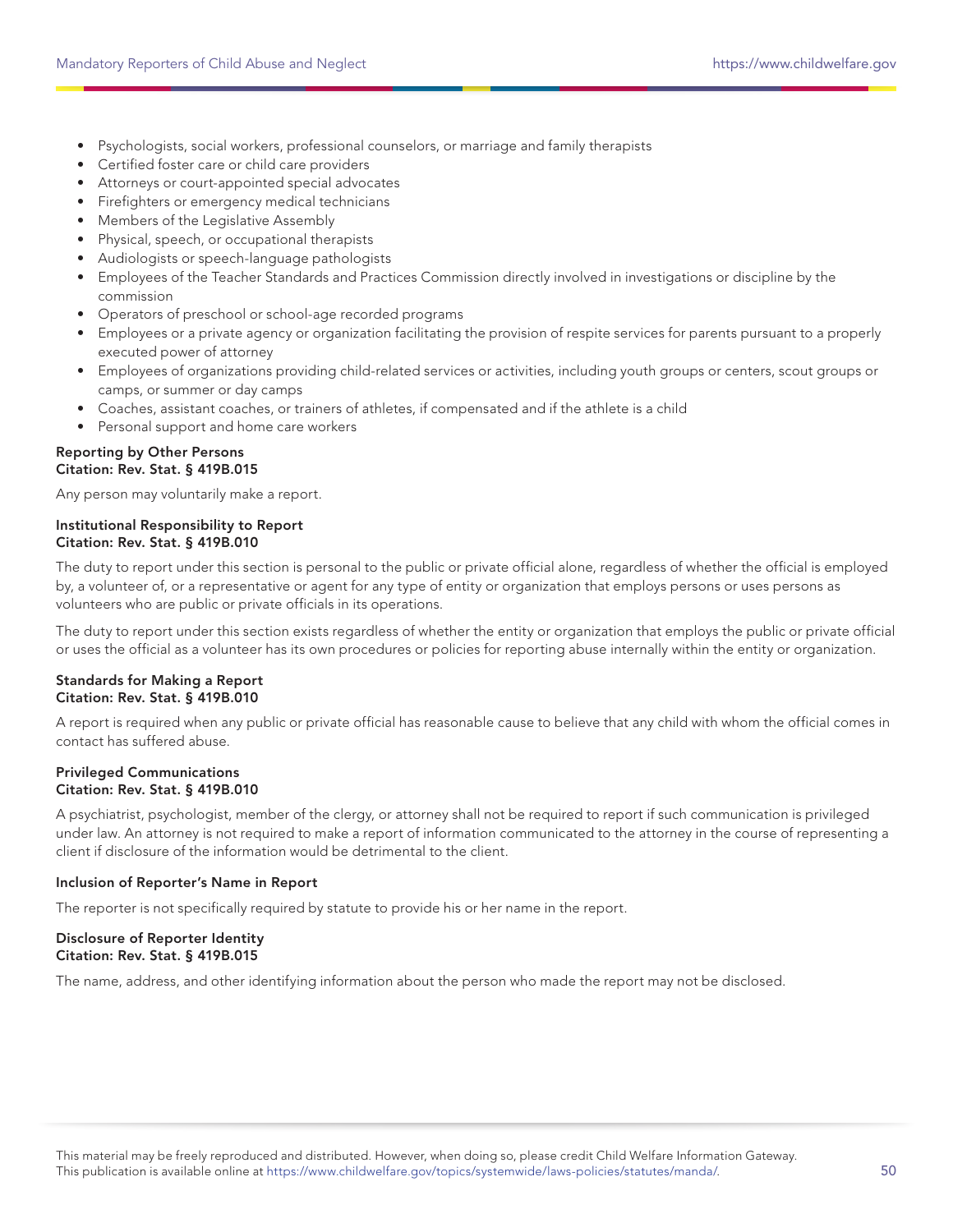- Psychologists, social workers, professional counselors, or marriage and family therapists
- Certified foster care or child care providers
- Attorneys or court-appointed special advocates
- Firefighters or emergency medical technicians
- Members of the Legislative Assembly
- Physical, speech, or occupational therapists
- Audiologists or speech-language pathologists
- Employees of the Teacher Standards and Practices Commission directly involved in investigations or discipline by the commission
- Operators of preschool or school-age recorded programs
- Employees or a private agency or organization facilitating the provision of respite services for parents pursuant to a properly executed power of attorney
- Employees of organizations providing child-related services or activities, including youth groups or centers, scout groups or camps, or summer or day camps
- Coaches, assistant coaches, or trainers of athletes, if compensated and if the athlete is a child
- Personal support and home care workers

**Reporting by Other Persons**
**Citation: Rev. Stat. § 419B.015**

Any person may voluntarily make a report.

**Institutional Responsibility to Report**
**Citation: Rev. Stat. § 419B.010**

The duty to report under this section is personal to the public or private official alone, regardless of whether the official is employed by, a volunteer of, or a representative or agent for any type of entity or organization that employs persons or uses persons as volunteers who are public or private officials in its operations.

The duty to report under this section exists regardless of whether the entity or organization that employs the public or private official or uses the official as a volunteer has its own procedures or policies for reporting abuse internally within the entity or organization.

**Standards for Making a Report**
**Citation: Rev. Stat. § 419B.010**

A report is required when any public or private official has reasonable cause to believe that any child with whom the official comes in contact has suffered abuse.

**Privileged Communications**
**Citation: Rev. Stat. § 419B.010**

A psychiatrist, psychologist, member of the clergy, or attorney shall not be required to report if such communication is privileged under law. An attorney is not required to make a report of information communicated to the attorney in the course of representing a client if disclosure of the information would be detrimental to the client.

**Inclusion of Reporter's Name in Report**

The reporter is not specifically required by statute to provide his or her name in the report.

**Disclosure of Reporter Identity**
**Citation: Rev. Stat. § 419B.015**

The name, address, and other identifying information about the person who made the report may not be disclosed.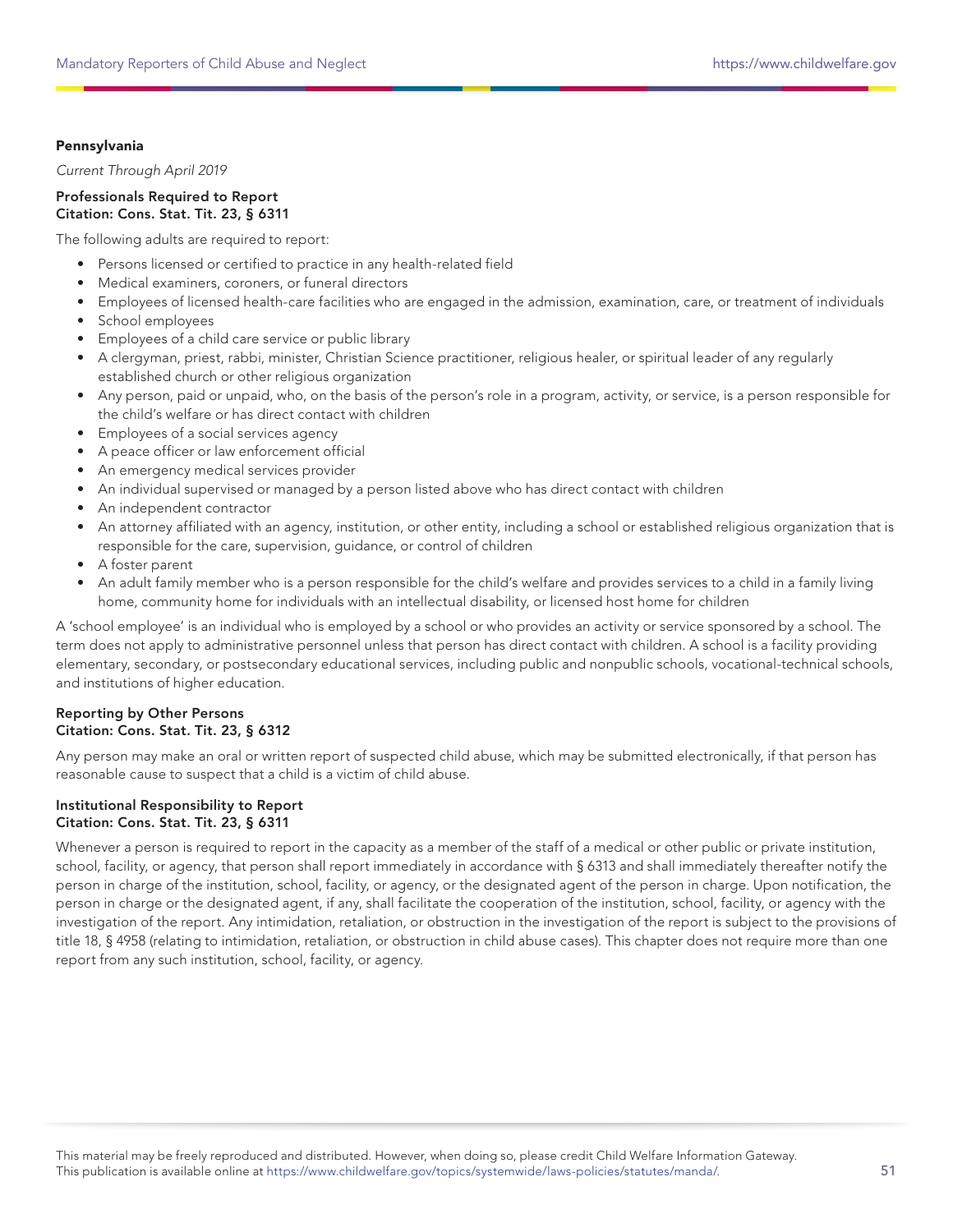**Pennsylvania**

*Current Through April 2019*

**Professionals Required to Report**
**Citation: Cons. Stat. Tit. 23, § 6311**

The following adults are required to report:

- Persons licensed or certified to practice in any health-related field
- Medical examiners, coroners, or funeral directors
- Employees of licensed health-care facilities who are engaged in the admission, examination, care, or treatment of individuals
- School employees
- Employees of a child care service or public library
- A clergyman, priest, rabbi, minister, Christian Science practitioner, religious healer, or spiritual leader of any regularly established church or other religious organization
- Any person, paid or unpaid, who, on the basis of the person's role in a program, activity, or service, is a person responsible for the child's welfare or has direct contact with children
- Employees of a social services agency
- A peace officer or law enforcement official
- An emergency medical services provider
- An individual supervised or managed by a person listed above who has direct contact with children
- An independent contractor
- An attorney affiliated with an agency, institution, or other entity, including a school or established religious organization that is responsible for the care, supervision, guidance, or control of children
- A foster parent
- An adult family member who is a person responsible for the child's welfare and provides services to a child in a family living home, community home for individuals with an intellectual disability, or licensed host home for children

A 'school employee' is an individual who is employed by a school or who provides an activity or service sponsored by a school. The term does not apply to administrative personnel unless that person has direct contact with children. A school is a facility providing elementary, secondary, or postsecondary educational services, including public and nonpublic schools, vocational-technical schools, and institutions of higher education.

**Reporting by Other Persons**
**Citation: Cons. Stat. Tit. 23, § 6312**

Any person may make an oral or written report of suspected child abuse, which may be submitted electronically, if that person has reasonable cause to suspect that a child is a victim of child abuse.

**Institutional Responsibility to Report**
**Citation: Cons. Stat. Tit. 23, § 6311**

Whenever a person is required to report in the capacity as a member of the staff of a medical or other public or private institution, school, facility, or agency, that person shall report immediately in accordance with § 6313 and shall immediately thereafter notify the person in charge of the institution, school, facility, or agency, or the designated agent of the person in charge. Upon notification, the person in charge or the designated agent, if any, shall facilitate the cooperation of the institution, school, facility, or agency with the investigation of the report. Any intimidation, retaliation, or obstruction in the investigation of the report is subject to the provisions of title 18, § 4958 (relating to intimidation, retaliation, or obstruction in child abuse cases). This chapter does not require more than one report from any such institution, school, facility, or agency.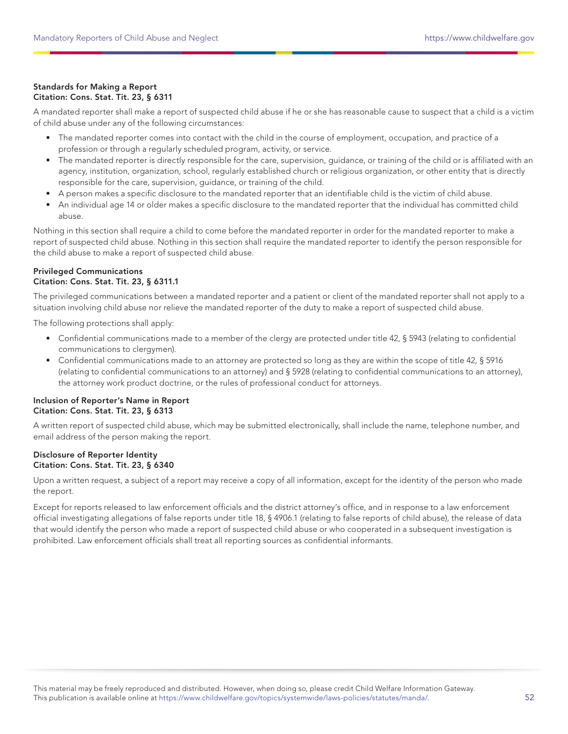**Standards for Making a Report**
**Citation: Cons. Stat. Tit. 23, § 6311**

A mandated reporter shall make a report of suspected child abuse if he or she has reasonable cause to suspect that a child is a victim of child abuse under any of the following circumstances:

- The mandated reporter comes into contact with the child in the course of employment, occupation, and practice of a profession or through a regularly scheduled program, activity, or service.
- The mandated reporter is directly responsible for the care, supervision, guidance, or training of the child or is affiliated with an agency, institution, organization, school, regularly established church or religious organization, or other entity that is directly responsible for the care, supervision, guidance, or training of the child.
- A person makes a specific disclosure to the mandated reporter that an identifiable child is the victim of child abuse.
- An individual age 14 or older makes a specific disclosure to the mandated reporter that the individual has committed child abuse.

Nothing in this section shall require a child to come before the mandated reporter in order for the mandated reporter to make a report of suspected child abuse. Nothing in this section shall require the mandated reporter to identify the person responsible for the child abuse to make a report of suspected child abuse.

**Privileged Communications**
**Citation: Cons. Stat. Tit. 23, § 6311.1**

The privileged communications between a mandated reporter and a patient or client of the mandated reporter shall not apply to a situation involving child abuse nor relieve the mandated reporter of the duty to make a report of suspected child abuse.

The following protections shall apply:

- Confidential communications made to a member of the clergy are protected under title 42, § 5943 (relating to confidential communications to clergymen).
- Confidential communications made to an attorney are protected so long as they are within the scope of title 42, § 5916 (relating to confidential communications to an attorney) and § 5928 (relating to confidential communications to an attorney), the attorney work product doctrine, or the rules of professional conduct for attorneys.

**Inclusion of Reporter's Name in Report**
**Citation: Cons. Stat. Tit. 23, § 6313**

A written report of suspected child abuse, which may be submitted electronically, shall include the name, telephone number, and email address of the person making the report.

**Disclosure of Reporter Identity**
**Citation: Cons. Stat. Tit. 23, § 6340**

Upon a written request, a subject of a report may receive a copy of all information, except for the identity of the person who made the report.

Except for reports released to law enforcement officials and the district attorney's office, and in response to a law enforcement official investigating allegations of false reports under title 18, § 4906.1 (relating to false reports of child abuse), the release of data that would identify the person who made a report of suspected child abuse or who cooperated in a subsequent investigation is prohibited. Law enforcement officials shall treat all reporting sources as confidential informants.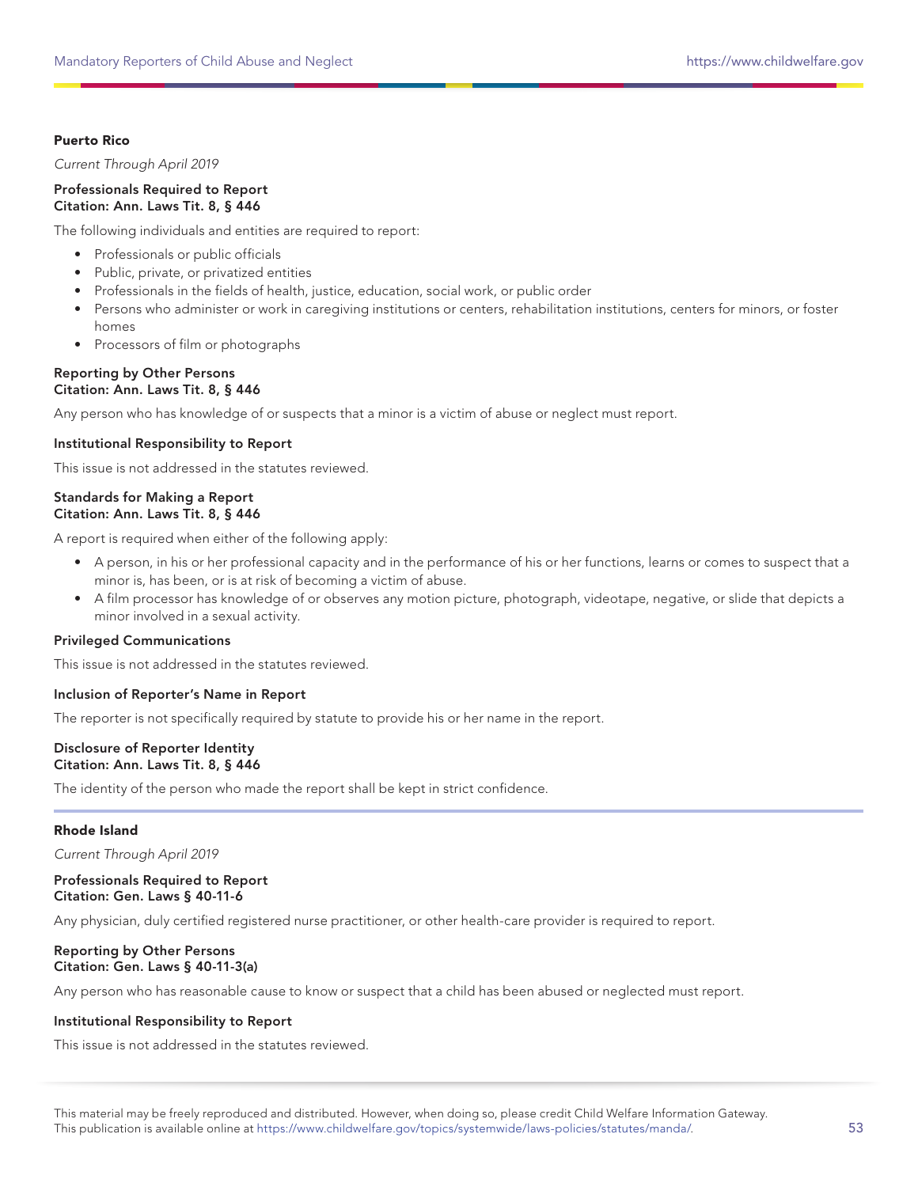## Puerto Rico

*Current Through April 2019*

**Professionals Required to Report**
**Citation: Ann. Laws Tit. 8, § 446**

The following individuals and entities are required to report:

- Professionals or public officials
- Public, private, or privatized entities
- Professionals in the fields of health, justice, education, social work, or public order
- Persons who administer or work in caregiving institutions or centers, rehabilitation institutions, centers for minors, or foster homes
- Processors of film or photographs

**Reporting by Other Persons**
**Citation: Ann. Laws Tit. 8, § 446**

Any person who has knowledge of or suspects that a minor is a victim of abuse or neglect must report.

**Institutional Responsibility to Report**

This issue is not addressed in the statutes reviewed.

**Standards for Making a Report**
**Citation: Ann. Laws Tit. 8, § 446**

A report is required when either of the following apply:

- A person, in his or her professional capacity and in the performance of his or her functions, learns or comes to suspect that a minor is, has been, or is at risk of becoming a victim of abuse.
- A film processor has knowledge of or observes any motion picture, photograph, videotape, negative, or slide that depicts a minor involved in a sexual activity.

**Privileged Communications**

This issue is not addressed in the statutes reviewed.

**Inclusion of Reporter's Name in Report**

The reporter is not specifically required by statute to provide his or her name in the report.

**Disclosure of Reporter Identity**
**Citation: Ann. Laws Tit. 8, § 446**

The identity of the person who made the report shall be kept in strict confidence.

## Rhode Island

*Current Through April 2019*

**Professionals Required to Report**
**Citation: Gen. Laws § 40-11-6**

Any physician, duly certified registered nurse practitioner, or other health-care provider is required to report.

**Reporting by Other Persons**
**Citation: Gen. Laws § 40-11-3(a)**

Any person who has reasonable cause to know or suspect that a child has been abused or neglected must report.

**Institutional Responsibility to Report**

This issue is not addressed in the statutes reviewed.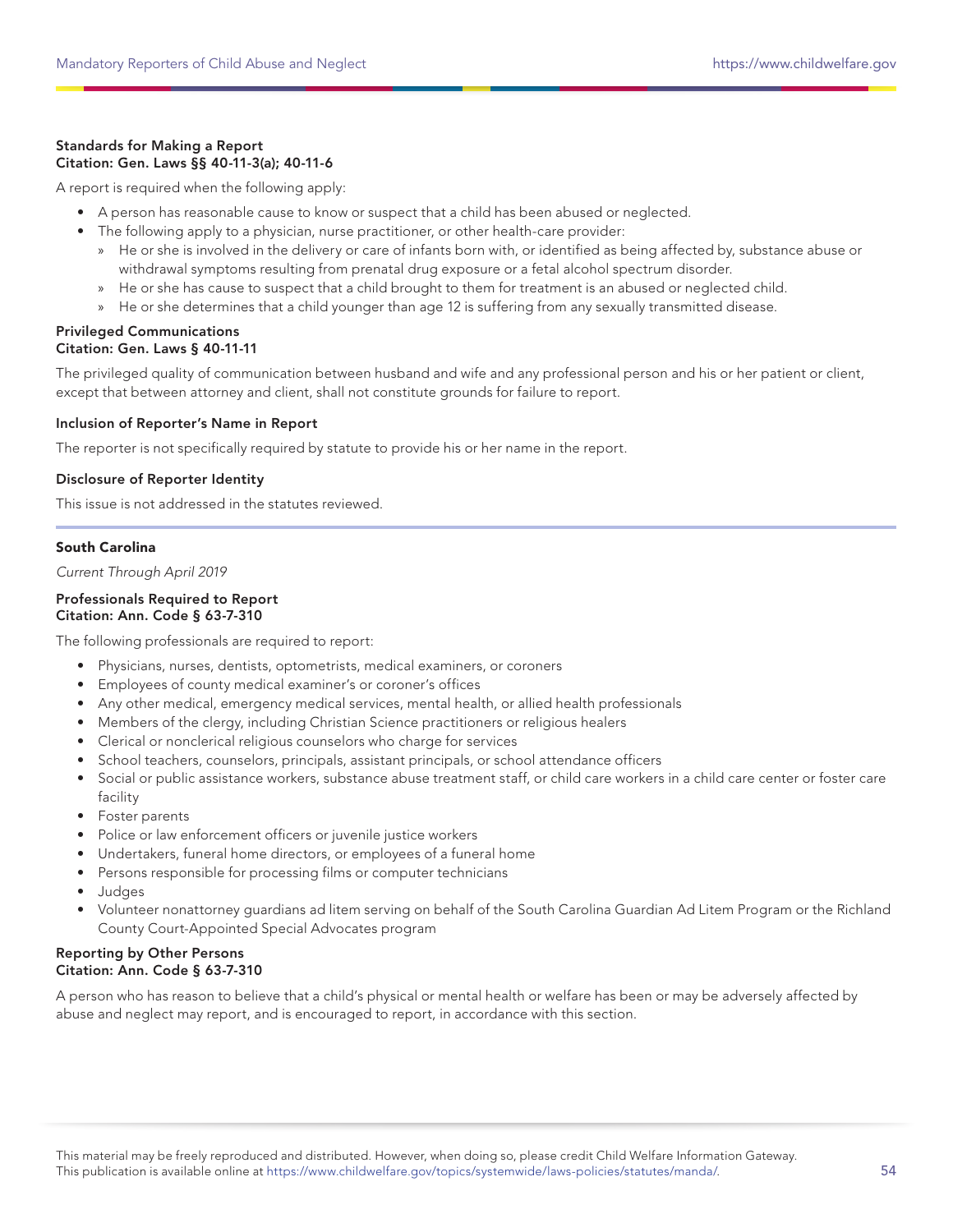**Standards for Making a Report**
**Citation: Gen. Laws §§ 40-11-3(a); 40-11-6**

A report is required when the following apply:

- A person has reasonable cause to know or suspect that a child has been abused or neglected.
- The following apply to a physician, nurse practitioner, or other health-care provider:
  - He or she is involved in the delivery or care of infants born with, or identified as being affected by, substance abuse or withdrawal symptoms resulting from prenatal drug exposure or a fetal alcohol spectrum disorder.
  - He or she has cause to suspect that a child brought to them for treatment is an abused or neglected child.
  - He or she determines that a child younger than age 12 is suffering from any sexually transmitted disease.

**Privileged Communications**
**Citation: Gen. Laws § 40-11-11**

The privileged quality of communication between husband and wife and any professional person and his or her patient or client, except that between attorney and client, shall not constitute grounds for failure to report.

**Inclusion of Reporter's Name in Report**

The reporter is not specifically required by statute to provide his or her name in the report.

**Disclosure of Reporter Identity**

This issue is not addressed in the statutes reviewed.

---

## South Carolina

*Current Through April 2019*

**Professionals Required to Report**
**Citation: Ann. Code § 63-7-310**

The following professionals are required to report:

- Physicians, nurses, dentists, optometrists, medical examiners, or coroners
- Employees of county medical examiner's or coroner's offices
- Any other medical, emergency medical services, mental health, or allied health professionals
- Members of the clergy, including Christian Science practitioners or religious healers
- Clerical or nonclerical religious counselors who charge for services
- School teachers, counselors, principals, assistant principals, or school attendance officers
- Social or public assistance workers, substance abuse treatment staff, or child care workers in a child care center or foster care facility
- Foster parents
- Police or law enforcement officers or juvenile justice workers
- Undertakers, funeral home directors, or employees of a funeral home
- Persons responsible for processing films or computer technicians
- Judges
- Volunteer nonattorney guardians ad litem serving on behalf of the South Carolina Guardian Ad Litem Program or the Richland County Court-Appointed Special Advocates program

**Reporting by Other Persons**
**Citation: Ann. Code § 63-7-310**

A person who has reason to believe that a child's physical or mental health or welfare has been or may be adversely affected by abuse and neglect may report, and is encouraged to report, in accordance with this section.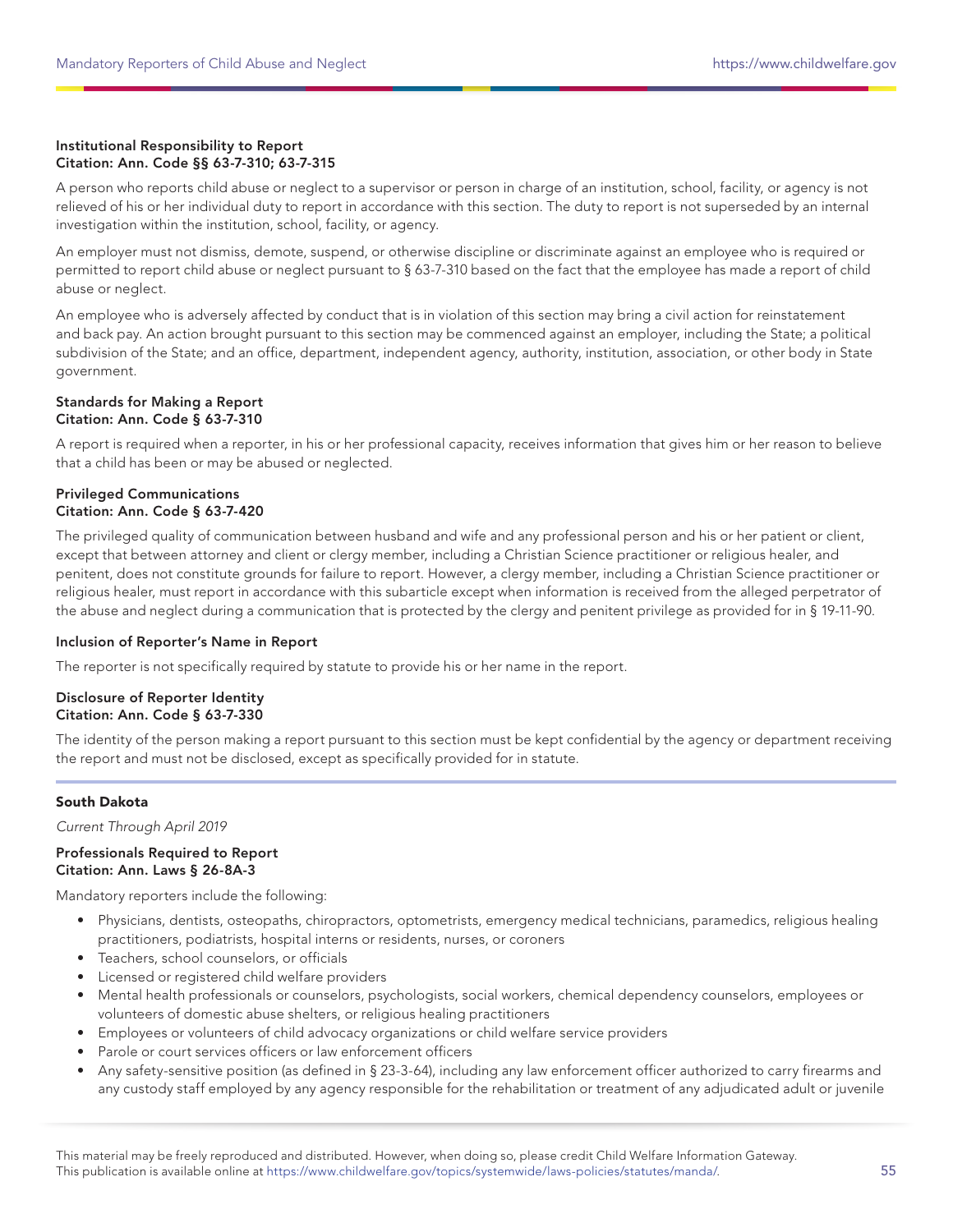**Institutional Responsibility to Report**
**Citation: Ann. Code §§ 63-7-310; 63-7-315**

A person who reports child abuse or neglect to a supervisor or person in charge of an institution, school, facility, or agency is not relieved of his or her individual duty to report in accordance with this section. The duty to report is not superseded by an internal investigation within the institution, school, facility, or agency.

An employer must not dismiss, demote, suspend, or otherwise discipline or discriminate against an employee who is required or permitted to report child abuse or neglect pursuant to § 63-7-310 based on the fact that the employee has made a report of child abuse or neglect.

An employee who is adversely affected by conduct that is in violation of this section may bring a civil action for reinstatement and back pay. An action brought pursuant to this section may be commenced against an employer, including the State; a political subdivision of the State; and an office, department, independent agency, authority, institution, association, or other body in State government.

**Standards for Making a Report**
**Citation: Ann. Code § 63-7-310**

A report is required when a reporter, in his or her professional capacity, receives information that gives him or her reason to believe that a child has been or may be abused or neglected.

**Privileged Communications**
**Citation: Ann. Code § 63-7-420**

The privileged quality of communication between husband and wife and any professional person and his or her patient or client, except that between attorney and client or clergy member, including a Christian Science practitioner or religious healer, and penitent, does not constitute grounds for failure to report. However, a clergy member, including a Christian Science practitioner or religious healer, must report in accordance with this subarticle except when information is received from the alleged perpetrator of the abuse and neglect during a communication that is protected by the clergy and penitent privilege as provided for in § 19-11-90.

**Inclusion of Reporter's Name in Report**

The reporter is not specifically required by statute to provide his or her name in the report.

**Disclosure of Reporter Identity**
**Citation: Ann. Code § 63-7-330**

The identity of the person making a report pursuant to this section must be kept confidential by the agency or department receiving the report and must not be disclosed, except as specifically provided for in statute.

---

**South Dakota**

*Current Through April 2019*

**Professionals Required to Report**
**Citation: Ann. Laws § 26-8A-3**

Mandatory reporters include the following:

- Physicians, dentists, osteopaths, chiropractors, optometrists, emergency medical technicians, paramedics, religious healing practitioners, podiatrists, hospital interns or residents, nurses, or coroners
- Teachers, school counselors, or officials
- Licensed or registered child welfare providers
- Mental health professionals or counselors, psychologists, social workers, chemical dependency counselors, employees or volunteers of domestic abuse shelters, or religious healing practitioners
- Employees or volunteers of child advocacy organizations or child welfare service providers
- Parole or court services officers or law enforcement officers
- Any safety-sensitive position (as defined in § 23-3-64), including any law enforcement officer authorized to carry firearms and any custody staff employed by any agency responsible for the rehabilitation or treatment of any adjudicated adult or juvenile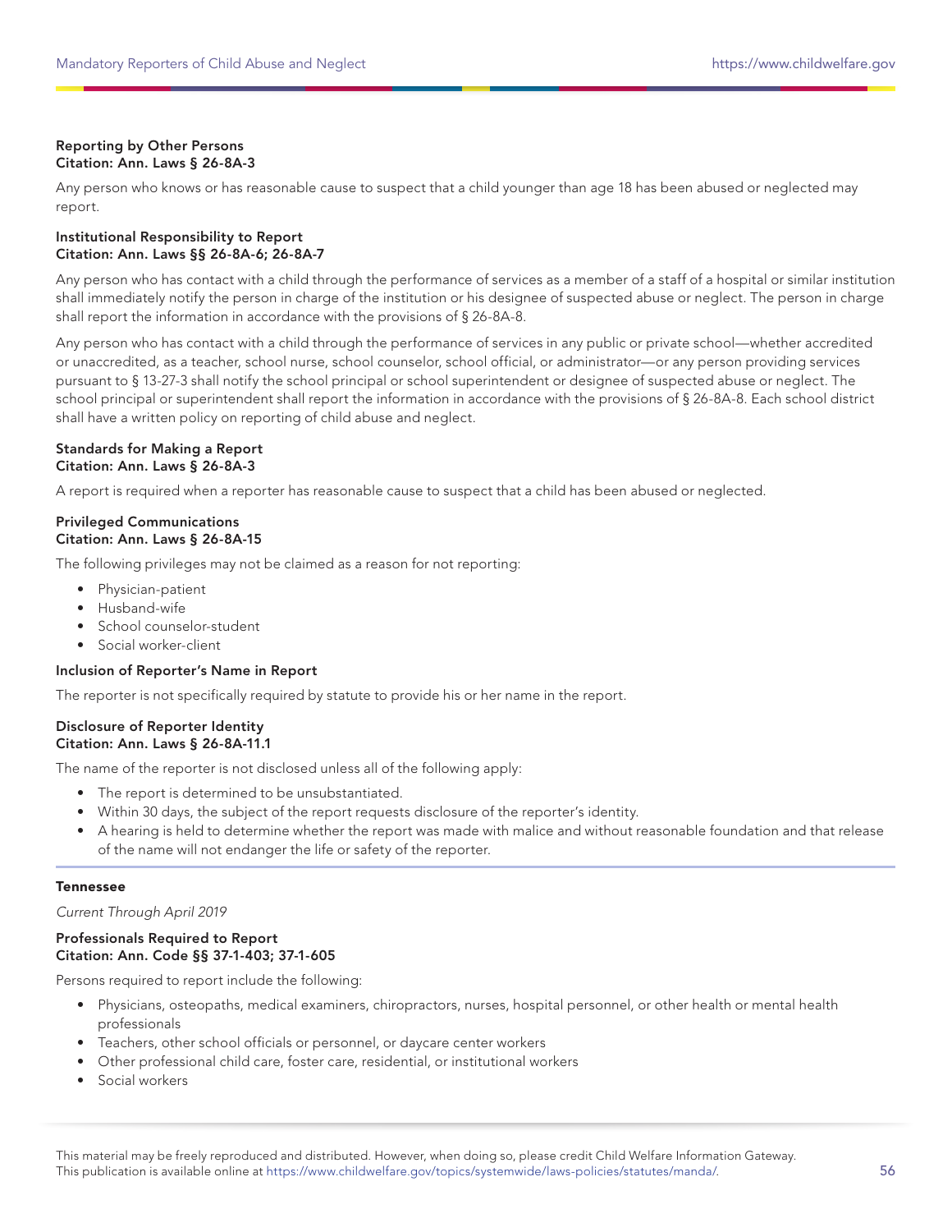**Reporting by Other Persons**
**Citation: Ann. Laws § 26-8A-3**

Any person who knows or has reasonable cause to suspect that a child younger than age 18 has been abused or neglected may report.

**Institutional Responsibility to Report**
**Citation: Ann. Laws §§ 26-8A-6; 26-8A-7**

Any person who has contact with a child through the performance of services as a member of a staff of a hospital or similar institution shall immediately notify the person in charge of the institution or his designee of suspected abuse or neglect. The person in charge shall report the information in accordance with the provisions of § 26-8A-8.

Any person who has contact with a child through the performance of services in any public or private school—whether accredited or unaccredited, as a teacher, school nurse, school counselor, school official, or administrator—or any person providing services pursuant to § 13-27-3 shall notify the school principal or school superintendent or designee of suspected abuse or neglect. The school principal or superintendent shall report the information in accordance with the provisions of § 26-8A-8. Each school district shall have a written policy on reporting of child abuse and neglect.

**Standards for Making a Report**
**Citation: Ann. Laws § 26-8A-3**

A report is required when a reporter has reasonable cause to suspect that a child has been abused or neglected.

**Privileged Communications**
**Citation: Ann. Laws § 26-8A-15**

The following privileges may not be claimed as a reason for not reporting:

- Physician-patient
- Husband-wife
- School counselor-student
- Social worker-client

**Inclusion of Reporter's Name in Report**

The reporter is not specifically required by statute to provide his or her name in the report.

**Disclosure of Reporter Identity**
**Citation: Ann. Laws § 26-8A-11.1**

The name of the reporter is not disclosed unless all of the following apply:

- The report is determined to be unsubstantiated.
- Within 30 days, the subject of the report requests disclosure of the reporter's identity.
- A hearing is held to determine whether the report was made with malice and without reasonable foundation and that release of the name will not endanger the life or safety of the reporter.

## Tennessee

*Current Through April 2019*

**Professionals Required to Report**
**Citation: Ann. Code §§ 37-1-403; 37-1-605**

Persons required to report include the following:

- Physicians, osteopaths, medical examiners, chiropractors, nurses, hospital personnel, or other health or mental health professionals
- Teachers, other school officials or personnel, or daycare center workers
- Other professional child care, foster care, residential, or institutional workers
- Social workers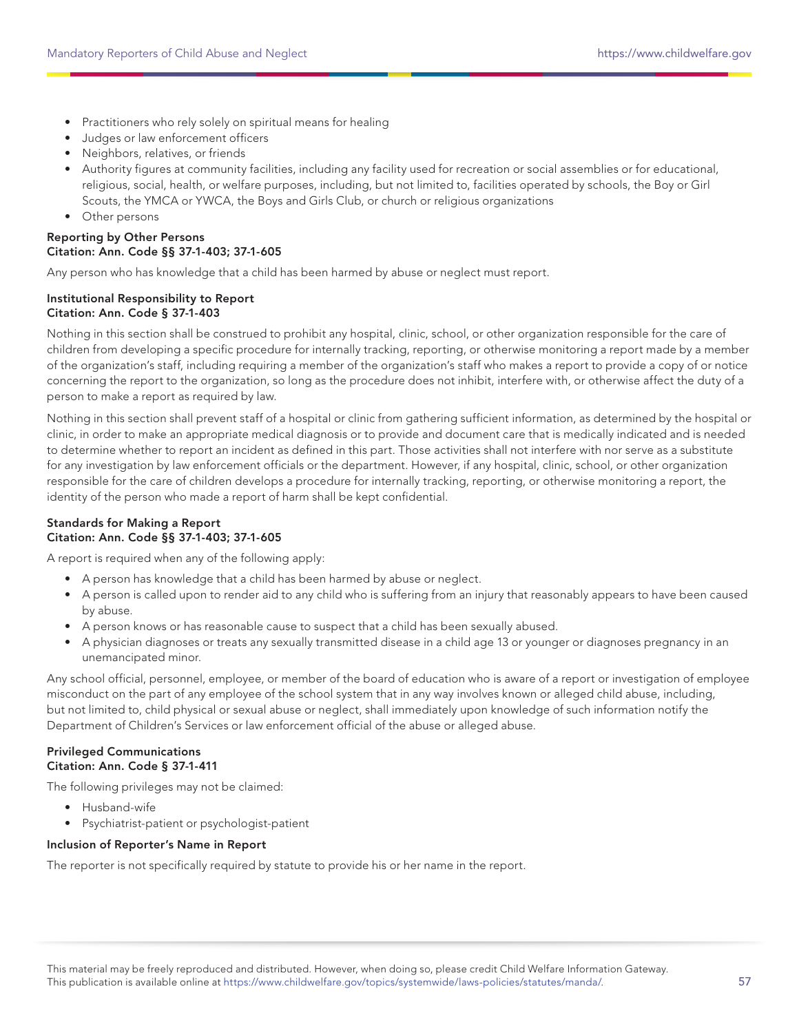- Practitioners who rely solely on spiritual means for healing
- Judges or law enforcement officers
- Neighbors, relatives, or friends
- Authority figures at community facilities, including any facility used for recreation or social assemblies or for educational, religious, social, health, or welfare purposes, including, but not limited to, facilities operated by schools, the Boy or Girl Scouts, the YMCA or YWCA, the Boys and Girls Club, or church or religious organizations
- Other persons

**Reporting by Other Persons**
**Citation: Ann. Code §§ 37-1-403; 37-1-605**

Any person who has knowledge that a child has been harmed by abuse or neglect must report.

**Institutional Responsibility to Report**
**Citation: Ann. Code § 37-1-403**

Nothing in this section shall be construed to prohibit any hospital, clinic, school, or other organization responsible for the care of children from developing a specific procedure for internally tracking, reporting, or otherwise monitoring a report made by a member of the organization's staff, including requiring a member of the organization's staff who makes a report to provide a copy of or notice concerning the report to the organization, so long as the procedure does not inhibit, interfere with, or otherwise affect the duty of a person to make a report as required by law.

Nothing in this section shall prevent staff of a hospital or clinic from gathering sufficient information, as determined by the hospital or clinic, in order to make an appropriate medical diagnosis or to provide and document care that is medically indicated and is needed to determine whether to report an incident as defined in this part. Those activities shall not interfere with nor serve as a substitute for any investigation by law enforcement officials or the department. However, if any hospital, clinic, school, or other organization responsible for the care of children develops a procedure for internally tracking, reporting, or otherwise monitoring a report, the identity of the person who made a report of harm shall be kept confidential.

**Standards for Making a Report**
**Citation: Ann. Code §§ 37-1-403; 37-1-605**

A report is required when any of the following apply:

- A person has knowledge that a child has been harmed by abuse or neglect.
- A person is called upon to render aid to any child who is suffering from an injury that reasonably appears to have been caused by abuse.
- A person knows or has reasonable cause to suspect that a child has been sexually abused.
- A physician diagnoses or treats any sexually transmitted disease in a child age 13 or younger or diagnoses pregnancy in an unemancipated minor.

Any school official, personnel, employee, or member of the board of education who is aware of a report or investigation of employee misconduct on the part of any employee of the school system that in any way involves known or alleged child abuse, including, but not limited to, child physical or sexual abuse or neglect, shall immediately upon knowledge of such information notify the Department of Children's Services or law enforcement official of the abuse or alleged abuse.

**Privileged Communications**
**Citation: Ann. Code § 37-1-411**

The following privileges may not be claimed:

- Husband-wife
- Psychiatrist-patient or psychologist-patient

**Inclusion of Reporter's Name in Report**

The reporter is not specifically required by statute to provide his or her name in the report.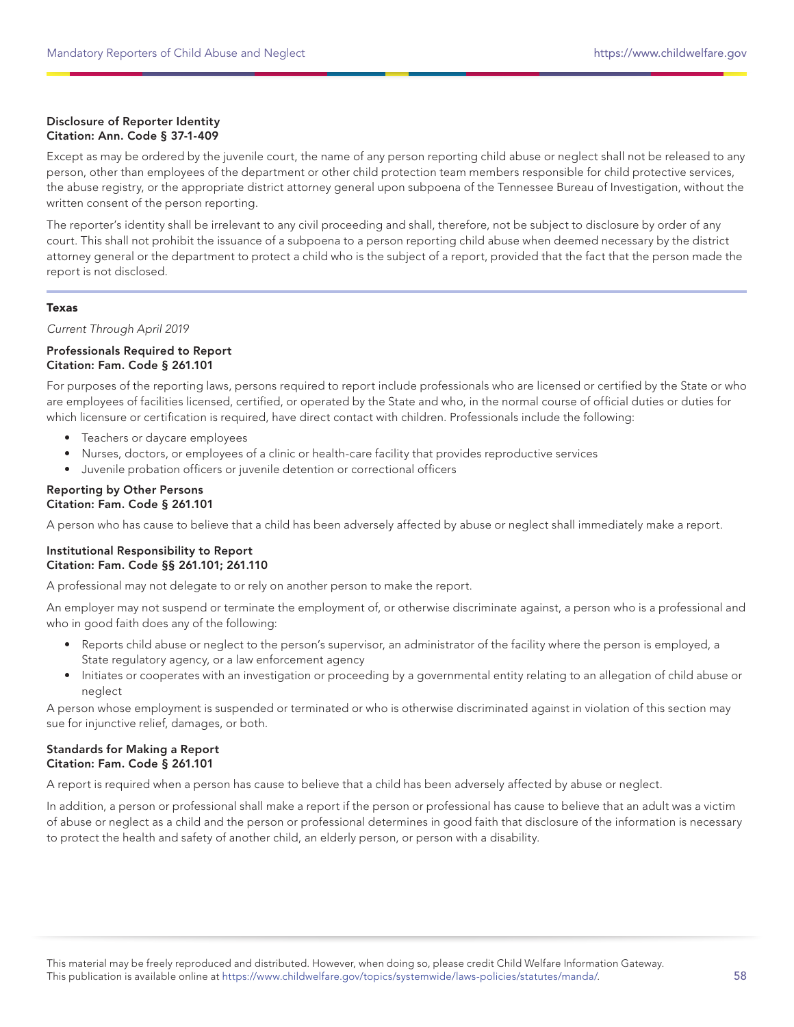**Disclosure of Reporter Identity**
**Citation: Ann. Code § 37-1-409**

Except as may be ordered by the juvenile court, the name of any person reporting child abuse or neglect shall not be released to any person, other than employees of the department or other child protection team members responsible for child protective services, the abuse registry, or the appropriate district attorney general upon subpoena of the Tennessee Bureau of Investigation, without the written consent of the person reporting.

The reporter's identity shall be irrelevant to any civil proceeding and shall, therefore, not be subject to disclosure by order of any court. This shall not prohibit the issuance of a subpoena to a person reporting child abuse when deemed necessary by the district attorney general or the department to protect a child who is the subject of a report, provided that the fact that the person made the report is not disclosed.

---

## Texas

*Current Through April 2019*

**Professionals Required to Report**
**Citation: Fam. Code § 261.101**

For purposes of the reporting laws, persons required to report include professionals who are licensed or certified by the State or who are employees of facilities licensed, certified, or operated by the State and who, in the normal course of official duties or duties for which licensure or certification is required, have direct contact with children. Professionals include the following:

- Teachers or daycare employees
- Nurses, doctors, or employees of a clinic or health-care facility that provides reproductive services
- Juvenile probation officers or juvenile detention or correctional officers

**Reporting by Other Persons**
**Citation: Fam. Code § 261.101**

A person who has cause to believe that a child has been adversely affected by abuse or neglect shall immediately make a report.

**Institutional Responsibility to Report**
**Citation: Fam. Code §§ 261.101; 261.110**

A professional may not delegate to or rely on another person to make the report.

An employer may not suspend or terminate the employment of, or otherwise discriminate against, a person who is a professional and who in good faith does any of the following:

- Reports child abuse or neglect to the person's supervisor, an administrator of the facility where the person is employed, a State regulatory agency, or a law enforcement agency
- Initiates or cooperates with an investigation or proceeding by a governmental entity relating to an allegation of child abuse or neglect

A person whose employment is suspended or terminated or who is otherwise discriminated against in violation of this section may sue for injunctive relief, damages, or both.

**Standards for Making a Report**
**Citation: Fam. Code § 261.101**

A report is required when a person has cause to believe that a child has been adversely affected by abuse or neglect.

In addition, a person or professional shall make a report if the person or professional has cause to believe that an adult was a victim of abuse or neglect as a child and the person or professional determines in good faith that disclosure of the information is necessary to protect the health and safety of another child, an elderly person, or person with a disability.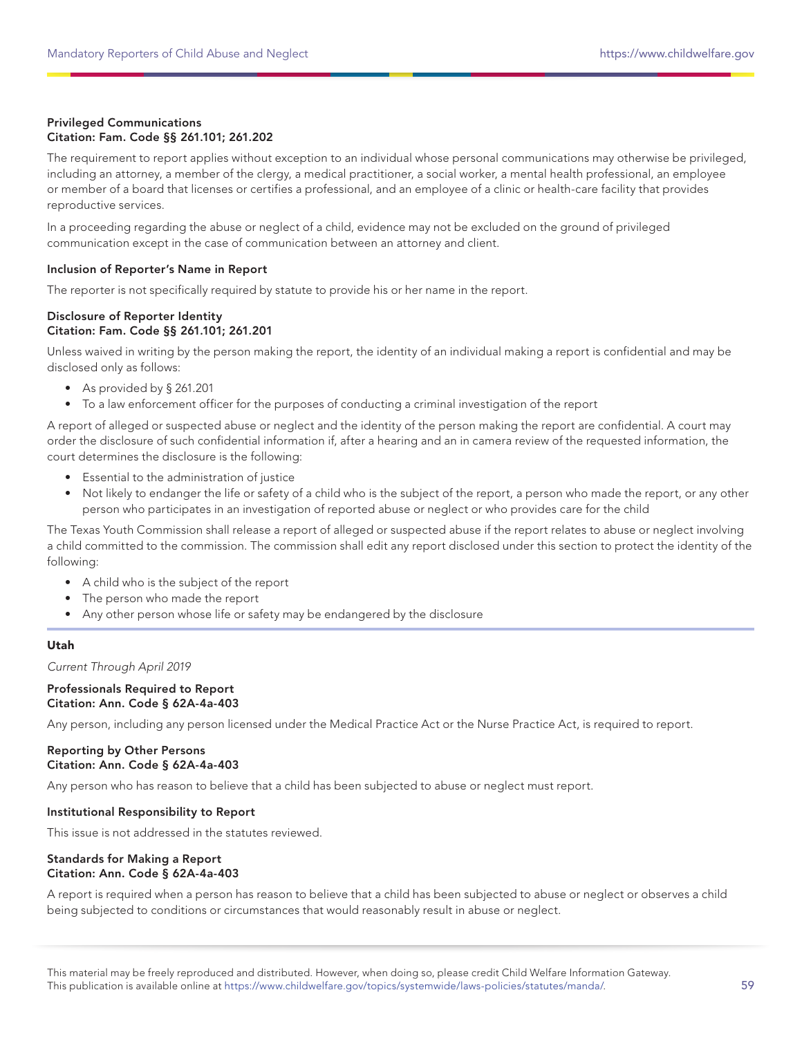**Privileged Communications**
**Citation: Fam. Code §§ 261.101; 261.202**

The requirement to report applies without exception to an individual whose personal communications may otherwise be privileged, including an attorney, a member of the clergy, a medical practitioner, a social worker, a mental health professional, an employee or member of a board that licenses or certifies a professional, and an employee of a clinic or health-care facility that provides reproductive services.

In a proceeding regarding the abuse or neglect of a child, evidence may not be excluded on the ground of privileged communication except in the case of communication between an attorney and client.

**Inclusion of Reporter's Name in Report**

The reporter is not specifically required by statute to provide his or her name in the report.

**Disclosure of Reporter Identity**
**Citation: Fam. Code §§ 261.101; 261.201**

Unless waived in writing by the person making the report, the identity of an individual making a report is confidential and may be disclosed only as follows:

- As provided by § 261.201
- To a law enforcement officer for the purposes of conducting a criminal investigation of the report

A report of alleged or suspected abuse or neglect and the identity of the person making the report are confidential. A court may order the disclosure of such confidential information if, after a hearing and an in camera review of the requested information, the court determines the disclosure is the following:

- Essential to the administration of justice
- Not likely to endanger the life or safety of a child who is the subject of the report, a person who made the report, or any other person who participates in an investigation of reported abuse or neglect or who provides care for the child

The Texas Youth Commission shall release a report of alleged or suspected abuse if the report relates to abuse or neglect involving a child committed to the commission. The commission shall edit any report disclosed under this section to protect the identity of the following:

- A child who is the subject of the report
- The person who made the report
- Any other person whose life or safety may be endangered by the disclosure

## Utah

*Current Through April 2019*

**Professionals Required to Report**
**Citation: Ann. Code § 62A-4a-403**

Any person, including any person licensed under the Medical Practice Act or the Nurse Practice Act, is required to report.

**Reporting by Other Persons**
**Citation: Ann. Code § 62A-4a-403**

Any person who has reason to believe that a child has been subjected to abuse or neglect must report.

**Institutional Responsibility to Report**

This issue is not addressed in the statutes reviewed.

**Standards for Making a Report**
**Citation: Ann. Code § 62A-4a-403**

A report is required when a person has reason to believe that a child has been subjected to abuse or neglect or observes a child being subjected to conditions or circumstances that would reasonably result in abuse or neglect.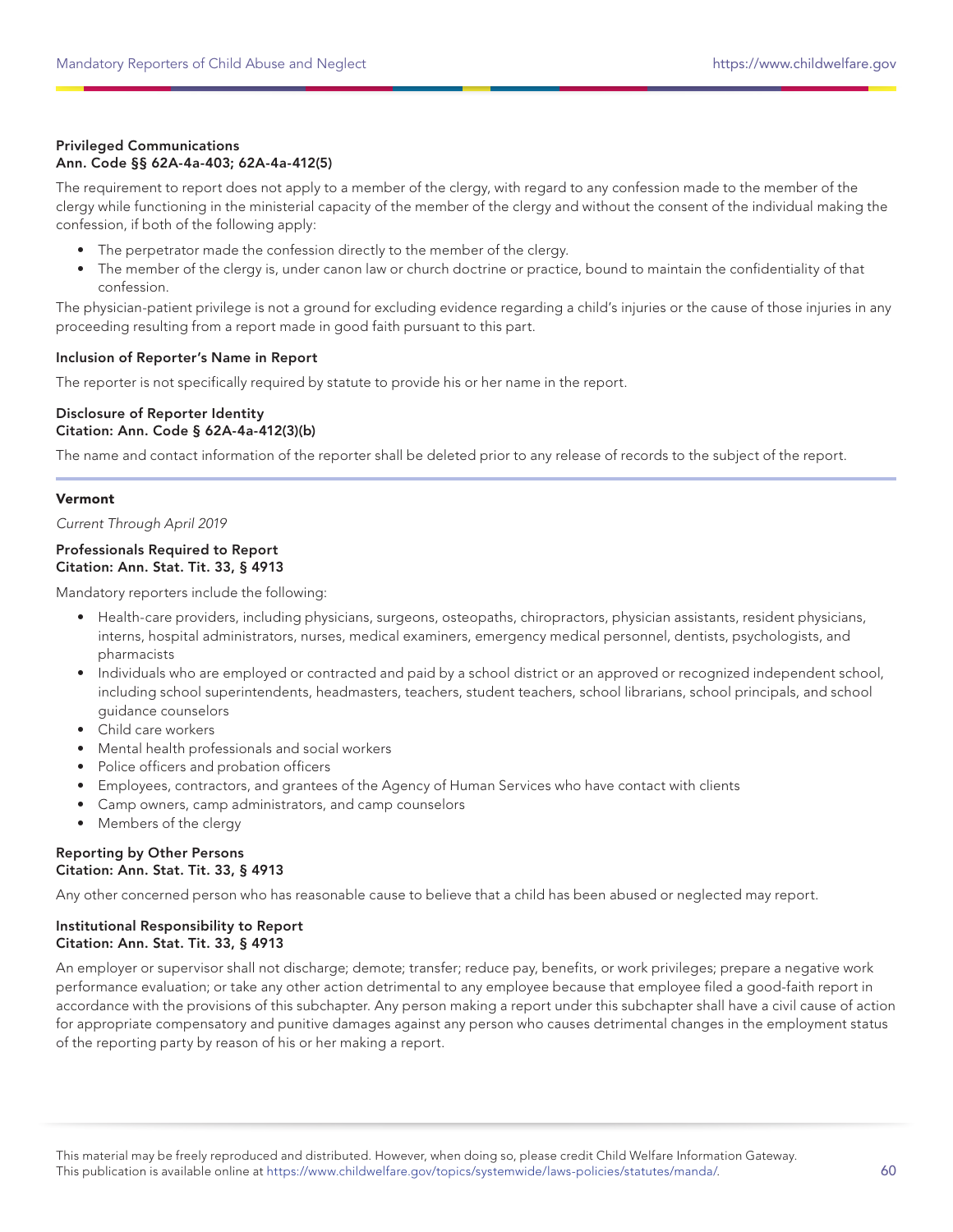**Privileged Communications**
**Ann. Code §§ 62A-4a-403; 62A-4a-412(5)**

The requirement to report does not apply to a member of the clergy, with regard to any confession made to the member of the clergy while functioning in the ministerial capacity of the member of the clergy and without the consent of the individual making the confession, if both of the following apply:

- The perpetrator made the confession directly to the member of the clergy.
- The member of the clergy is, under canon law or church doctrine or practice, bound to maintain the confidentiality of that confession.

The physician-patient privilege is not a ground for excluding evidence regarding a child's injuries or the cause of those injuries in any proceeding resulting from a report made in good faith pursuant to this part.

**Inclusion of Reporter's Name in Report**

The reporter is not specifically required by statute to provide his or her name in the report.

**Disclosure of Reporter Identity**
**Citation: Ann. Code § 62A-4a-412(3)(b)**

The name and contact information of the reporter shall be deleted prior to any release of records to the subject of the report.

---

## Vermont

*Current Through April 2019*

**Professionals Required to Report**
**Citation: Ann. Stat. Tit. 33, § 4913**

Mandatory reporters include the following:

- Health-care providers, including physicians, surgeons, osteopaths, chiropractors, physician assistants, resident physicians, interns, hospital administrators, nurses, medical examiners, emergency medical personnel, dentists, psychologists, and pharmacists
- Individuals who are employed or contracted and paid by a school district or an approved or recognized independent school, including school superintendents, headmasters, teachers, student teachers, school librarians, school principals, and school guidance counselors
- Child care workers
- Mental health professionals and social workers
- Police officers and probation officers
- Employees, contractors, and grantees of the Agency of Human Services who have contact with clients
- Camp owners, camp administrators, and camp counselors
- Members of the clergy

**Reporting by Other Persons**
**Citation: Ann. Stat. Tit. 33, § 4913**

Any other concerned person who has reasonable cause to believe that a child has been abused or neglected may report.

**Institutional Responsibility to Report**
**Citation: Ann. Stat. Tit. 33, § 4913**

An employer or supervisor shall not discharge; demote; transfer; reduce pay, benefits, or work privileges; prepare a negative work performance evaluation; or take any other action detrimental to any employee because that employee filed a good-faith report in accordance with the provisions of this subchapter. Any person making a report under this subchapter shall have a civil cause of action for appropriate compensatory and punitive damages against any person who causes detrimental changes in the employment status of the reporting party by reason of his or her making a report.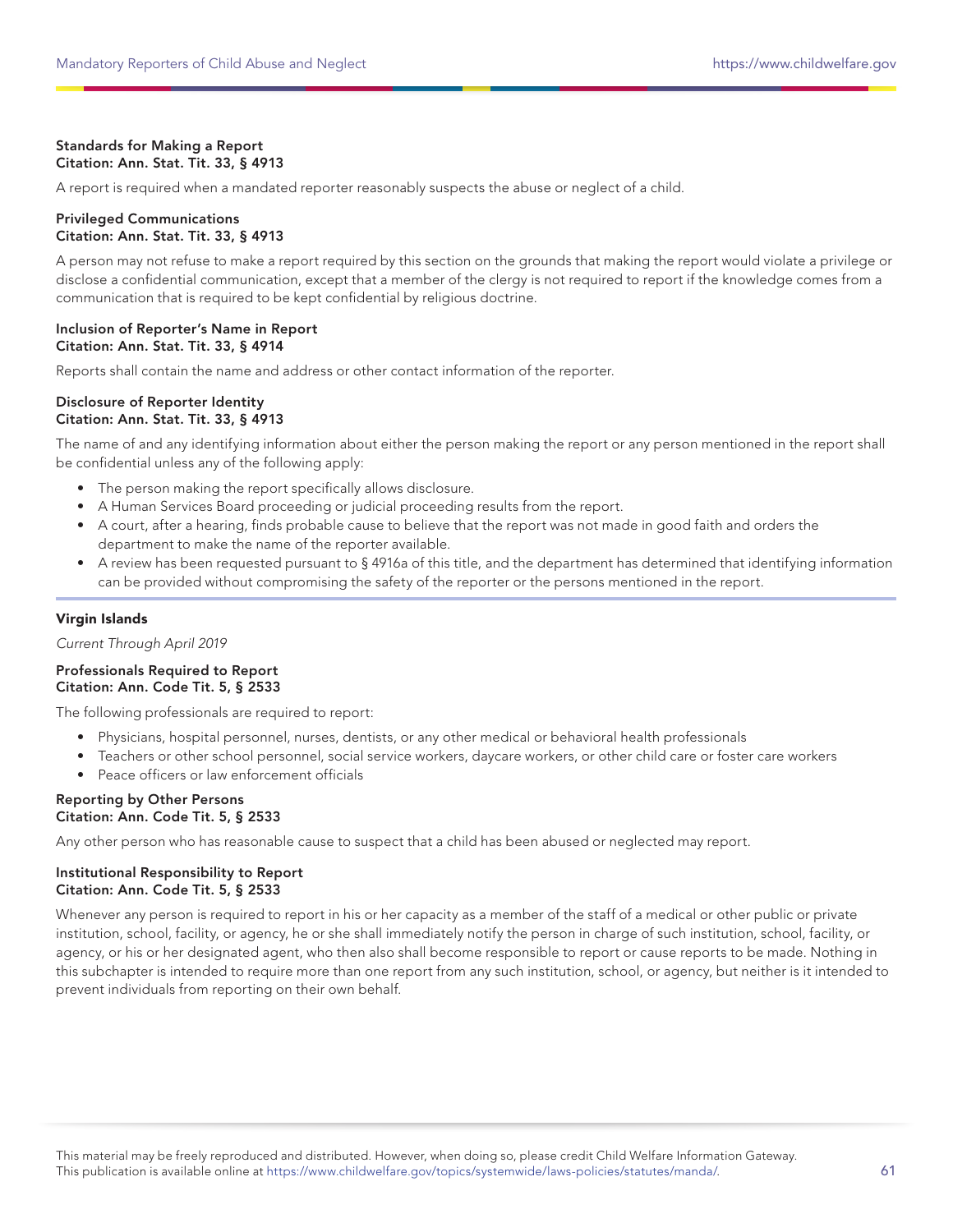**Standards for Making a Report**
**Citation: Ann. Stat. Tit. 33, § 4913**

A report is required when a mandated reporter reasonably suspects the abuse or neglect of a child.

**Privileged Communications**
**Citation: Ann. Stat. Tit. 33, § 4913**

A person may not refuse to make a report required by this section on the grounds that making the report would violate a privilege or disclose a confidential communication, except that a member of the clergy is not required to report if the knowledge comes from a communication that is required to be kept confidential by religious doctrine.

**Inclusion of Reporter's Name in Report**
**Citation: Ann. Stat. Tit. 33, § 4914**

Reports shall contain the name and address or other contact information of the reporter.

**Disclosure of Reporter Identity**
**Citation: Ann. Stat. Tit. 33, § 4913**

The name of and any identifying information about either the person making the report or any person mentioned in the report shall be confidential unless any of the following apply:

- The person making the report specifically allows disclosure.
- A Human Services Board proceeding or judicial proceeding results from the report.
- A court, after a hearing, finds probable cause to believe that the report was not made in good faith and orders the department to make the name of the reporter available.
- A review has been requested pursuant to § 4916a of this title, and the department has determined that identifying information can be provided without compromising the safety of the reporter or the persons mentioned in the report.

## Virgin Islands

*Current Through April 2019*

**Professionals Required to Report**
**Citation: Ann. Code Tit. 5, § 2533**

The following professionals are required to report:

- Physicians, hospital personnel, nurses, dentists, or any other medical or behavioral health professionals
- Teachers or other school personnel, social service workers, daycare workers, or other child care or foster care workers
- Peace officers or law enforcement officials

**Reporting by Other Persons**
**Citation: Ann. Code Tit. 5, § 2533**

Any other person who has reasonable cause to suspect that a child has been abused or neglected may report.

**Institutional Responsibility to Report**
**Citation: Ann. Code Tit. 5, § 2533**

Whenever any person is required to report in his or her capacity as a member of the staff of a medical or other public or private institution, school, facility, or agency, he or she shall immediately notify the person in charge of such institution, school, facility, or agency, or his or her designated agent, who then also shall become responsible to report or cause reports to be made. Nothing in this subchapter is intended to require more than one report from any such institution, school, or agency, but neither is it intended to prevent individuals from reporting on their own behalf.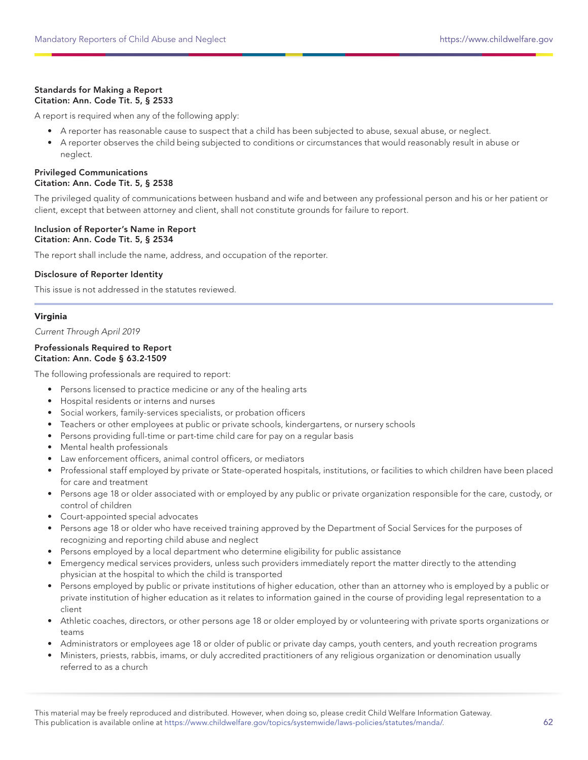**Standards for Making a Report**
**Citation: Ann. Code Tit. 5, § 2533**

A report is required when any of the following apply:

- A reporter has reasonable cause to suspect that a child has been subjected to abuse, sexual abuse, or neglect.
- A reporter observes the child being subjected to conditions or circumstances that would reasonably result in abuse or neglect.

**Privileged Communications**
**Citation: Ann. Code Tit. 5, § 2538**

The privileged quality of communications between husband and wife and between any professional person and his or her patient or client, except that between attorney and client, shall not constitute grounds for failure to report.

**Inclusion of Reporter's Name in Report**
**Citation: Ann. Code Tit. 5, § 2534**

The report shall include the name, address, and occupation of the reporter.

**Disclosure of Reporter Identity**

This issue is not addressed in the statutes reviewed.

---

## Virginia

*Current Through April 2019*

**Professionals Required to Report**
**Citation: Ann. Code § 63.2-1509**

The following professionals are required to report:

- Persons licensed to practice medicine or any of the healing arts
- Hospital residents or interns and nurses
- Social workers, family-services specialists, or probation officers
- Teachers or other employees at public or private schools, kindergartens, or nursery schools
- Persons providing full-time or part-time child care for pay on a regular basis
- Mental health professionals
- Law enforcement officers, animal control officers, or mediators
- Professional staff employed by private or State-operated hospitals, institutions, or facilities to which children have been placed for care and treatment
- Persons age 18 or older associated with or employed by any public or private organization responsible for the care, custody, or control of children
- Court-appointed special advocates
- Persons age 18 or older who have received training approved by the Department of Social Services for the purposes of recognizing and reporting child abuse and neglect
- Persons employed by a local department who determine eligibility for public assistance
- Emergency medical services providers, unless such providers immediately report the matter directly to the attending physician at the hospital to which the child is transported
- Persons employed by public or private institutions of higher education, other than an attorney who is employed by a public or private institution of higher education as it relates to information gained in the course of providing legal representation to a client
- Athletic coaches, directors, or other persons age 18 or older employed by or volunteering with private sports organizations or teams
- Administrators or employees age 18 or older of public or private day camps, youth centers, and youth recreation programs
- Ministers, priests, rabbis, imams, or duly accredited practitioners of any religious organization or denomination usually referred to as a church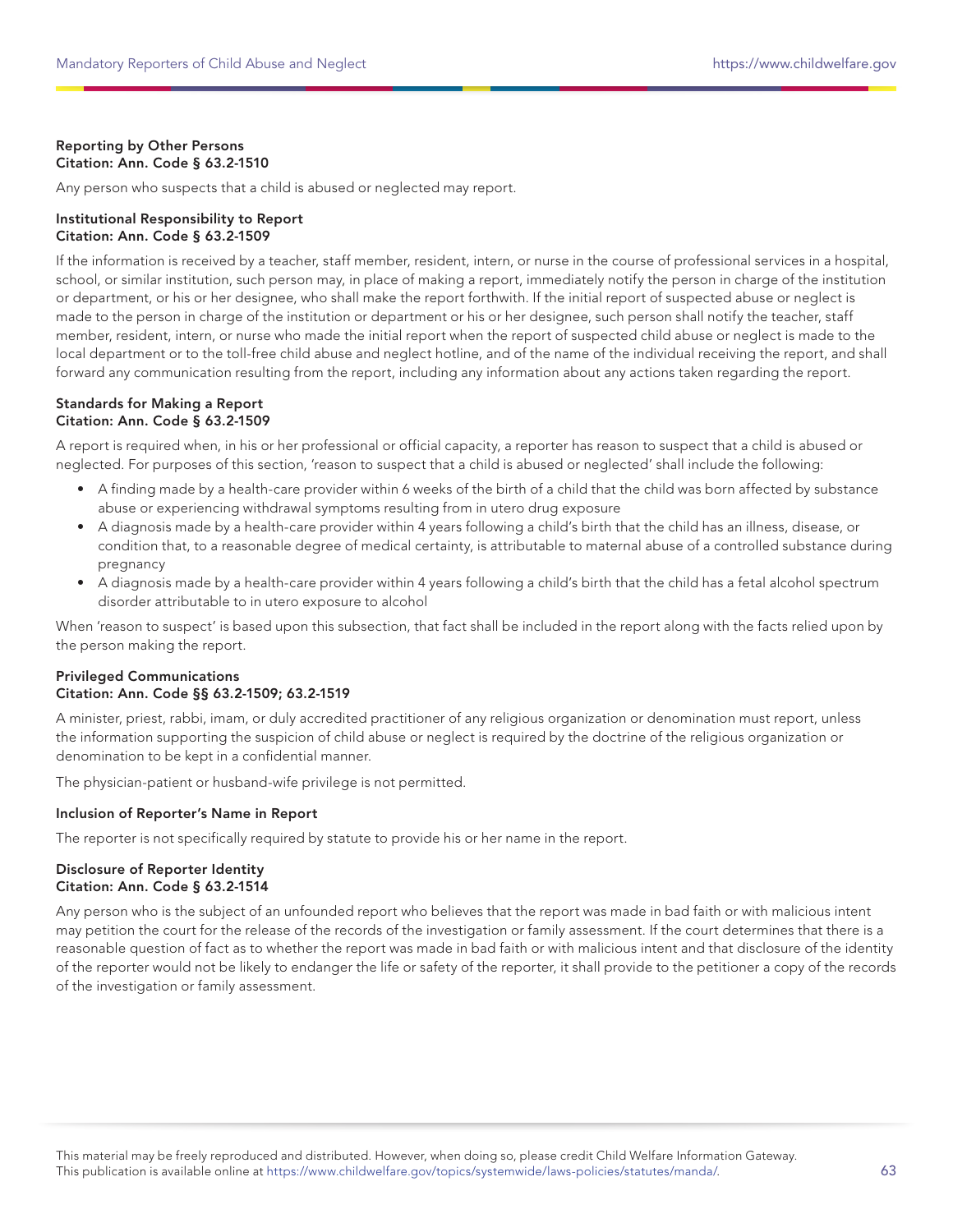**Reporting by Other Persons**
**Citation: Ann. Code § 63.2-1510**

Any person who suspects that a child is abused or neglected may report.

**Institutional Responsibility to Report**
**Citation: Ann. Code § 63.2-1509**

If the information is received by a teacher, staff member, resident, intern, or nurse in the course of professional services in a hospital, school, or similar institution, such person may, in place of making a report, immediately notify the person in charge of the institution or department, or his or her designee, who shall make the report forthwith. If the initial report of suspected abuse or neglect is made to the person in charge of the institution or department or his or her designee, such person shall notify the teacher, staff member, resident, intern, or nurse who made the initial report when the report of suspected child abuse or neglect is made to the local department or to the toll-free child abuse and neglect hotline, and of the name of the individual receiving the report, and shall forward any communication resulting from the report, including any information about any actions taken regarding the report.

**Standards for Making a Report**
**Citation: Ann. Code § 63.2-1509**

A report is required when, in his or her professional or official capacity, a reporter has reason to suspect that a child is abused or neglected. For purposes of this section, 'reason to suspect that a child is abused or neglected' shall include the following:

- A finding made by a health-care provider within 6 weeks of the birth of a child that the child was born affected by substance abuse or experiencing withdrawal symptoms resulting from in utero drug exposure
- A diagnosis made by a health-care provider within 4 years following a child's birth that the child has an illness, disease, or condition that, to a reasonable degree of medical certainty, is attributable to maternal abuse of a controlled substance during pregnancy
- A diagnosis made by a health-care provider within 4 years following a child's birth that the child has a fetal alcohol spectrum disorder attributable to in utero exposure to alcohol

When 'reason to suspect' is based upon this subsection, that fact shall be included in the report along with the facts relied upon by the person making the report.

**Privileged Communications**
**Citation: Ann. Code §§ 63.2-1509; 63.2-1519**

A minister, priest, rabbi, imam, or duly accredited practitioner of any religious organization or denomination must report, unless the information supporting the suspicion of child abuse or neglect is required by the doctrine of the religious organization or denomination to be kept in a confidential manner.

The physician-patient or husband-wife privilege is not permitted.

**Inclusion of Reporter's Name in Report**

The reporter is not specifically required by statute to provide his or her name in the report.

**Disclosure of Reporter Identity**
**Citation: Ann. Code § 63.2-1514**

Any person who is the subject of an unfounded report who believes that the report was made in bad faith or with malicious intent may petition the court for the release of the records of the investigation or family assessment. If the court determines that there is a reasonable question of fact as to whether the report was made in bad faith or with malicious intent and that disclosure of the identity of the reporter would not be likely to endanger the life or safety of the reporter, it shall provide to the petitioner a copy of the records of the investigation or family assessment.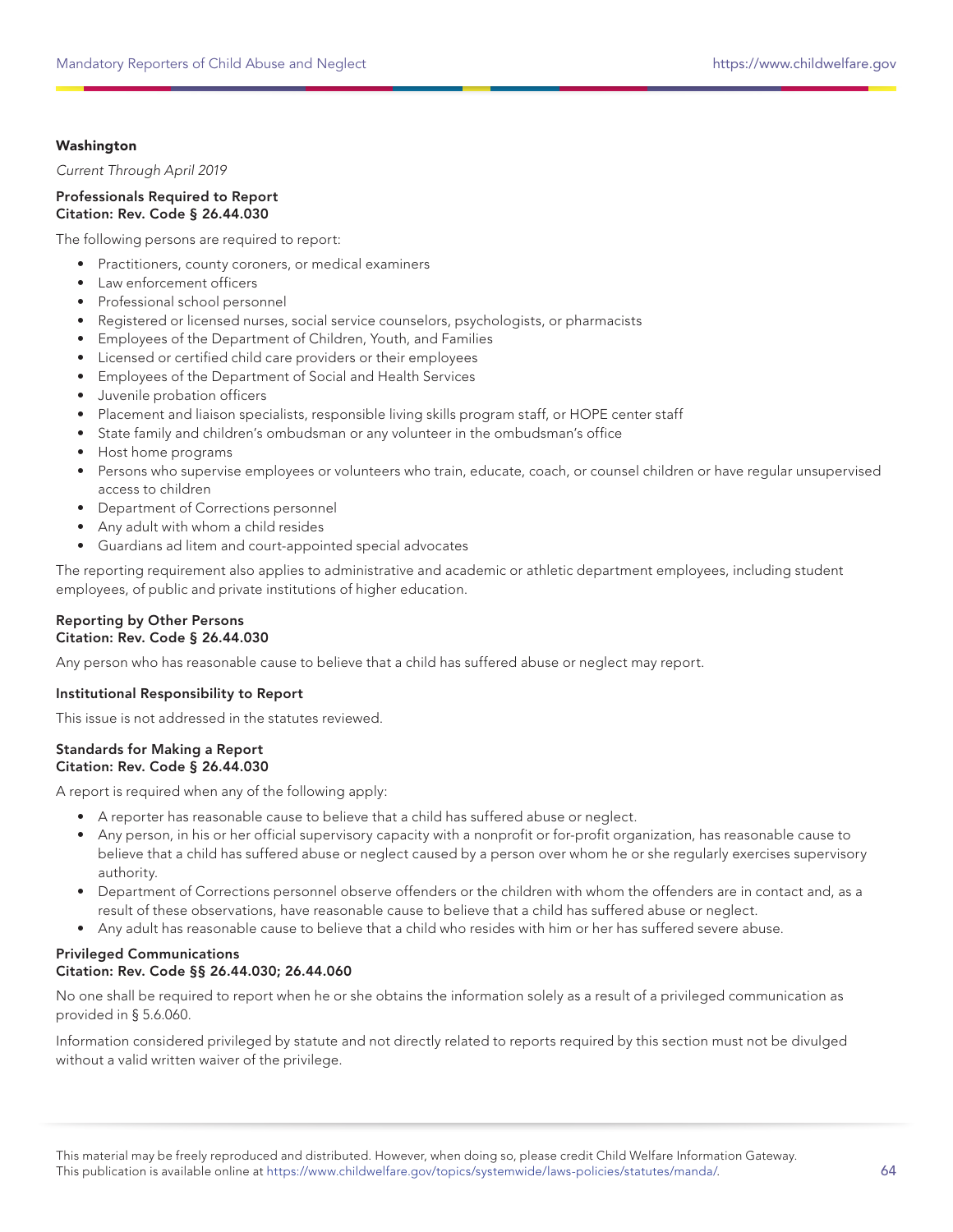## Washington

*Current Through April 2019*

**Professionals Required to Report**
**Citation: Rev. Code § 26.44.030**

The following persons are required to report:

- Practitioners, county coroners, or medical examiners
- Law enforcement officers
- Professional school personnel
- Registered or licensed nurses, social service counselors, psychologists, or pharmacists
- Employees of the Department of Children, Youth, and Families
- Licensed or certified child care providers or their employees
- Employees of the Department of Social and Health Services
- Juvenile probation officers
- Placement and liaison specialists, responsible living skills program staff, or HOPE center staff
- State family and children's ombudsman or any volunteer in the ombudsman's office
- Host home programs
- Persons who supervise employees or volunteers who train, educate, coach, or counsel children or have regular unsupervised access to children
- Department of Corrections personnel
- Any adult with whom a child resides
- Guardians ad litem and court-appointed special advocates

The reporting requirement also applies to administrative and academic or athletic department employees, including student employees, of public and private institutions of higher education.

**Reporting by Other Persons**
**Citation: Rev. Code § 26.44.030**

Any person who has reasonable cause to believe that a child has suffered abuse or neglect may report.

**Institutional Responsibility to Report**

This issue is not addressed in the statutes reviewed.

**Standards for Making a Report**
**Citation: Rev. Code § 26.44.030**

A report is required when any of the following apply:

- A reporter has reasonable cause to believe that a child has suffered abuse or neglect.
- Any person, in his or her official supervisory capacity with a nonprofit or for-profit organization, has reasonable cause to believe that a child has suffered abuse or neglect caused by a person over whom he or she regularly exercises supervisory authority.
- Department of Corrections personnel observe offenders or the children with whom the offenders are in contact and, as a result of these observations, have reasonable cause to believe that a child has suffered abuse or neglect.
- Any adult has reasonable cause to believe that a child who resides with him or her has suffered severe abuse.

**Privileged Communications**
**Citation: Rev. Code §§ 26.44.030; 26.44.060**

No one shall be required to report when he or she obtains the information solely as a result of a privileged communication as provided in § 5.6.060.

Information considered privileged by statute and not directly related to reports required by this section must not be divulged without a valid written waiver of the privilege.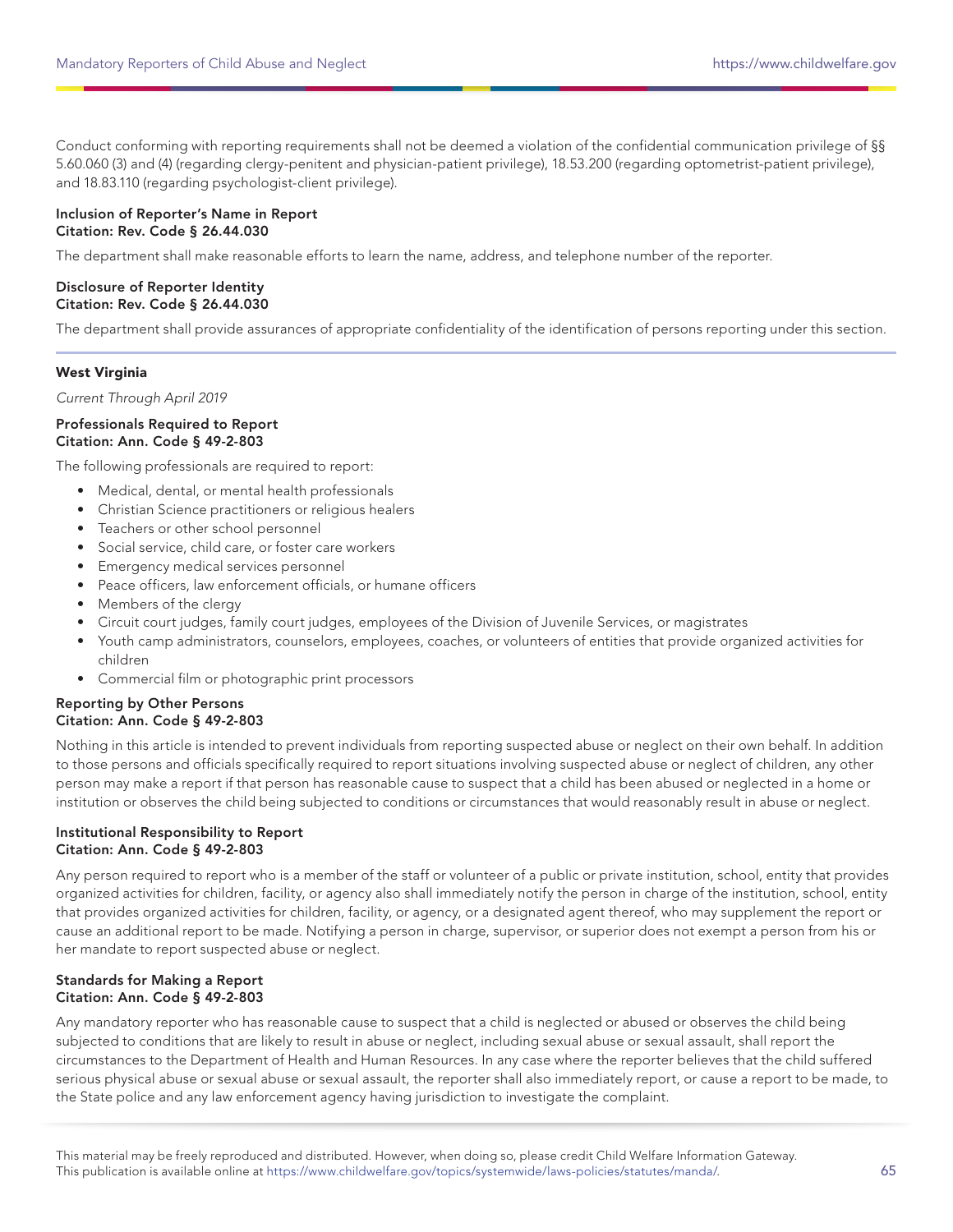Conduct conforming with reporting requirements shall not be deemed a violation of the confidential communication privilege of §§ 5.60.060 (3) and (4) (regarding clergy-penitent and physician-patient privilege), 18.53.200 (regarding optometrist-patient privilege), and 18.83.110 (regarding psychologist-client privilege).

**Inclusion of Reporter's Name in Report**
**Citation: Rev. Code § 26.44.030**

The department shall make reasonable efforts to learn the name, address, and telephone number of the reporter.

**Disclosure of Reporter Identity**
**Citation: Rev. Code § 26.44.030**

The department shall provide assurances of appropriate confidentiality of the identification of persons reporting under this section.

## West Virginia

*Current Through April 2019*

**Professionals Required to Report**
**Citation: Ann. Code § 49-2-803**

The following professionals are required to report:

- Medical, dental, or mental health professionals
- Christian Science practitioners or religious healers
- Teachers or other school personnel
- Social service, child care, or foster care workers
- Emergency medical services personnel
- Peace officers, law enforcement officials, or humane officers
- Members of the clergy
- Circuit court judges, family court judges, employees of the Division of Juvenile Services, or magistrates
- Youth camp administrators, counselors, employees, coaches, or volunteers of entities that provide organized activities for children
- Commercial film or photographic print processors

**Reporting by Other Persons**
**Citation: Ann. Code § 49-2-803**

Nothing in this article is intended to prevent individuals from reporting suspected abuse or neglect on their own behalf. In addition to those persons and officials specifically required to report situations involving suspected abuse or neglect of children, any other person may make a report if that person has reasonable cause to suspect that a child has been abused or neglected in a home or institution or observes the child being subjected to conditions or circumstances that would reasonably result in abuse or neglect.

**Institutional Responsibility to Report**
**Citation: Ann. Code § 49-2-803**

Any person required to report who is a member of the staff or volunteer of a public or private institution, school, entity that provides organized activities for children, facility, or agency also shall immediately notify the person in charge of the institution, school, entity that provides organized activities for children, facility, or agency, or a designated agent thereof, who may supplement the report or cause an additional report to be made. Notifying a person in charge, supervisor, or superior does not exempt a person from his or her mandate to report suspected abuse or neglect.

**Standards for Making a Report**
**Citation: Ann. Code § 49-2-803**

Any mandatory reporter who has reasonable cause to suspect that a child is neglected or abused or observes the child being subjected to conditions that are likely to result in abuse or neglect, including sexual abuse or sexual assault, shall report the circumstances to the Department of Health and Human Resources. In any case where the reporter believes that the child suffered serious physical abuse or sexual abuse or sexual assault, the reporter shall also immediately report, or cause a report to be made, to the State police and any law enforcement agency having jurisdiction to investigate the complaint.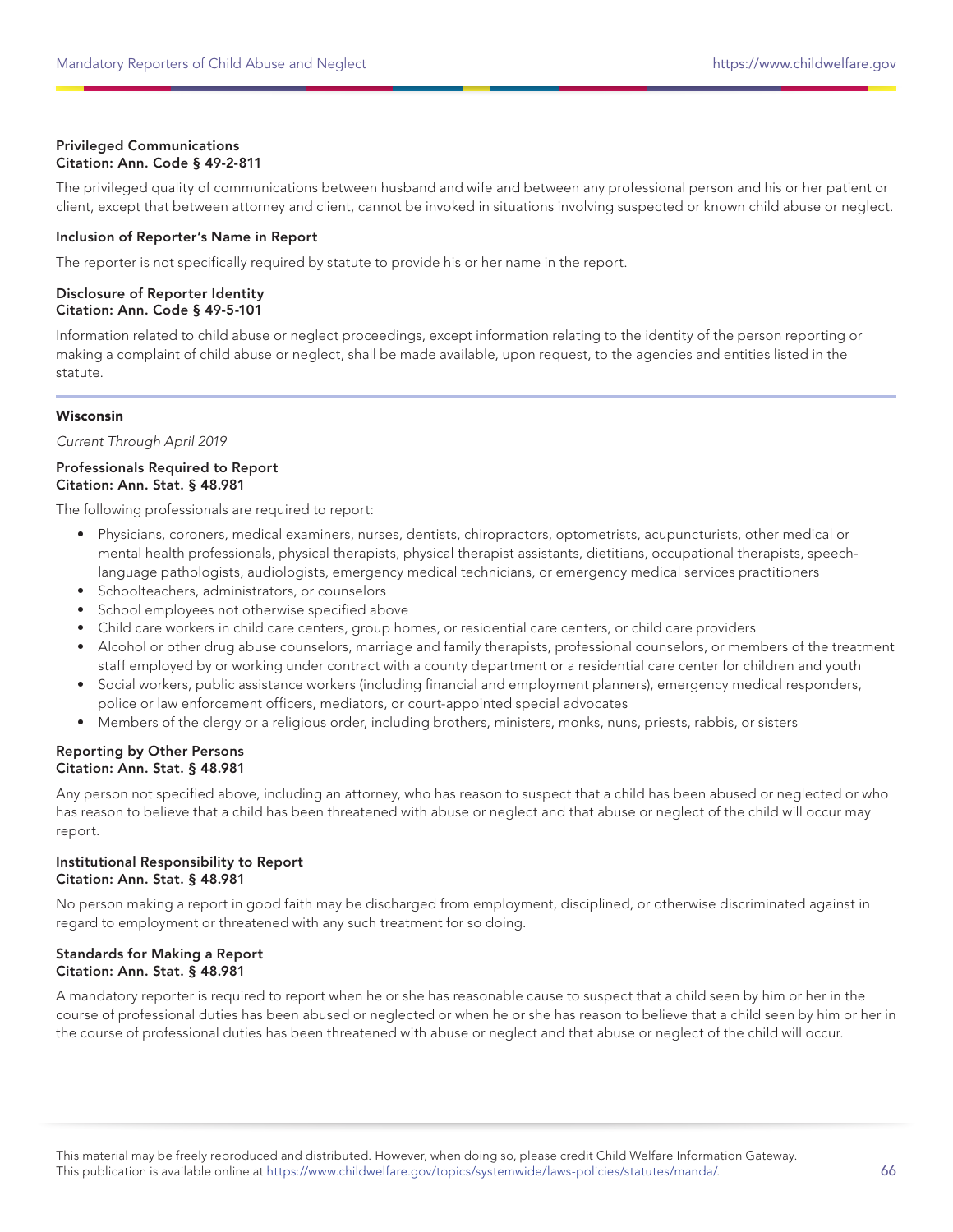**Privileged Communications**
**Citation: Ann. Code § 49-2-811**

The privileged quality of communications between husband and wife and between any professional person and his or her patient or client, except that between attorney and client, cannot be invoked in situations involving suspected or known child abuse or neglect.

**Inclusion of Reporter's Name in Report**

The reporter is not specifically required by statute to provide his or her name in the report.

**Disclosure of Reporter Identity**
**Citation: Ann. Code § 49-5-101**

Information related to child abuse or neglect proceedings, except information relating to the identity of the person reporting or making a complaint of child abuse or neglect, shall be made available, upon request, to the agencies and entities listed in the statute.

---

## Wisconsin

*Current Through April 2019*

**Professionals Required to Report**
**Citation: Ann. Stat. § 48.981**

The following professionals are required to report:

- Physicians, coroners, medical examiners, nurses, dentists, chiropractors, optometrists, acupuncturists, other medical or mental health professionals, physical therapists, physical therapist assistants, dietitians, occupational therapists, speech-language pathologists, audiologists, emergency medical technicians, or emergency medical services practitioners
- Schoolteachers, administrators, or counselors
- School employees not otherwise specified above
- Child care workers in child care centers, group homes, or residential care centers, or child care providers
- Alcohol or other drug abuse counselors, marriage and family therapists, professional counselors, or members of the treatment staff employed by or working under contract with a county department or a residential care center for children and youth
- Social workers, public assistance workers (including financial and employment planners), emergency medical responders, police or law enforcement officers, mediators, or court-appointed special advocates
- Members of the clergy or a religious order, including brothers, ministers, monks, nuns, priests, rabbis, or sisters

**Reporting by Other Persons**
**Citation: Ann. Stat. § 48.981**

Any person not specified above, including an attorney, who has reason to suspect that a child has been abused or neglected or who has reason to believe that a child has been threatened with abuse or neglect and that abuse or neglect of the child will occur may report.

**Institutional Responsibility to Report**
**Citation: Ann. Stat. § 48.981**

No person making a report in good faith may be discharged from employment, disciplined, or otherwise discriminated against in regard to employment or threatened with any such treatment for so doing.

**Standards for Making a Report**
**Citation: Ann. Stat. § 48.981**

A mandatory reporter is required to report when he or she has reasonable cause to suspect that a child seen by him or her in the course of professional duties has been abused or neglected or when he or she has reason to believe that a child seen by him or her in the course of professional duties has been threatened with abuse or neglect and that abuse or neglect of the child will occur.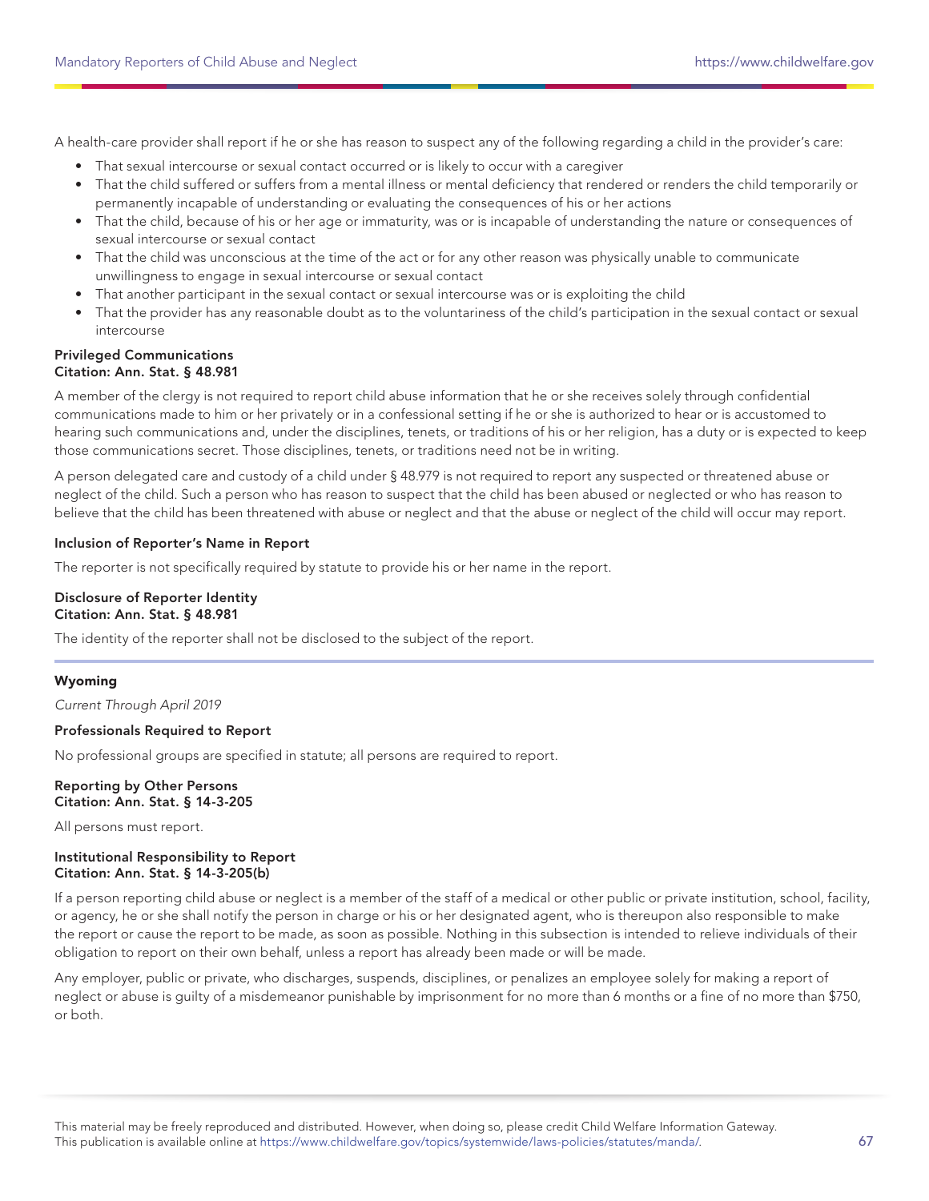A health-care provider shall report if he or she has reason to suspect any of the following regarding a child in the provider's care:

- That sexual intercourse or sexual contact occurred or is likely to occur with a caregiver
- That the child suffered or suffers from a mental illness or mental deficiency that rendered or renders the child temporarily or permanently incapable of understanding or evaluating the consequences of his or her actions
- That the child, because of his or her age or immaturity, was or is incapable of understanding the nature or consequences of sexual intercourse or sexual contact
- That the child was unconscious at the time of the act or for any other reason was physically unable to communicate unwillingness to engage in sexual intercourse or sexual contact
- That another participant in the sexual contact or sexual intercourse was or is exploiting the child
- That the provider has any reasonable doubt as to the voluntariness of the child's participation in the sexual contact or sexual intercourse

**Privileged Communications**
**Citation: Ann. Stat. § 48.981**

A member of the clergy is not required to report child abuse information that he or she receives solely through confidential communications made to him or her privately or in a confessional setting if he or she is authorized to hear or is accustomed to hearing such communications and, under the disciplines, tenets, or traditions of his or her religion, has a duty or is expected to keep those communications secret. Those disciplines, tenets, or traditions need not be in writing.

A person delegated care and custody of a child under § 48.979 is not required to report any suspected or threatened abuse or neglect of the child. Such a person who has reason to suspect that the child has been abused or neglected or who has reason to believe that the child has been threatened with abuse or neglect and that the abuse or neglect of the child will occur may report.

**Inclusion of Reporter's Name in Report**

The reporter is not specifically required by statute to provide his or her name in the report.

**Disclosure of Reporter Identity**
**Citation: Ann. Stat. § 48.981**

The identity of the reporter shall not be disclosed to the subject of the report.

---

## Wyoming

*Current Through April 2019*

**Professionals Required to Report**

No professional groups are specified in statute; all persons are required to report.

**Reporting by Other Persons**
**Citation: Ann. Stat. § 14-3-205**

All persons must report.

**Institutional Responsibility to Report**
**Citation: Ann. Stat. § 14-3-205(b)**

If a person reporting child abuse or neglect is a member of the staff of a medical or other public or private institution, school, facility, or agency, he or she shall notify the person in charge or his or her designated agent, who is thereupon also responsible to make the report or cause the report to be made, as soon as possible. Nothing in this subsection is intended to relieve individuals of their obligation to report on their own behalf, unless a report has already been made or will be made.

Any employer, public or private, who discharges, suspends, disciplines, or penalizes an employee solely for making a report of neglect or abuse is guilty of a misdemeanor punishable by imprisonment for no more than 6 months or a fine of no more than $750, or both.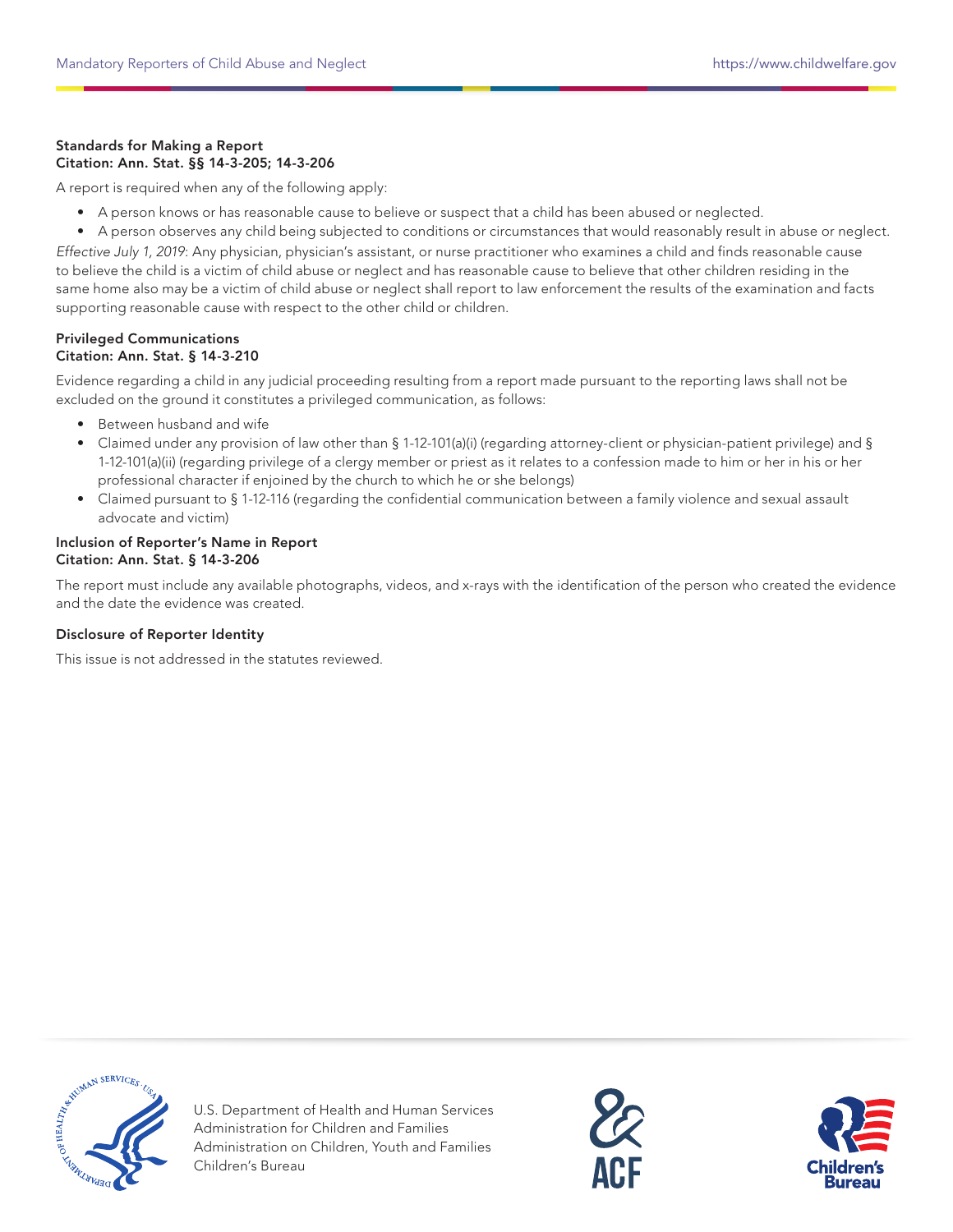**Standards for Making a Report**
**Citation: Ann. Stat. §§ 14-3-205; 14-3-206**

A report is required when any of the following apply:

- A person knows or has reasonable cause to believe or suspect that a child has been abused or neglected.
- A person observes any child being subjected to conditions or circumstances that would reasonably result in abuse or neglect.

*Effective July 1, 2019*: Any physician, physician's assistant, or nurse practitioner who examines a child and finds reasonable cause to believe the child is a victim of child abuse or neglect and has reasonable cause to believe that other children residing in the same home also may be a victim of child abuse or neglect shall report to law enforcement the results of the examination and facts supporting reasonable cause with respect to the other child or children.

**Privileged Communications**
**Citation: Ann. Stat. § 14-3-210**

Evidence regarding a child in any judicial proceeding resulting from a report made pursuant to the reporting laws shall not be excluded on the ground it constitutes a privileged communication, as follows:

- Between husband and wife
- Claimed under any provision of law other than § 1-12-101(a)(i) (regarding attorney-client or physician-patient privilege) and § 1-12-101(a)(ii) (regarding privilege of a clergy member or priest as it relates to a confession made to him or her in his or her professional character if enjoined by the church to which he or she belongs)
- Claimed pursuant to § 1-12-116 (regarding the confidential communication between a family violence and sexual assault advocate and victim)

**Inclusion of Reporter's Name in Report**
**Citation: Ann. Stat. § 14-3-206**

The report must include any available photographs, videos, and x-rays with the identification of the person who created the evidence and the date the evidence was created.

**Disclosure of Reporter Identity**

This issue is not addressed in the statutes reviewed.

U.S. Department of Health and Human Services
Administration for Children and Families
Administration on Children, Youth and Families
Children's Bureau